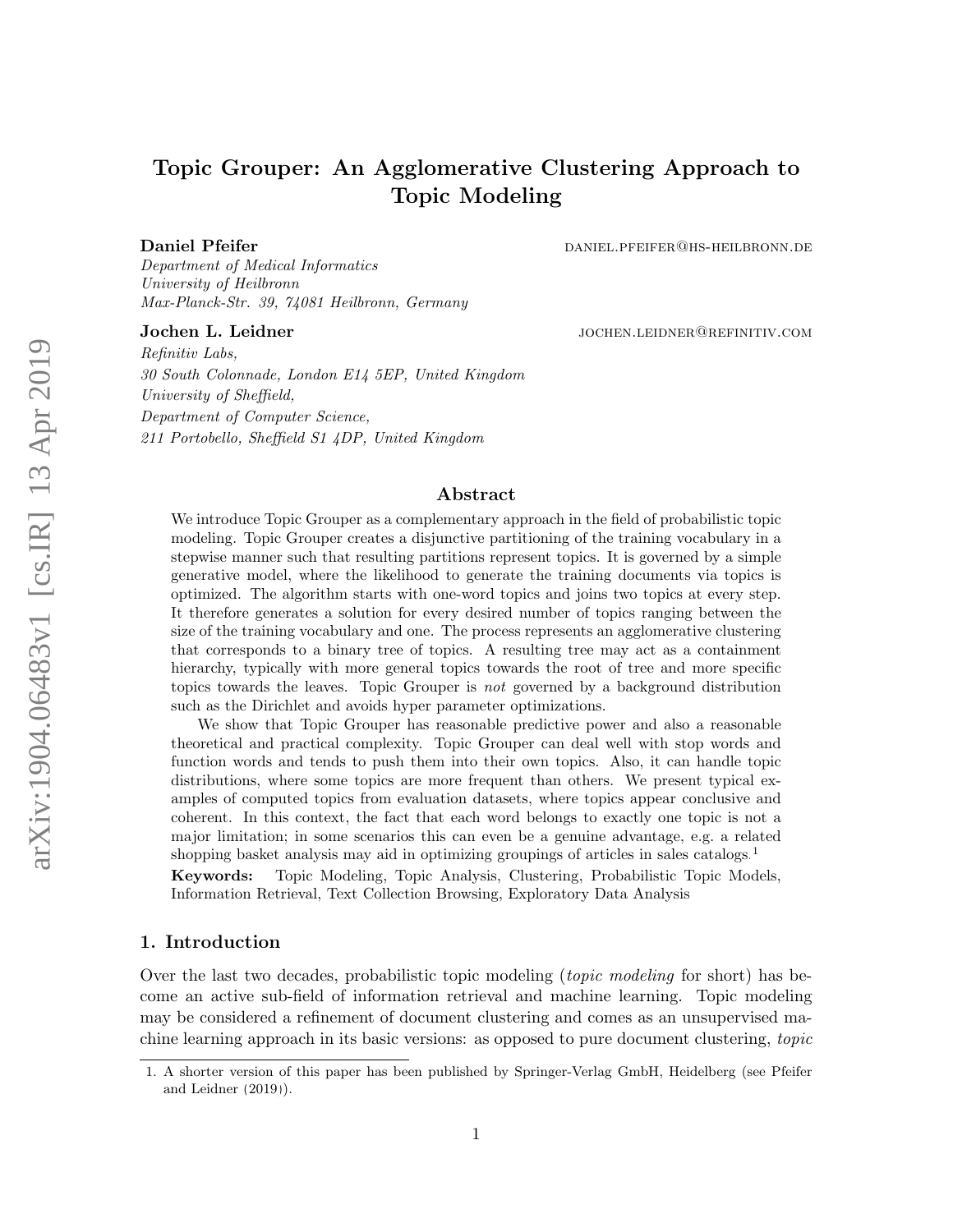# Topic Grouper: An Agglomerative Clustering Approach to Topic Modeling

**Daniel Pfeifer** daniel.pfeifer@hs-heilbronn.de

*Department of Medical Informatics*
*University of Heilbronn*
*Max-Planck-Str. 39, 74081 Heilbronn, Germany*

**Jochen L. Leidner** jochen.leidner@refinitiv.com

*Refinitiv Labs,*
*30 South Colonnade, London E14 5EP, United Kingdom*
*University of Sheffield,*
*Department of Computer Science,*
*211 Portobello, Sheffield S1 4DP, United Kingdom*

## Abstract

We introduce Topic Grouper as a complementary approach in the field of probabilistic topic modeling. Topic Grouper creates a disjunctive partitioning of the training vocabulary in a stepwise manner such that resulting partitions represent topics. It is governed by a simple generative model, where the likelihood to generate the training documents via topics is optimized. The algorithm starts with one-word topics and joins two topics at every step. It therefore generates a solution for every desired number of topics ranging between the size of the training vocabulary and one. The process represents an agglomerative clustering that corresponds to a binary tree of topics. A resulting tree may act as a containment hierarchy, typically with more general topics towards the root of tree and more specific topics towards the leaves. Topic Grouper is *not* governed by a background distribution such as the Dirichlet and avoids hyper parameter optimizations.

We show that Topic Grouper has reasonable predictive power and also a reasonable theoretical and practical complexity. Topic Grouper can deal well with stop words and function words and tends to push them into their own topics. Also, it can handle topic distributions, where some topics are more frequent than others. We present typical examples of computed topics from evaluation datasets, where topics appear conclusive and coherent. In this context, the fact that each word belongs to exactly one topic is not a major limitation; in some scenarios this can even be a genuine advantage, e.g. a related shopping basket analysis may aid in optimizing groupings of articles in sales catalogs.[1]

**Keywords:** Topic Modeling, Topic Analysis, Clustering, Probabilistic Topic Models, Information Retrieval, Text Collection Browsing, Exploratory Data Analysis

## 1. Introduction

Over the last two decades, probabilistic topic modeling (*topic modeling* for short) has become an active sub-field of information retrieval and machine learning. Topic modeling may be considered a refinement of document clustering and comes as an unsupervised machine learning approach in its basic versions: as opposed to pure document clustering, *topic*

1. A shorter version of this paper has been published by Springer-Verlag GmbH, Heidelberg (see Pfeifer and Leidner (2019)).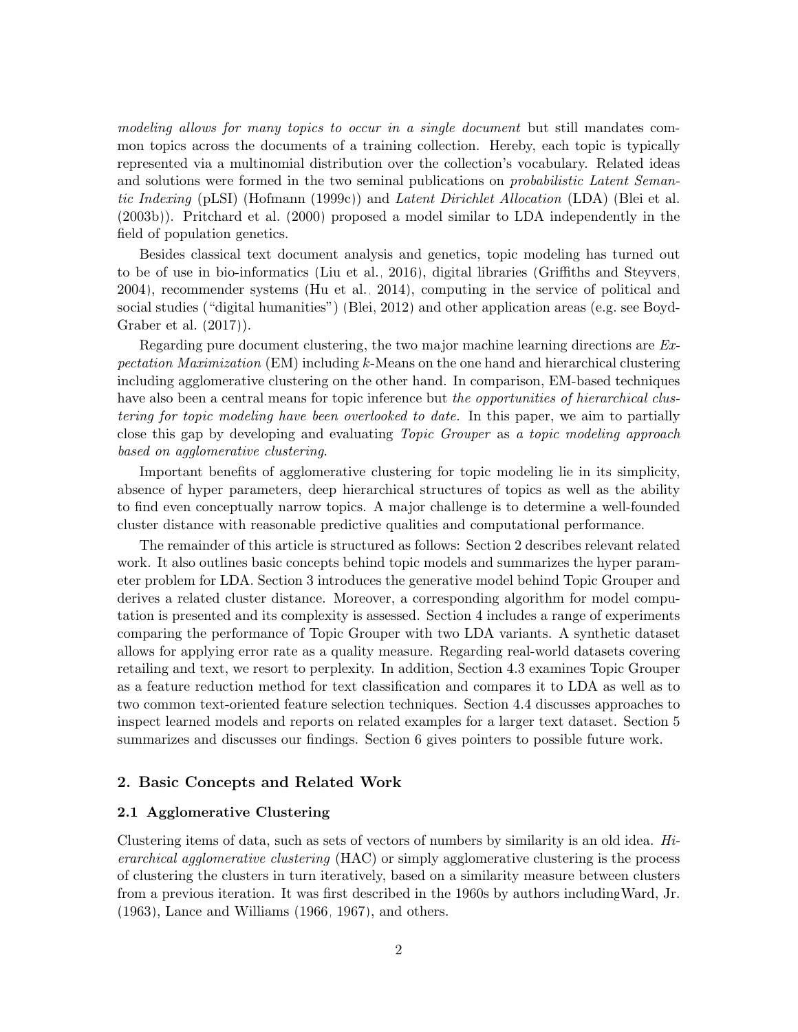*modeling allows for many topics to occur in a single document* but still mandates common topics across the documents of a training collection. Hereby, each topic is typically represented via a multinomial distribution over the collection's vocabulary. Related ideas and solutions were formed in the two seminal publications on *probabilistic Latent Semantic Indexing* (pLSI) (Hofmann (1999c)) and *Latent Dirichlet Allocation* (LDA) (Blei et al. (2003b)). Pritchard et al. (2000) proposed a model similar to LDA independently in the field of population genetics.

Besides classical text document analysis and genetics, topic modeling has turned out to be of use in bio-informatics (Liu et al., 2016), digital libraries (Griffiths and Steyvers, 2004), recommender systems (Hu et al., 2014), computing in the service of political and social studies ("digital humanities") (Blei, 2012) and other application areas (e.g. see Boyd-Graber et al. (2017)).

Regarding pure document clustering, the two major machine learning directions are *Expectation Maximization* (EM) including $k$-Means on the one hand and hierarchical clustering including agglomerative clustering on the other hand. In comparison, EM-based techniques have also been a central means for topic inference but *the opportunities of hierarchical clustering for topic modeling have been overlooked to date.* In this paper, we aim to partially close this gap by developing and evaluating *Topic Grouper* as *a topic modeling approach based on agglomerative clustering*.

Important benefits of agglomerative clustering for topic modeling lie in its simplicity, absence of hyper parameters, deep hierarchical structures of topics as well as the ability to find even conceptually narrow topics. A major challenge is to determine a well-founded cluster distance with reasonable predictive qualities and computational performance.

The remainder of this article is structured as follows: Section 2 describes relevant related work. It also outlines basic concepts behind topic models and summarizes the hyper parameter problem for LDA. Section 3 introduces the generative model behind Topic Grouper and derives a related cluster distance. Moreover, a corresponding algorithm for model computation is presented and its complexity is assessed. Section 4 includes a range of experiments comparing the performance of Topic Grouper with two LDA variants. A synthetic dataset allows for applying error rate as a quality measure. Regarding real-world datasets covering retailing and text, we resort to perplexity. In addition, Section 4.3 examines Topic Grouper as a feature reduction method for text classification and compares it to LDA as well as to two common text-oriented feature selection techniques. Section 4.4 discusses approaches to inspect learned models and reports on related examples for a larger text dataset. Section 5 summarizes and discusses our findings. Section 6 gives pointers to possible future work.

## 2. Basic Concepts and Related Work

### 2.1 Agglomerative Clustering

Clustering items of data, such as sets of vectors of numbers by similarity is an old idea. *Hierarchical agglomerative clustering* (HAC) or simply agglomerative clustering is the process of clustering the clusters in turn iteratively, based on a similarity measure between clusters from a previous iteration. It was first described in the 1960s by authors includingWard, Jr. (1963), Lance and Williams (1966, 1967), and others.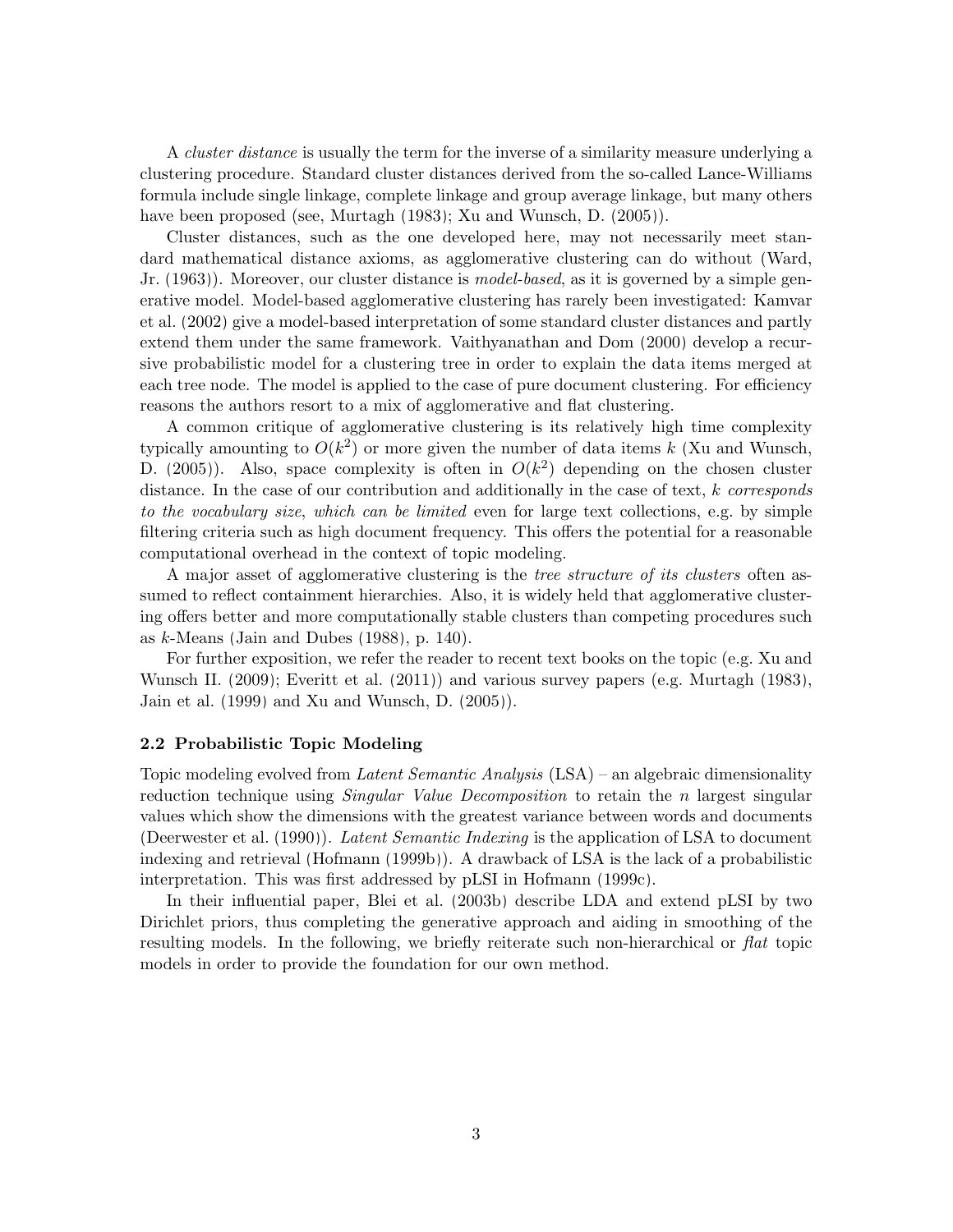A *cluster distance* is usually the term for the inverse of a similarity measure underlying a clustering procedure. Standard cluster distances derived from the so-called Lance-Williams formula include single linkage, complete linkage and group average linkage, but many others have been proposed (see, Murtagh (1983); Xu and Wunsch, D. (2005)).

Cluster distances, such as the one developed here, may not necessarily meet standard mathematical distance axioms, as agglomerative clustering can do without (Ward, Jr. (1963)). Moreover, our cluster distance is *model-based*, as it is governed by a simple generative model. Model-based agglomerative clustering has rarely been investigated: Kamvar et al. (2002) give a model-based interpretation of some standard cluster distances and partly extend them under the same framework. Vaithyanathan and Dom (2000) develop a recursive probabilistic model for a clustering tree in order to explain the data items merged at each tree node. The model is applied to the case of pure document clustering. For efficiency reasons the authors resort to a mix of agglomerative and flat clustering.

A common critique of agglomerative clustering is its relatively high time complexity typically amounting to $O(k^2)$ or more given the number of data items $k$ (Xu and Wunsch, D. (2005)). Also, space complexity is often in $O(k^2)$ depending on the chosen cluster distance. In the case of our contribution and additionally in the case of text, *$k$ corresponds to the vocabulary size, which can be limited* even for large text collections, e.g. by simple filtering criteria such as high document frequency. This offers the potential for a reasonable computational overhead in the context of topic modeling.

A major asset of agglomerative clustering is the *tree structure of its clusters* often assumed to reflect containment hierarchies. Also, it is widely held that agglomerative clustering offers better and more computationally stable clusters than competing procedures such as $k$-Means (Jain and Dubes (1988), p. 140).

For further exposition, we refer the reader to recent text books on the topic (e.g. Xu and Wunsch II. (2009); Everitt et al. (2011)) and various survey papers (e.g. Murtagh (1983), Jain et al. (1999) and Xu and Wunsch, D. (2005)).

### 2.2 Probabilistic Topic Modeling

Topic modeling evolved from *Latent Semantic Analysis* (LSA) – an algebraic dimensionality reduction technique using *Singular Value Decomposition* to retain the $n$ largest singular values which show the dimensions with the greatest variance between words and documents (Deerwester et al. (1990)). *Latent Semantic Indexing* is the application of LSA to document indexing and retrieval (Hofmann (1999b)). A drawback of LSA is the lack of a probabilistic interpretation. This was first addressed by pLSI in Hofmann (1999c).

In their influential paper, Blei et al. (2003b) describe LDA and extend pLSI by two Dirichlet priors, thus completing the generative approach and aiding in smoothing of the resulting models. In the following, we briefly reiterate such non-hierarchical or *flat* topic models in order to provide the foundation for our own method.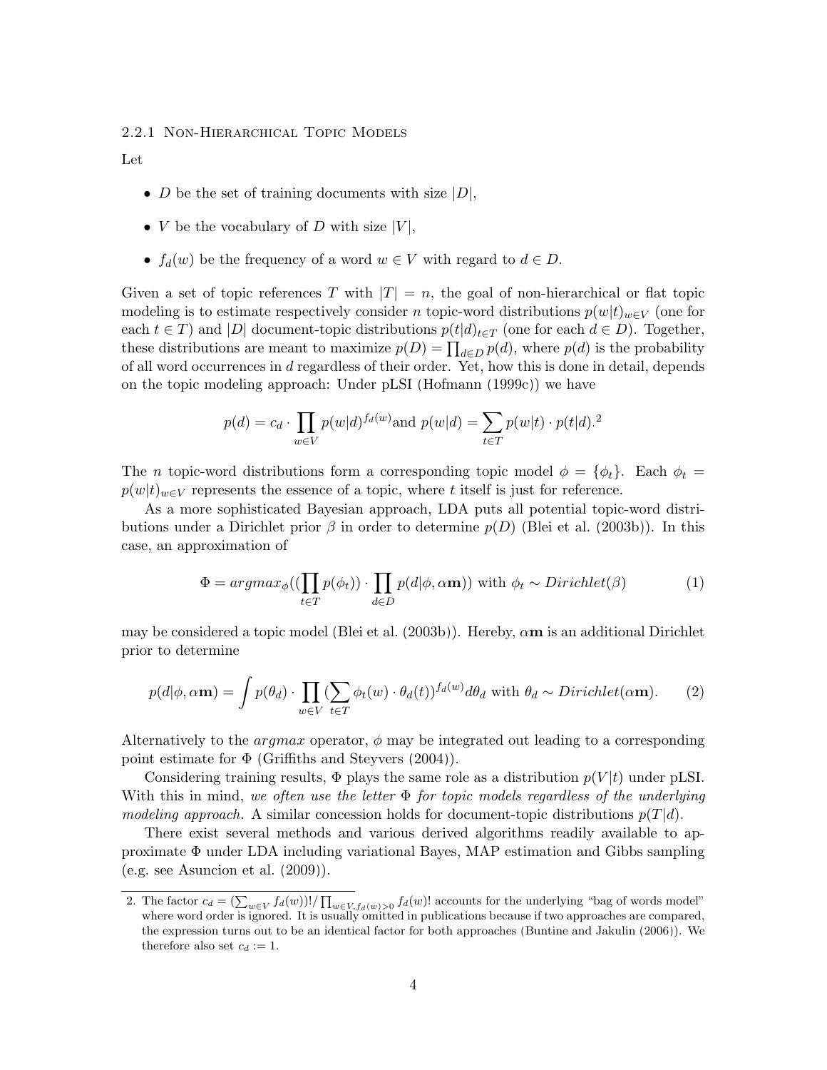#### 2.2.1 Non-Hierarchical Topic Models

Let

- $D$ be the set of training documents with size $|D|$,
- $V$ be the vocabulary of $D$ with size $|V|$,
- $f_d(w)$ be the frequency of a word $w \in V$ with regard to $d \in D$.

Given a set of topic references $T$ with $|T| = n$, the goal of non-hierarchical or flat topic modeling is to estimate respectively consider $n$ topic-word distributions $p(w|t)_{w \in V}$ (one for each $t \in T$) and $|D|$ document-topic distributions $p(t|d)_{t \in T}$ (one for each $d \in D$). Together, these distributions are meant to maximize $p(D) = \prod_{d \in D} p(d)$, where $p(d)$ is the probability of all word occurrences in $d$ regardless of their order. Yet, how this is done in detail, depends on the topic modeling approach: Under pLSI (Hofmann (1999c)) we have

$$p(d) = c_d \cdot \prod_{w \in V} p(w|d)^{f_d(w)} \text{and } p(w|d) = \sum_{t \in T} p(w|t) \cdot p(t|d).^2$$

The $n$ topic-word distributions form a corresponding topic model $\phi = \{\phi_t\}$. Each $\phi_t = p(w|t)_{w \in V}$ represents the essence of a topic, where $t$ itself is just for reference.

As a more sophisticated Bayesian approach, LDA puts all potential topic-word distributions under a Dirichlet prior $\beta$ in order to determine $p(D)$ (Blei et al. (2003b)). In this case, an approximation of

$$\Phi = argmax_\phi((\prod_{t \in T} p(\phi_t)) \cdot \prod_{d \in D} p(d|\phi, \alpha\mathbf{m})) \text{ with } \phi_t \sim Dirichlet(\beta) \tag{1}$$

may be considered a topic model (Blei et al. (2003b)). Hereby, $\alpha\mathbf{m}$ is an additional Dirichlet prior to determine

$$p(d|\phi, \alpha\mathbf{m}) = \int p(\theta_d) \cdot \prod_{w \in V} (\sum_{t \in T} \phi_t(w) \cdot \theta_d(t))^{f_d(w)} d\theta_d \text{ with } \theta_d \sim Dirichlet(\alpha\mathbf{m}). \tag{2}$$

Alternatively to the *argmax* operator, $\phi$ may be integrated out leading to a corresponding point estimate for $\Phi$ (Griffiths and Steyvers (2004)).

Considering training results, $\Phi$ plays the same role as a distribution $p(V|t)$ under pLSI. With this in mind, *we often use the letter $\Phi$ for topic models regardless of the underlying modeling approach.* A similar concession holds for document-topic distributions $p(T|d)$.

There exist several methods and various derived algorithms readily available to approximate $\Phi$ under LDA including variational Bayes, MAP estimation and Gibbs sampling (e.g. see Asuncion et al. (2009)).

---

2. The factor $c_d = (\sum_{w \in V} f_d(w))!/\prod_{w \in V, f_d(w)>0} f_d(w)!$ accounts for the underlying "bag of words model" where word order is ignored. It is usually omitted in publications because if two approaches are compared, the expression turns out to be an identical factor for both approaches (Buntine and Jakulin (2006)). We therefore also set $c_d := 1$.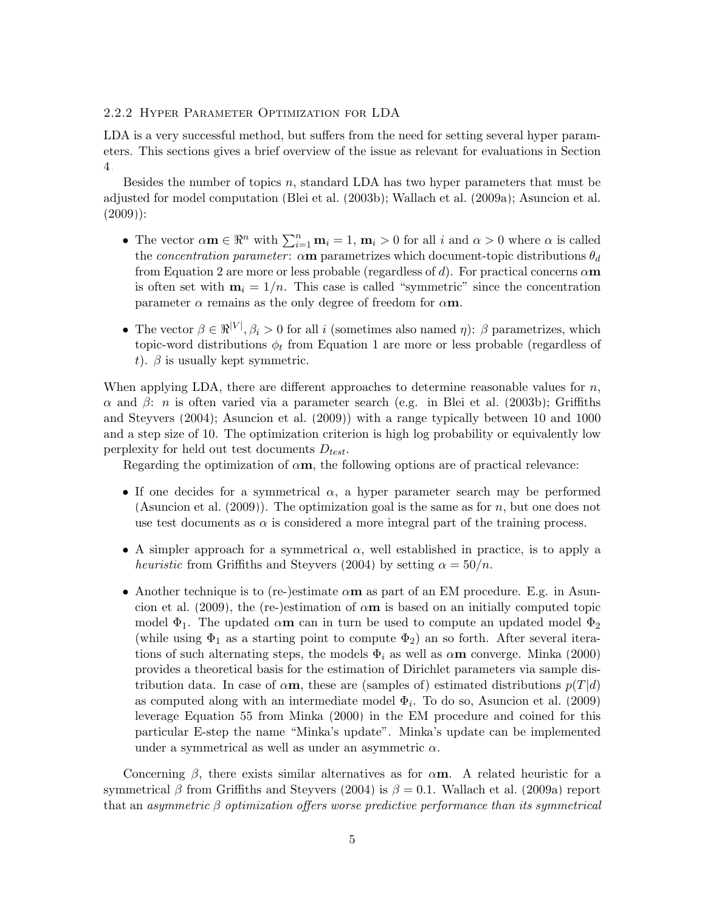#### 2.2.2 Hyper Parameter Optimization for LDA

LDA is a very successful method, but suffers from the need for setting several hyper parameters. This sections gives a brief overview of the issue as relevant for evaluations in Section 4.

Besides the number of topics $n$, standard LDA has two hyper parameters that must be adjusted for model computation (Blei et al. (2003b); Wallach et al. (2009a); Asuncion et al. (2009)):

- The vector $\alpha\mathbf{m} \in \Re^n$ with $\sum_{i=1}^{n} \mathbf{m}_i = 1$, $\mathbf{m}_i > 0$ for all $i$ and $\alpha > 0$ where $\alpha$ is called the *concentration parameter*: $\alpha\mathbf{m}$ parametrizes which document-topic distributions $\theta_d$ from Equation 2 are more or less probable (regardless of $d$). For practical concerns $\alpha\mathbf{m}$ is often set with $\mathbf{m}_i = 1/n$. This case is called "symmetric" since the concentration parameter $\alpha$ remains as the only degree of freedom for $\alpha\mathbf{m}$.

- The vector $\beta \in \Re^{|V|}, \beta_i > 0$ for all $i$ (sometimes also named $\eta$): $\beta$ parametrizes, which topic-word distributions $\phi_t$ from Equation 1 are more or less probable (regardless of $t$). $\beta$ is usually kept symmetric.

When applying LDA, there are different approaches to determine reasonable values for $n$, $\alpha$ and $\beta$: $n$ is often varied via a parameter search (e.g. in Blei et al. (2003b); Griffiths and Steyvers (2004); Asuncion et al. (2009)) with a range typically between 10 and 1000 and a step size of 10. The optimization criterion is high log probability or equivalently low perplexity for held out test documents $D_{test}$.

Regarding the optimization of $\alpha\mathbf{m}$, the following options are of practical relevance:

- If one decides for a symmetrical $\alpha$, a hyper parameter search may be performed (Asuncion et al. (2009)). The optimization goal is the same as for $n$, but one does not use test documents as $\alpha$ is considered a more integral part of the training process.

- A simpler approach for a symmetrical $\alpha$, well established in practice, is to apply a *heuristic* from Griffiths and Steyvers (2004) by setting $\alpha = 50/n$.

- Another technique is to (re-)estimate $\alpha\mathbf{m}$ as part of an EM procedure. E.g. in Asuncion et al. (2009), the (re-)estimation of $\alpha\mathbf{m}$ is based on an initially computed topic model $\Phi_1$. The updated $\alpha\mathbf{m}$ can in turn be used to compute an updated model $\Phi_2$ (while using $\Phi_1$ as a starting point to compute $\Phi_2$) an so forth. After several iterations of such alternating steps, the models $\Phi_i$ as well as $\alpha\mathbf{m}$ converge. Minka (2000) provides a theoretical basis for the estimation of Dirichlet parameters via sample distribution data. In case of $\alpha\mathbf{m}$, these are (samples of) estimated distributions $p(T|d)$ as computed along with an intermediate model $\Phi_i$. To do so, Asuncion et al. (2009) leverage Equation 55 from Minka (2000) in the EM procedure and coined for this particular E-step the name "Minka's update". Minka's update can be implemented under a symmetrical as well as under an asymmetric $\alpha$.

Concerning $\beta$, there exists similar alternatives as for $\alpha\mathbf{m}$. A related heuristic for a symmetrical $\beta$ from Griffiths and Steyvers (2004) is $\beta = 0.1$. Wallach et al. (2009a) report that an *asymmetric $\beta$ optimization offers worse predictive performance than its symmetrical*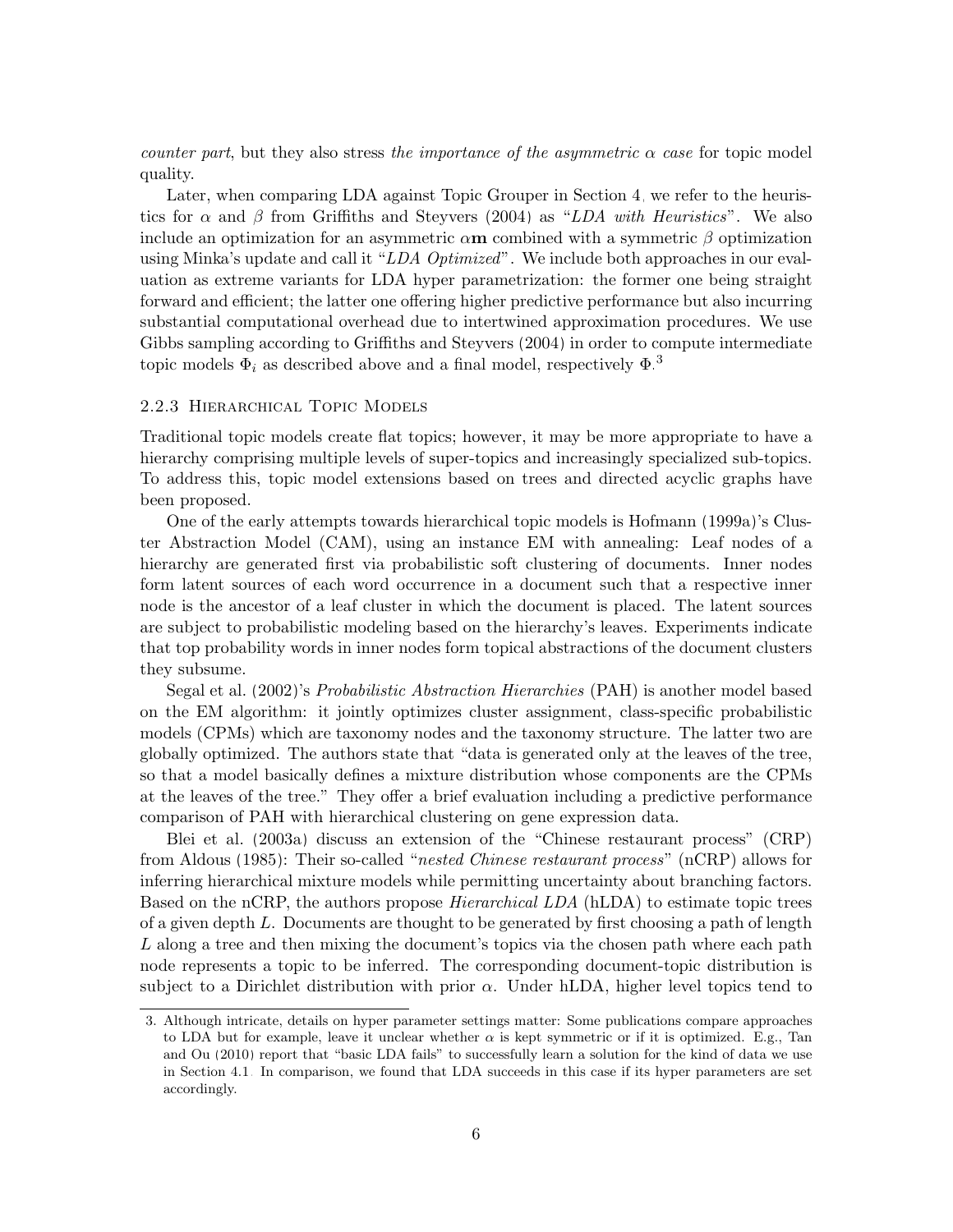*counter part*, but they also stress *the importance of the asymmetric $\alpha$ case* for topic model quality.

Later, when comparing LDA against Topic Grouper in Section 4, we refer to the heuristics for $\alpha$ and $\beta$ from Griffiths and Steyvers (2004) as "*LDA with Heuristics*". We also include an optimization for an asymmetric $\alpha\mathbf{m}$ combined with a symmetric $\beta$ optimization using Minka's update and call it "*LDA Optimized*". We include both approaches in our evaluation as extreme variants for LDA hyper parametrization: the former one being straight forward and efficient; the latter one offering higher predictive performance but also incurring substantial computational overhead due to intertwined approximation procedures. We use Gibbs sampling according to Griffiths and Steyvers (2004) in order to compute intermediate topic models $\Phi_i$ as described above and a final model, respectively $\Phi$.[3]

### 2.2.3 Hierarchical Topic Models

Traditional topic models create flat topics; however, it may be more appropriate to have a hierarchy comprising multiple levels of super-topics and increasingly specialized sub-topics. To address this, topic model extensions based on trees and directed acyclic graphs have been proposed.

One of the early attempts towards hierarchical topic models is Hofmann (1999a)'s Cluster Abstraction Model (CAM), using an instance EM with annealing: Leaf nodes of a hierarchy are generated first via probabilistic soft clustering of documents. Inner nodes form latent sources of each word occurrence in a document such that a respective inner node is the ancestor of a leaf cluster in which the document is placed. The latent sources are subject to probabilistic modeling based on the hierarchy's leaves. Experiments indicate that top probability words in inner nodes form topical abstractions of the document clusters they subsume.

Segal et al. (2002)'s *Probabilistic Abstraction Hierarchies* (PAH) is another model based on the EM algorithm: it jointly optimizes cluster assignment, class-specific probabilistic models (CPMs) which are taxonomy nodes and the taxonomy structure. The latter two are globally optimized. The authors state that "data is generated only at the leaves of the tree, so that a model basically defines a mixture distribution whose components are the CPMs at the leaves of the tree." They offer a brief evaluation including a predictive performance comparison of PAH with hierarchical clustering on gene expression data.

Blei et al. (2003a) discuss an extension of the "Chinese restaurant process" (CRP) from Aldous (1985): Their so-called "*nested Chinese restaurant process*" (nCRP) allows for inferring hierarchical mixture models while permitting uncertainty about branching factors. Based on the nCRP, the authors propose *Hierarchical LDA* (hLDA) to estimate topic trees of a given depth $L$. Documents are thought to be generated by first choosing a path of length $L$ along a tree and then mixing the document's topics via the chosen path where each path node represents a topic to be inferred. The corresponding document-topic distribution is subject to a Dirichlet distribution with prior $\alpha$. Under hLDA, higher level topics tend to

---

3. Although intricate, details on hyper parameter settings matter: Some publications compare approaches to LDA but for example, leave it unclear whether $\alpha$ is kept symmetric or if it is optimized. E.g., Tan and Ou (2010) report that "basic LDA fails" to successfully learn a solution for the kind of data we use in Section 4.1. In comparison, we found that LDA succeeds in this case if its hyper parameters are set accordingly.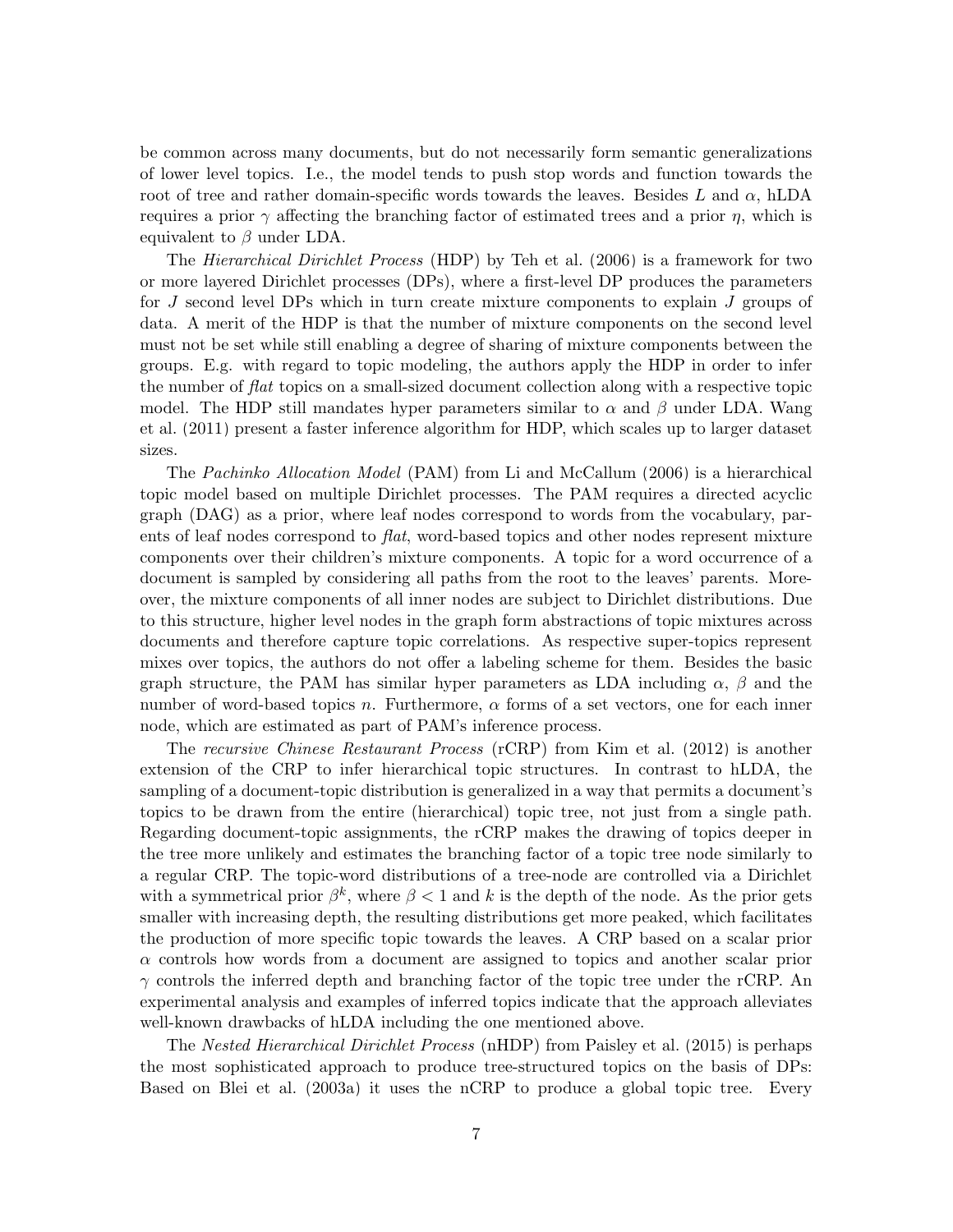be common across many documents, but do not necessarily form semantic generalizations of lower level topics. I.e., the model tends to push stop words and function towards the root of tree and rather domain-specific words towards the leaves. Besides $L$ and $\alpha$, hLDA requires a prior $\gamma$ affecting the branching factor of estimated trees and a prior $\eta$, which is equivalent to $\beta$ under LDA.

The *Hierarchical Dirichlet Process* (HDP) by Teh et al. (2006) is a framework for two or more layered Dirichlet processes (DPs), where a first-level DP produces the parameters for $J$ second level DPs which in turn create mixture components to explain $J$ groups of data. A merit of the HDP is that the number of mixture components on the second level must not be set while still enabling a degree of sharing of mixture components between the groups. E.g. with regard to topic modeling, the authors apply the HDP in order to infer the number of *flat* topics on a small-sized document collection along with a respective topic model. The HDP still mandates hyper parameters similar to $\alpha$ and $\beta$ under LDA. Wang et al. (2011) present a faster inference algorithm for HDP, which scales up to larger dataset sizes.

The *Pachinko Allocation Model* (PAM) from Li and McCallum (2006) is a hierarchical topic model based on multiple Dirichlet processes. The PAM requires a directed acyclic graph (DAG) as a prior, where leaf nodes correspond to words from the vocabulary, parents of leaf nodes correspond to *flat*, word-based topics and other nodes represent mixture components over their children's mixture components. A topic for a word occurrence of a document is sampled by considering all paths from the root to the leaves' parents. Moreover, the mixture components of all inner nodes are subject to Dirichlet distributions. Due to this structure, higher level nodes in the graph form abstractions of topic mixtures across documents and therefore capture topic correlations. As respective super-topics represent mixes over topics, the authors do not offer a labeling scheme for them. Besides the basic graph structure, the PAM has similar hyper parameters as LDA including $\alpha$, $\beta$ and the number of word-based topics $n$. Furthermore, $\alpha$ forms of a set vectors, one for each inner node, which are estimated as part of PAM's inference process.

The *recursive Chinese Restaurant Process* (rCRP) from Kim et al. (2012) is another extension of the CRP to infer hierarchical topic structures. In contrast to hLDA, the sampling of a document-topic distribution is generalized in a way that permits a document's topics to be drawn from the entire (hierarchical) topic tree, not just from a single path. Regarding document-topic assignments, the rCRP makes the drawing of topics deeper in the tree more unlikely and estimates the branching factor of a topic tree node similarly to a regular CRP. The topic-word distributions of a tree-node are controlled via a Dirichlet with a symmetrical prior $\beta^k$, where $\beta < 1$ and $k$ is the depth of the node. As the prior gets smaller with increasing depth, the resulting distributions get more peaked, which facilitates the production of more specific topic towards the leaves. A CRP based on a scalar prior $\alpha$ controls how words from a document are assigned to topics and another scalar prior $\gamma$ controls the inferred depth and branching factor of the topic tree under the rCRP. An experimental analysis and examples of inferred topics indicate that the approach alleviates well-known drawbacks of hLDA including the one mentioned above.

The *Nested Hierarchical Dirichlet Process* (nHDP) from Paisley et al. (2015) is perhaps the most sophisticated approach to produce tree-structured topics on the basis of DPs: Based on Blei et al. (2003a) it uses the nCRP to produce a global topic tree. Every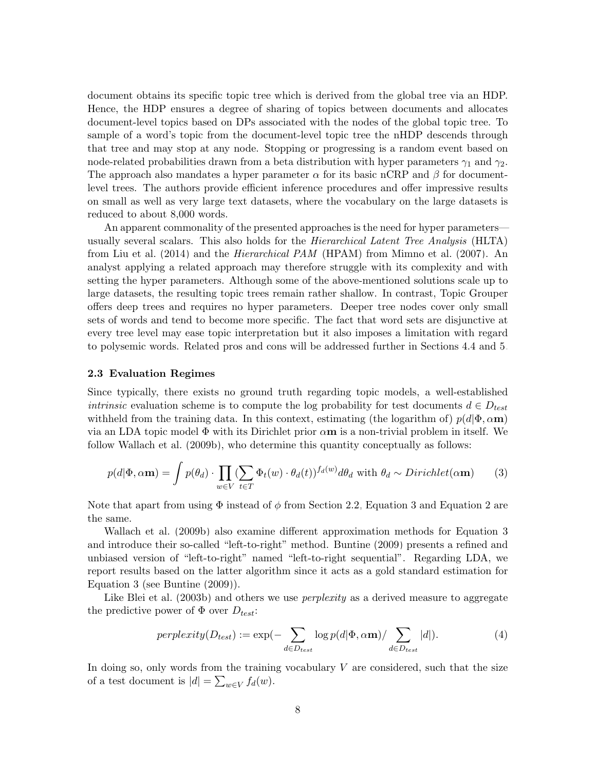document obtains its specific topic tree which is derived from the global tree via an HDP. Hence, the HDP ensures a degree of sharing of topics between documents and allocates document-level topics based on DPs associated with the nodes of the global topic tree. To sample of a word's topic from the document-level topic tree the nHDP descends through that tree and may stop at any node. Stopping or progressing is a random event based on node-related probabilities drawn from a beta distribution with hyper parameters $\gamma_1$ and $\gamma_2$. The approach also mandates a hyper parameter $\alpha$ for its basic nCRP and $\beta$ for document-level trees. The authors provide efficient inference procedures and offer impressive results on small as well as very large text datasets, where the vocabulary on the large datasets is reduced to about 8,000 words.

An apparent commonality of the presented approaches is the need for hyper parameters—usually several scalars. This also holds for the *Hierarchical Latent Tree Analysis* (HLTA) from Liu et al. (2014) and the *Hierarchical PAM* (HPAM) from Mimno et al. (2007). An analyst applying a related approach may therefore struggle with its complexity and with setting the hyper parameters. Although some of the above-mentioned solutions scale up to large datasets, the resulting topic trees remain rather shallow. In contrast, Topic Grouper offers deep trees and requires no hyper parameters. Deeper tree nodes cover only small sets of words and tend to become more specific. The fact that word sets are disjunctive at every tree level may ease topic interpretation but it also imposes a limitation with regard to polysemic words. Related pros and cons will be addressed further in Sections 4.4 and 5.

### 2.3 Evaluation Regimes

Since typically, there exists no ground truth regarding topic models, a well-established *intrinsic* evaluation scheme is to compute the log probability for test documents $d \in D_{test}$ withheld from the training data. In this context, estimating (the logarithm of) $p(d|\Phi, \alpha\mathbf{m})$ via an LDA topic model $\Phi$ with its Dirichlet prior $\alpha\mathbf{m}$ is a non-trivial problem in itself. We follow Wallach et al. (2009b), who determine this quantity conceptually as follows:

$$p(d|\Phi, \alpha\mathbf{m}) = \int p(\theta_d) \cdot \prod_{w \in V} (\sum_{t \in T} \Phi_t(w) \cdot \theta_d(t))^{f_d(w)} d\theta_d \text{ with } \theta_d \sim Dirichlet(\alpha\mathbf{m}) \qquad (3)$$

Note that apart from using $\Phi$ instead of $\phi$ from Section 2.2, Equation 3 and Equation 2 are the same.

Wallach et al. (2009b) also examine different approximation methods for Equation 3 and introduce their so-called "left-to-right" method. Buntine (2009) presents a refined and unbiased version of "left-to-right" named "left-to-right sequential". Regarding LDA, we report results based on the latter algorithm since it acts as a gold standard estimation for Equation 3 (see Buntine (2009)).

Like Blei et al. (2003b) and others we use *perplexity* as a derived measure to aggregate the predictive power of $\Phi$ over $D_{test}$:

$$perplexity(D_{test}) := \exp(-\sum_{d \in D_{test}} \log p(d|\Phi, \alpha\mathbf{m}) / \sum_{d \in D_{test}} |d|). \qquad (4)$$

In doing so, only words from the training vocabulary $V$ are considered, such that the size of a test document is $|d| = \sum_{w \in V} f_d(w)$.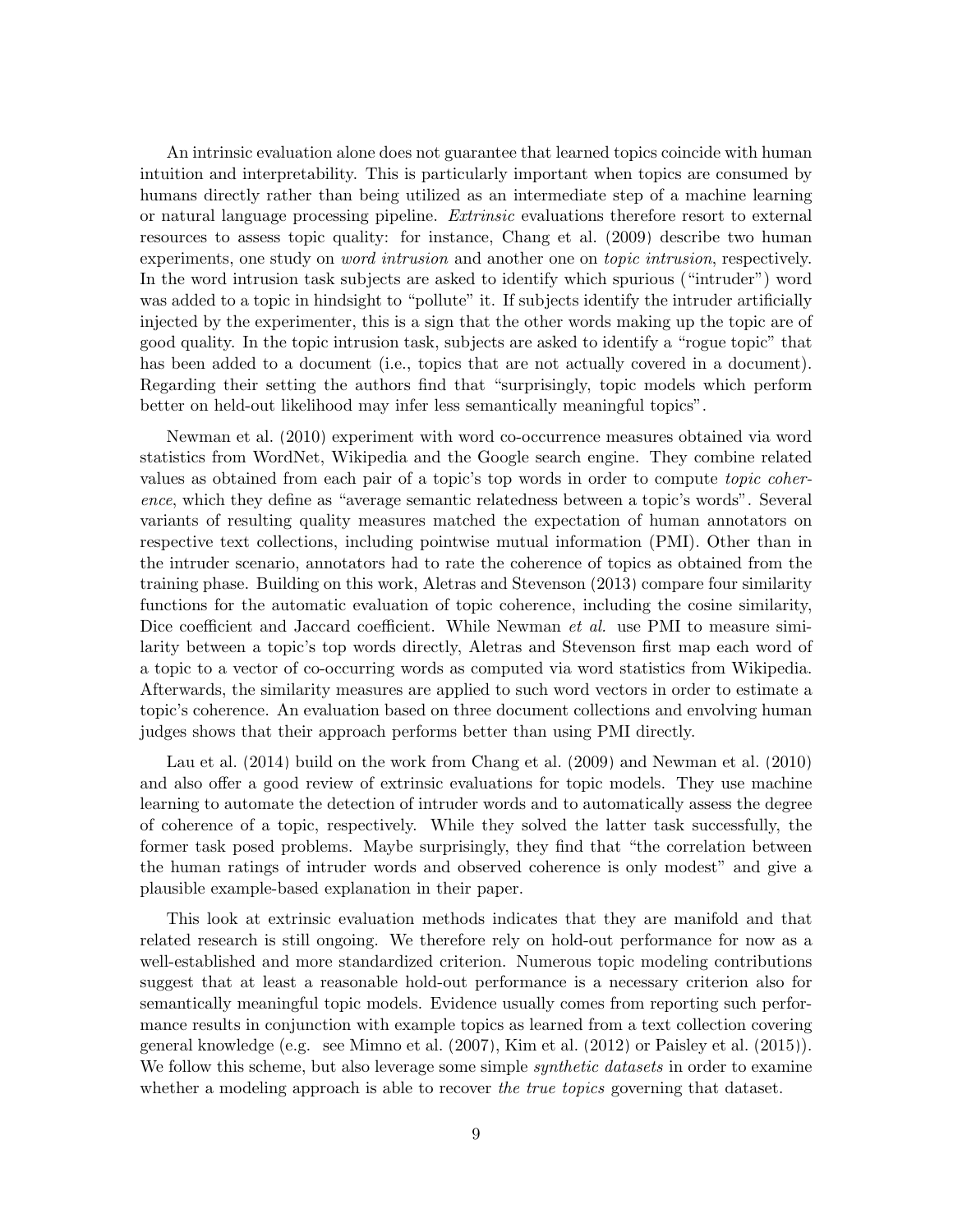An intrinsic evaluation alone does not guarantee that learned topics coincide with human intuition and interpretability. This is particularly important when topics are consumed by humans directly rather than being utilized as an intermediate step of a machine learning or natural language processing pipeline. *Extrinsic* evaluations therefore resort to external resources to assess topic quality: for instance, Chang et al. (2009) describe two human experiments, one study on *word intrusion* and another one on *topic intrusion*, respectively. In the word intrusion task subjects are asked to identify which spurious ("intruder") word was added to a topic in hindsight to "pollute" it. If subjects identify the intruder artificially injected by the experimenter, this is a sign that the other words making up the topic are of good quality. In the topic intrusion task, subjects are asked to identify a "rogue topic" that has been added to a document (i.e., topics that are not actually covered in a document). Regarding their setting the authors find that "surprisingly, topic models which perform better on held-out likelihood may infer less semantically meaningful topics".

Newman et al. (2010) experiment with word co-occurrence measures obtained via word statistics from WordNet, Wikipedia and the Google search engine. They combine related values as obtained from each pair of a topic's top words in order to compute *topic coherence*, which they define as "average semantic relatedness between a topic's words". Several variants of resulting quality measures matched the expectation of human annotators on respective text collections, including pointwise mutual information (PMI). Other than in the intruder scenario, annotators had to rate the coherence of topics as obtained from the training phase. Building on this work, Aletras and Stevenson (2013) compare four similarity functions for the automatic evaluation of topic coherence, including the cosine similarity, Dice coefficient and Jaccard coefficient. While Newman *et al.* use PMI to measure similarity between a topic's top words directly, Aletras and Stevenson first map each word of a topic to a vector of co-occurring words as computed via word statistics from Wikipedia. Afterwards, the similarity measures are applied to such word vectors in order to estimate a topic's coherence. An evaluation based on three document collections and envolving human judges shows that their approach performs better than using PMI directly.

Lau et al. (2014) build on the work from Chang et al. (2009) and Newman et al. (2010) and also offer a good review of extrinsic evaluations for topic models. They use machine learning to automate the detection of intruder words and to automatically assess the degree of coherence of a topic, respectively. While they solved the latter task successfully, the former task posed problems. Maybe surprisingly, they find that "the correlation between the human ratings of intruder words and observed coherence is only modest" and give a plausible example-based explanation in their paper.

This look at extrinsic evaluation methods indicates that they are manifold and that related research is still ongoing. We therefore rely on hold-out performance for now as a well-established and more standardized criterion. Numerous topic modeling contributions suggest that at least a reasonable hold-out performance is a necessary criterion also for semantically meaningful topic models. Evidence usually comes from reporting such performance results in conjunction with example topics as learned from a text collection covering general knowledge (e.g. see Mimno et al. (2007), Kim et al. (2012) or Paisley et al. (2015)). We follow this scheme, but also leverage some simple *synthetic datasets* in order to examine whether a modeling approach is able to recover *the true topics* governing that dataset.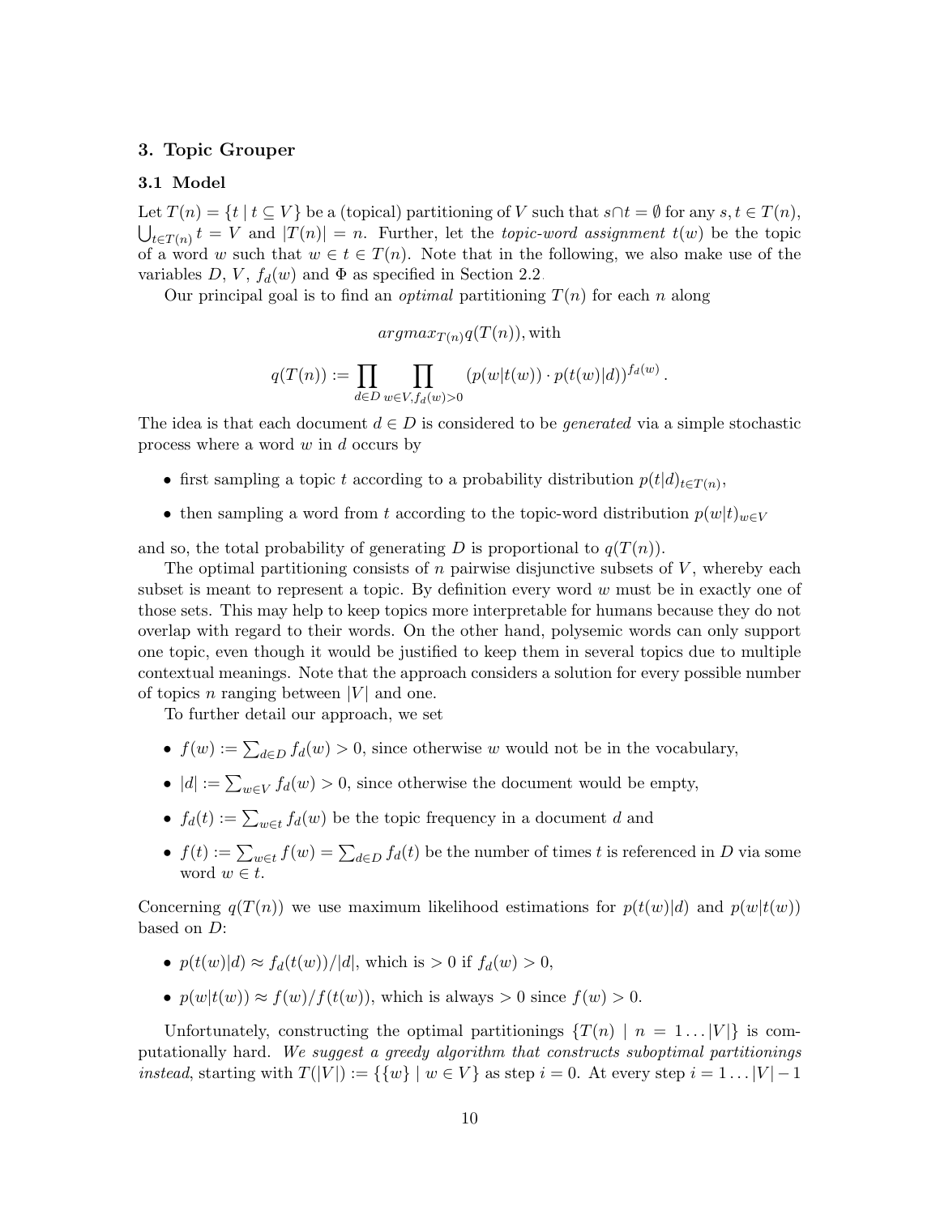## 3. Topic Grouper

### 3.1 Model

Let $T(n) = \{t \mid t \subseteq V\}$ be a (topical) partitioning of $V$ such that $s \cap t = \emptyset$ for any $s, t \in T(n)$, $\bigcup_{t \in T(n)} t = V$ and $|T(n)| = n$. Further, let the *topic-word assignment* $t(w)$ be the topic of a word $w$ such that $w \in t \in T(n)$. Note that in the following, we also make use of the variables $D$, $V$, $f_d(w)$ and $\Phi$ as specified in Section 2.2.

Our principal goal is to find an *optimal* partitioning $T(n)$ for each $n$ along

$$argmax_{T(n)} q(T(n)), \text{with}$$

$$q(T(n)) := \prod_{d \in D} \prod_{w \in V, f_d(w) > 0} (p(w|t(w)) \cdot p(t(w)|d))^{f_d(w)}.$$

The idea is that each document $d \in D$ is considered to be *generated* via a simple stochastic process where a word $w$ in $d$ occurs by

- first sampling a topic $t$ according to a probability distribution $p(t|d)_{t \in T(n)}$,
- then sampling a word from $t$ according to the topic-word distribution $p(w|t)_{w \in V}$

and so, the total probability of generating $D$ is proportional to $q(T(n))$.

The optimal partitioning consists of $n$ pairwise disjunctive subsets of $V$, whereby each subset is meant to represent a topic. By definition every word $w$ must be in exactly one of those sets. This may help to keep topics more interpretable for humans because they do not overlap with regard to their words. On the other hand, polysemic words can only support one topic, even though it would be justified to keep them in several topics due to multiple contextual meanings. Note that the approach considers a solution for every possible number of topics $n$ ranging between $|V|$ and one.

To further detail our approach, we set

- $f(w) := \sum_{d \in D} f_d(w) > 0$, since otherwise $w$ would not be in the vocabulary,
- $|d| := \sum_{w \in V} f_d(w) > 0$, since otherwise the document would be empty,
- $f_d(t) := \sum_{w \in t} f_d(w)$ be the topic frequency in a document $d$ and
- $f(t) := \sum_{w \in t} f(w) = \sum_{d \in D} f_d(t)$ be the number of times $t$ is referenced in $D$ via some word $w \in t$.

Concerning $q(T(n))$ we use maximum likelihood estimations for $p(t(w)|d)$ and $p(w|t(w))$ based on $D$:

- $p(t(w)|d) \approx f_d(t(w))/|d|$, which is $> 0$ if $f_d(w) > 0$,
- $p(w|t(w)) \approx f(w)/f(t(w))$, which is always $> 0$ since $f(w) > 0$.

Unfortunately, constructing the optimal partitionings $\{T(n) \mid n = 1 \ldots |V|\}$ is computationally hard. *We suggest a greedy algorithm that constructs suboptimal partitionings instead*, starting with $T(|V|) := \{\{w\} \mid w \in V\}$ as step $i = 0$. At every step $i = 1 \ldots |V| - 1$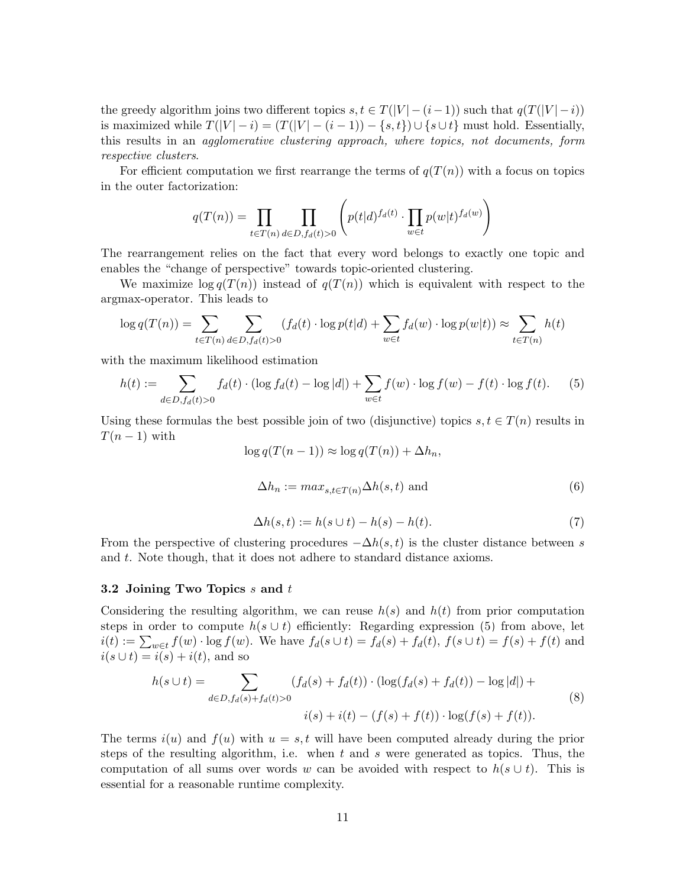the greedy algorithm joins two different topics $s, t \in T(|V| - (i-1))$ such that $q(T(|V| - i))$ is maximized while $T(|V| - i) = (T(|V| - (i-1)) - \{s, t\}) \cup \{s \cup t\}$ must hold. Essentially, this results in an *agglomerative clustering approach, where topics, not documents, form respective clusters*.

For efficient computation we first rearrange the terms of $q(T(n))$ with a focus on topics in the outer factorization:

$$q(T(n)) = \prod_{t \in T(n)} \prod_{d \in D, f_d(t) > 0} \left( p(t|d)^{f_d(t)} \cdot \prod_{w \in t} p(w|t)^{f_d(w)} \right)$$

The rearrangement relies on the fact that every word belongs to exactly one topic and enables the "change of perspective" towards topic-oriented clustering.

We maximize $\log q(T(n))$ instead of $q(T(n))$ which is equivalent with respect to the argmax-operator. This leads to

$$\log q(T(n)) = \sum_{t \in T(n)} \sum_{d \in D, f_d(t) > 0} (f_d(t) \cdot \log p(t|d) + \sum_{w \in t} f_d(w) \cdot \log p(w|t)) \approx \sum_{t \in T(n)} h(t)$$

with the maximum likelihood estimation

$$h(t) := \sum_{d \in D, f_d(t) > 0} f_d(t) \cdot (\log f_d(t) - \log |d|) + \sum_{w \in t} f(w) \cdot \log f(w) - f(t) \cdot \log f(t). \quad (5)$$

Using these formulas the best possible join of two (disjunctive) topics $s, t \in T(n)$ results in $T(n-1)$ with

$$\log q(T(n-1)) \approx \log q(T(n)) + \Delta h_n,$$

$$\Delta h_n := max_{s,t \in T(n)} \Delta h(s, t) \text{ and} \quad (6)$$

$$\Delta h(s, t) := h(s \cup t) - h(s) - h(t). \quad (7)$$

From the perspective of clustering procedures $-\Delta h(s, t)$ is the cluster distance between $s$ and $t$. Note though, that it does not adhere to standard distance axioms.

### 3.2 Joining Two Topics $s$ and $t$

Considering the resulting algorithm, we can reuse $h(s)$ and $h(t)$ from prior computation steps in order to compute $h(s \cup t)$ efficiently: Regarding expression (5) from above, let $i(t) := \sum_{w \in t} f(w) \cdot \log f(w)$. We have $f_d(s \cup t) = f_d(s) + f_d(t)$, $f(s \cup t) = f(s) + f(t)$ and $i(s \cup t) = i(s) + i(t)$, and so

$$\begin{aligned} h(s \cup t) = \sum_{d \in D, f_d(s) + f_d(t) > 0} & (f_d(s) + f_d(t)) \cdot (\log(f_d(s) + f_d(t)) - \log |d|) + \\ & i(s) + i(t) - (f(s) + f(t)) \cdot \log(f(s) + f(t)). \end{aligned} \quad (8)$$

The terms $i(u)$ and $f(u)$ with $u = s, t$ will have been computed already during the prior steps of the resulting algorithm, i.e. when $t$ and $s$ were generated as topics. Thus, the computation of all sums over words $w$ can be avoided with respect to $h(s \cup t)$. This is essential for a reasonable runtime complexity.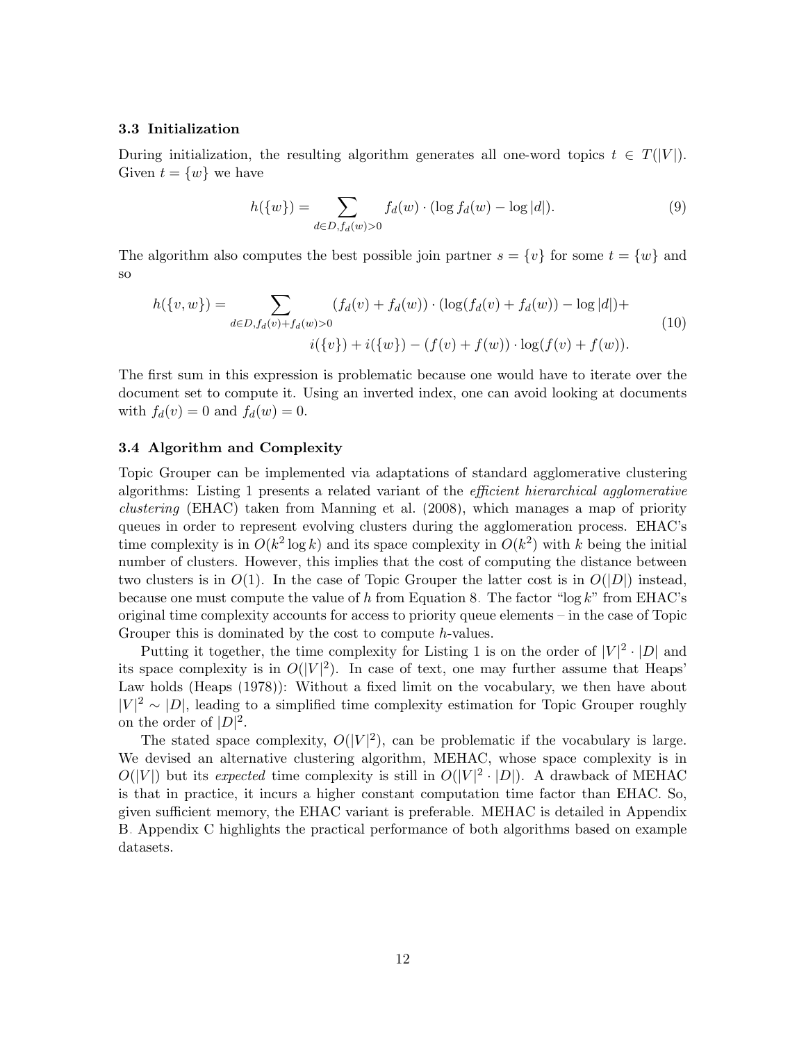### 3.3 Initialization

During initialization, the resulting algorithm generates all one-word topics $t \in T(|V|)$. Given $t = \{w\}$ we have

$$h(\{w\}) = \sum_{d \in D, f_d(w) > 0} f_d(w) \cdot (\log f_d(w) - \log |d|). \tag{9}$$

The algorithm also computes the best possible join partner $s = \{v\}$ for some $t = \{w\}$ and so

$$\begin{aligned} h(\{v, w\}) = \sum_{d \in D, f_d(v)+f_d(w)>0} & (f_d(v) + f_d(w)) \cdot (\log(f_d(v) + f_d(w)) - \log |d|) + \\ & i(\{v\}) + i(\{w\}) - (f(v) + f(w)) \cdot \log(f(v) + f(w)). \end{aligned} \tag{10}$$

The first sum in this expression is problematic because one would have to iterate over the document set to compute it. Using an inverted index, one can avoid looking at documents with $f_d(v) = 0$ and $f_d(w) = 0$.

### 3.4 Algorithm and Complexity

Topic Grouper can be implemented via adaptations of standard agglomerative clustering algorithms: Listing 1 presents a related variant of the *efficient hierarchical agglomerative clustering* (EHAC) taken from Manning et al. (2008), which manages a map of priority queues in order to represent evolving clusters during the agglomeration process. EHAC's time complexity is in $O(k^2 \log k)$ and its space complexity in $O(k^2)$ with $k$ being the initial number of clusters. However, this implies that the cost of computing the distance between two clusters is in $O(1)$. In the case of Topic Grouper the latter cost is in $O(|D|)$ instead, because one must compute the value of $h$ from Equation 8. The factor "$\log k$" from EHAC's original time complexity accounts for access to priority queue elements – in the case of Topic Grouper this is dominated by the cost to compute $h$-values.

Putting it together, the time complexity for Listing 1 is on the order of $|V|^2 \cdot |D|$ and its space complexity is in $O(|V|^2)$. In case of text, one may further assume that Heaps' Law holds (Heaps (1978)): Without a fixed limit on the vocabulary, we then have about $|V|^2 \sim |D|$, leading to a simplified time complexity estimation for Topic Grouper roughly on the order of $|D|^2$.

The stated space complexity, $O(|V|^2)$, can be problematic if the vocabulary is large. We devised an alternative clustering algorithm, MEHAC, whose space complexity is in $O(|V|)$ but its *expected* time complexity is still in $O(|V|^2 \cdot |D|)$. A drawback of MEHAC is that in practice, it incurs a higher constant computation time factor than EHAC. So, given sufficient memory, the EHAC variant is preferable. MEHAC is detailed in Appendix B. Appendix C highlights the practical performance of both algorithms based on example datasets.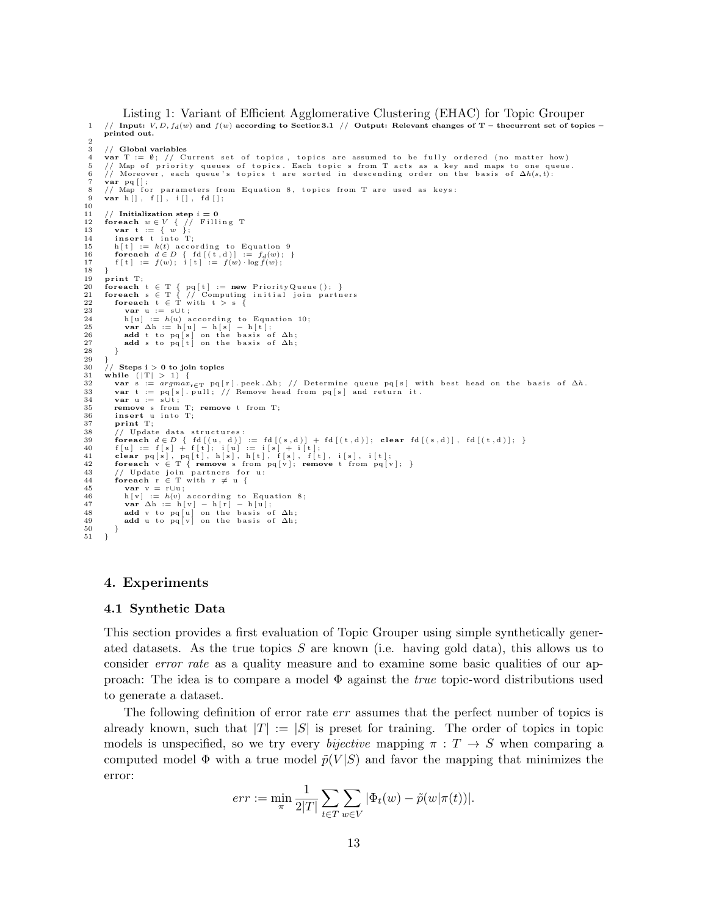Listing 1: Variant of Efficient Agglomerative Clustering (EHAC) for Topic Grouper

```
1   // Input: V, D, f_d(w) and f(w) according to Section 3.1 // Output: Relevant changes of T – thecurrent set of topics –
    printed out.
2
3   // Global variables
4   var T := ∅; // Current set of topics, topics are assumed to be fully ordered (no matter how)
5   // Map of priority queues of topics. Each topic s from T acts as a key and maps to one queue.
6   // Moreover, each queue's topics t are sorted in descending order on the basis of Δh(s,t):
7   var pq[];
8   // Map for parameters from Equation 8, topics from T are used as keys:
9   var h[], f[], i[], fd[];
10
11  // Initialization step i = 0
12  foreach w ∈ V { // Filling T
13    var t := { w };
14    insert t into T;
15    h[t] := h(t) according to Equation 9
16    foreach d ∈ D { fd[(t,d)] := f_d(w); }
17    f[t] := f(w); i[t] := f(w) · log f(w);
18  }
19  print T;
20  foreach t ∈ T { pq[t] := new PriorityQueue(); }
21  foreach s ∈ T { // Computing initial join partners
22    foreach t ∈ T with t > s {
23      var u := s∪t;
24      h[u] := h(u) according to Equation 10;
25      var Δh := h[u] − h[s] − h[t];
26      add t to pq[s] on the basis of Δh;
27      add s to pq[t] on the basis of Δh;
28    }
29  }
30  // Steps i > 0 to join topics
31  while (|T| > 1) {
32    var s := argmax_{r∈T} pq[r].peek.Δh; // Determine queue pq[s] with best head on the basis of Δh.
33    var t := pq[s].pull; // Remove head from pq[s] and return it.
34    var u := s∪t;
35    remove s from T; remove t from T;
36    insert u into T;
37    print T;
38    // Update data structures:
39    foreach d ∈ D { fd[(u, d)] := fd[(s,d)] + fd[(t,d)]; clear fd[(s,d)], fd[(t,d)]; }
40    f[u] := f[s] + f[t]; i[u] := i[s] + i[t];
41    clear pq[s], pq[t], h[s], h[t], f[s], f[t], i[s], i[t];
42    foreach v ∈ T { remove s from pq[v]; remove t from pq[v]; }
43    // Update join partners for u:
44    foreach r ∈ T with r ≠ u {
45      var v = r∪u;
46      h[v] := h(v) according to Equation 8;
47      var Δh := h[v] − h[r] − h[u];
48      add v to pq[u] on the basis of Δh;
49      add u to pq[v] on the basis of Δh;
50    }
51  }
```

## 4. Experiments

### 4.1 Synthetic Data

This section provides a first evaluation of Topic Grouper using simple synthetically generated datasets. As the true topics $S$ are known (i.e. having gold data), this allows us to consider *error rate* as a quality measure and to examine some basic qualities of our approach: The idea is to compare a model $\Phi$ against the *true* topic-word distributions used to generate a dataset.

The following definition of error rate $err$ assumes that the perfect number of topics is already known, such that $|T| := |S|$ is preset for training. The order of topics in topic models is unspecified, so we try every *bijective* mapping $\pi : T \rightarrow S$ when comparing a computed model $\Phi$ with a true model $\tilde{p}(V|S)$ and favor the mapping that minimizes the error:

$$err := \min_{\pi} \frac{1}{2|T|} \sum_{t \in T} \sum_{w \in V} |\Phi_t(w) - \tilde{p}(w|\pi(t))|.$$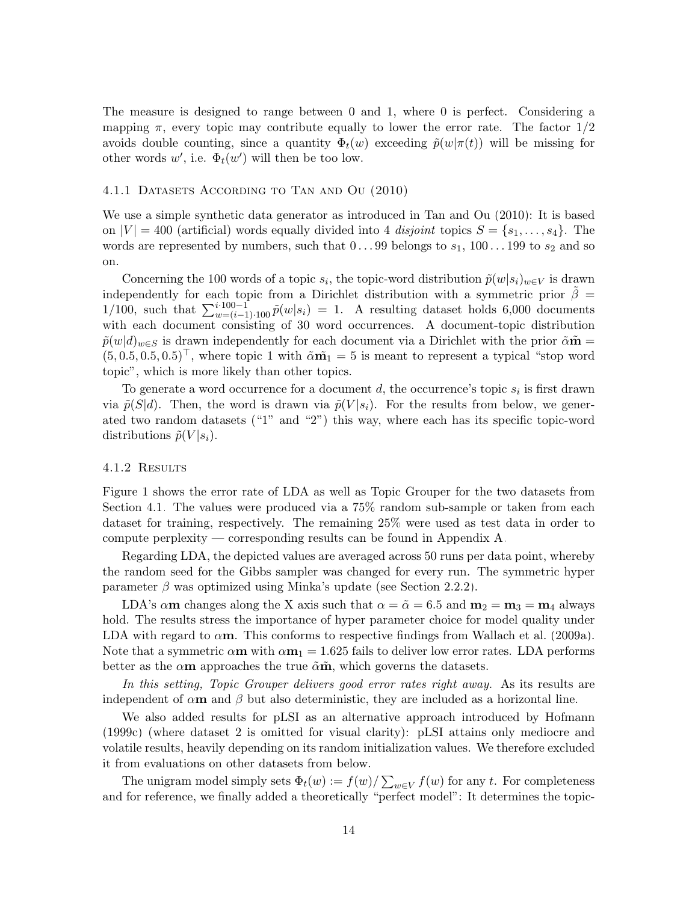The measure is designed to range between 0 and 1, where 0 is perfect. Considering a mapping $\pi$, every topic may contribute equally to lower the error rate. The factor $1/2$ avoids double counting, since a quantity $\Phi_t(w)$ exceeding $\tilde{p}(w|\pi(t))$ will be missing for other words $w'$, i.e. $\Phi_t(w')$ will then be too low.

#### 4.1.1 Datasets According to Tan and Ou (2010)

We use a simple synthetic data generator as introduced in Tan and Ou (2010): It is based on $|V| = 400$ (artificial) words equally divided into 4 *disjoint* topics $S = \{s_1, \ldots, s_4\}$. The words are represented by numbers, such that $0 \ldots 99$ belongs to $s_1$, $100 \ldots 199$ to $s_2$ and so on.

Concerning the 100 words of a topic $s_i$, the topic-word distribution $\tilde{p}(w|s_i)_{w \in V}$ is drawn independently for each topic from a Dirichlet distribution with a symmetric prior $\tilde{\beta} = 1/100$, such that $\sum_{w=(i-1)\cdot 100}^{i \cdot 100 - 1} \tilde{p}(w|s_i) = 1$. A resulting dataset holds 6,000 documents with each document consisting of 30 word occurrences. A document-topic distribution $\tilde{p}(w|d)_{w \in S}$ is drawn independently for each document via a Dirichlet with the prior $\tilde{\alpha}\tilde{\mathbf{m}} = (5, 0.5, 0.5, 0.5)^\top$, where topic 1 with $\tilde{\alpha}\tilde{\mathbf{m}}_1 = 5$ is meant to represent a typical "stop word topic", which is more likely than other topics.

To generate a word occurrence for a document $d$, the occurrence's topic $s_i$ is first drawn via $\tilde{p}(S|d)$. Then, the word is drawn via $\tilde{p}(V|s_i)$. For the results from below, we generated two random datasets ("1" and "2") this way, where each has its specific topic-word distributions $\tilde{p}(V|s_i)$.

#### 4.1.2 Results

Figure 1 shows the error rate of LDA as well as Topic Grouper for the two datasets from Section 4.1. The values were produced via a 75% random sub-sample or taken from each dataset for training, respectively. The remaining 25% were used as test data in order to compute perplexity — corresponding results can be found in Appendix A.

Regarding LDA, the depicted values are averaged across 50 runs per data point, whereby the random seed for the Gibbs sampler was changed for every run. The symmetric hyper parameter $\beta$ was optimized using Minka's update (see Section 2.2.2).

LDA's $\alpha\mathbf{m}$ changes along the X axis such that $\alpha = \tilde{\alpha} = 6.5$ and $\mathbf{m}_2 = \mathbf{m}_3 = \mathbf{m}_4$ always hold. The results stress the importance of hyper parameter choice for model quality under LDA with regard to $\alpha\mathbf{m}$. This conforms to respective findings from Wallach et al. (2009a). Note that a symmetric $\alpha\mathbf{m}$ with $\alpha\mathbf{m}_1 = 1.625$ fails to deliver low error rates. LDA performs better as the $\alpha\mathbf{m}$ approaches the true $\tilde{\alpha}\tilde{\mathbf{m}}$, which governs the datasets.

*In this setting, Topic Grouper delivers good error rates right away.* As its results are independent of $\alpha\mathbf{m}$ and $\beta$ but also deterministic, they are included as a horizontal line.

We also added results for pLSI as an alternative approach introduced by Hofmann (1999c) (where dataset 2 is omitted for visual clarity): pLSI attains only mediocre and volatile results, heavily depending on its random initialization values. We therefore excluded it from evaluations on other datasets from below.

The unigram model simply sets $\Phi_t(w) := f(w) / \sum_{w \in V} f(w)$ for any $t$. For completeness and for reference, we finally added a theoretically "perfect model": It determines the topic-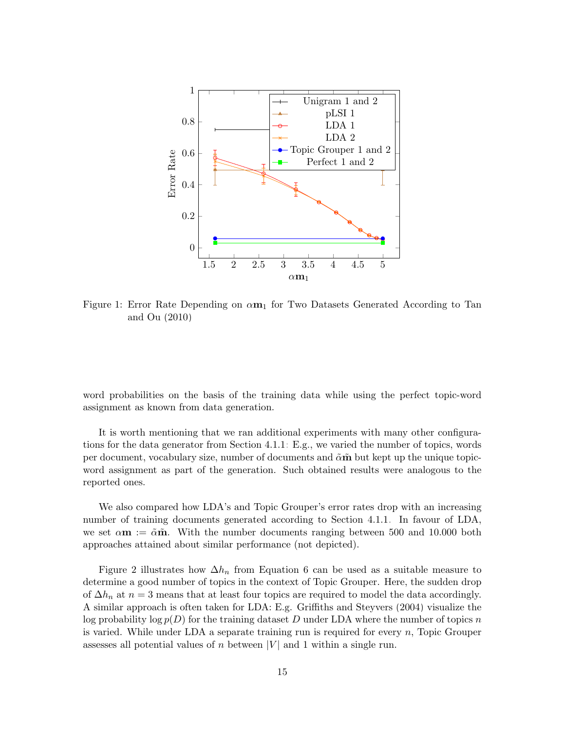Figure 1: Error Rate Depending on $\alpha\mathbf{m}_1$ for Two Datasets Generated According to Tan and Ou (2010)

word probabilities on the basis of the training data while using the perfect topic-word assignment as known from data generation.

It is worth mentioning that we ran additional experiments with many other configurations for the data generator from Section 4.1.1: E.g., we varied the number of topics, words per document, vocabulary size, number of documents and $\tilde{\alpha}\tilde{\mathbf{m}}$ but kept up the unique topic-word assignment as part of the generation. Such obtained results were analogous to the reported ones.

We also compared how LDA's and Topic Grouper's error rates drop with an increasing number of training documents generated according to Section 4.1.1. In favour of LDA, we set $\alpha\mathbf{m} := \tilde{\alpha}\tilde{\mathbf{m}}$. With the number documents ranging between 500 and 10.000 both approaches attained about similar performance (not depicted).

Figure 2 illustrates how $\Delta h_n$ from Equation 6 can be used as a suitable measure to determine a good number of topics in the context of Topic Grouper. Here, the sudden drop of $\Delta h_n$ at $n = 3$ means that at least four topics are required to model the data accordingly. A similar approach is often taken for LDA: E.g. Griffiths and Steyvers (2004) visualize the log probability $\log p(D)$ for the training dataset $D$ under LDA where the number of topics $n$ is varied. While under LDA a separate training run is required for every $n$, Topic Grouper assesses all potential values of $n$ between $|V|$ and 1 within a single run.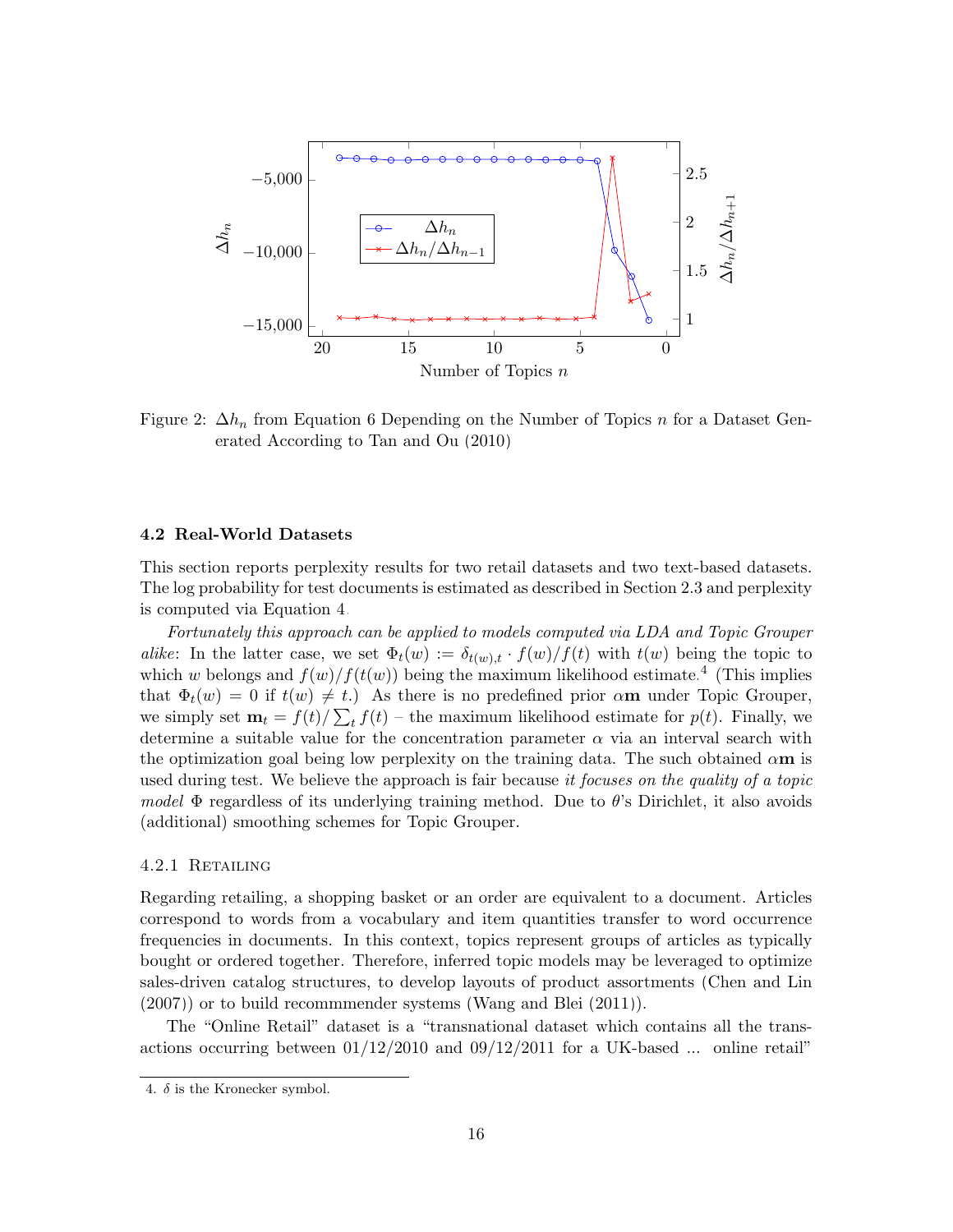Figure 2: $\Delta h_n$ from Equation 6 Depending on the Number of Topics $n$ for a Dataset Generated According to Tan and Ou (2010)

### 4.2 Real-World Datasets

This section reports perplexity results for two retail datasets and two text-based datasets. The log probability for test documents is estimated as described in Section 2.3 and perplexity is computed via Equation 4.

*Fortunately this approach can be applied to models computed via LDA and Topic Grouper alike*: In the latter case, we set $\Phi_t(w) := \delta_{t(w),t} \cdot f(w)/f(t)$ with $t(w)$ being the topic to which $w$ belongs and $f(w)/f(t(w))$ being the maximum likelihood estimate.[4] (This implies that $\Phi_t(w) = 0$ if $t(w) \neq t$.) As there is no predefined prior $\alpha\mathbf{m}$ under Topic Grouper, we simply set $\mathbf{m}_t = f(t)/\sum_t f(t)$ – the maximum likelihood estimate for $p(t)$. Finally, we determine a suitable value for the concentration parameter $\alpha$ via an interval search with the optimization goal being low perplexity on the training data. The such obtained $\alpha\mathbf{m}$ is used during test. We believe the approach is fair because *it focuses on the quality of a topic model* $\Phi$ regardless of its underlying training method. Due to $\theta$'s Dirichlet, it also avoids (additional) smoothing schemes for Topic Grouper.

#### 4.2.1 Retailing

Regarding retailing, a shopping basket or an order are equivalent to a document. Articles correspond to words from a vocabulary and item quantities transfer to word occurrence frequencies in documents. In this context, topics represent groups of articles as typically bought or ordered together. Therefore, inferred topic models may be leveraged to optimize sales-driven catalog structures, to develop layouts of product assortments (Chen and Lin (2007)) or to build recommmender systems (Wang and Blei (2011)).

The "Online Retail" dataset is a "transnational dataset which contains all the transactions occurring between 01/12/2010 and 09/12/2011 for a UK-based ... online retail"

4. $\delta$ is the Kronecker symbol.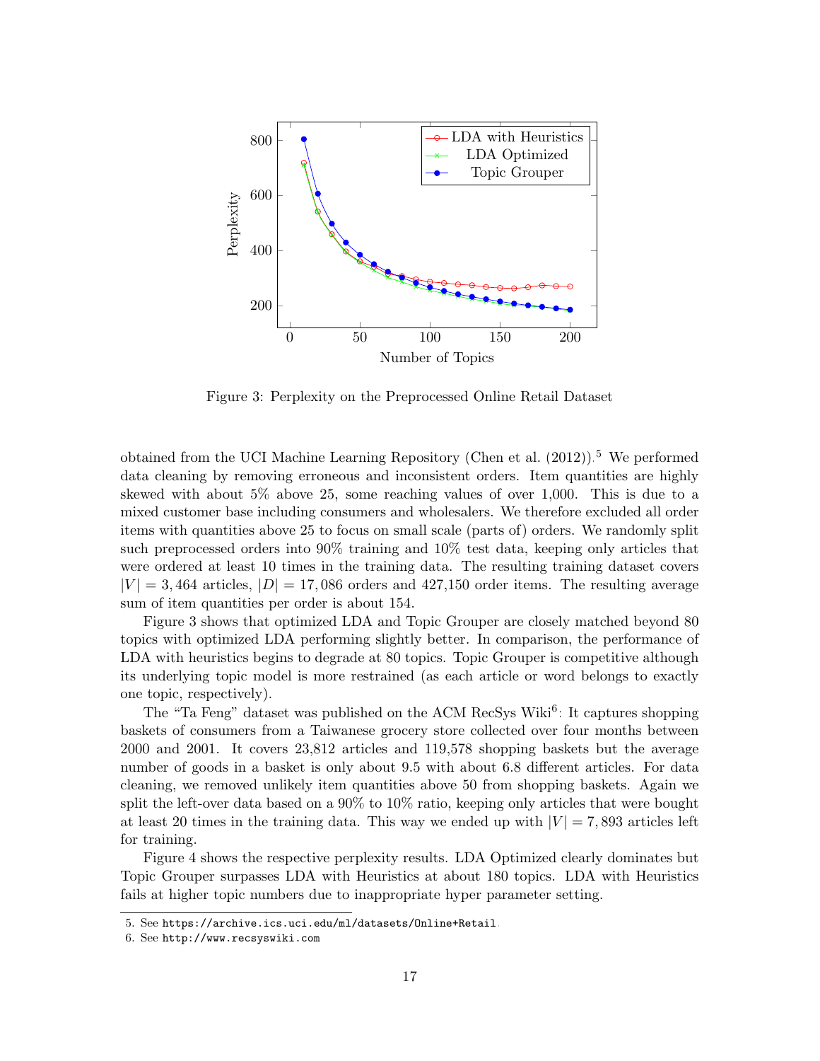Figure 3: Perplexity on the Preprocessed Online Retail Dataset

obtained from the UCI Machine Learning Repository (Chen et al. (2012)).[5] We performed data cleaning by removing erroneous and inconsistent orders. Item quantities are highly skewed with about 5% above 25, some reaching values of over 1,000. This is due to a mixed customer base including consumers and wholesalers. We therefore excluded all order items with quantities above 25 to focus on small scale (parts of) orders. We randomly split such preprocessed orders into 90% training and 10% test data, keeping only articles that were ordered at least 10 times in the training data. The resulting training dataset covers $|V| = 3,464$ articles, $|D| = 17,086$ orders and 427,150 order items. The resulting average sum of item quantities per order is about 154.

Figure 3 shows that optimized LDA and Topic Grouper are closely matched beyond 80 topics with optimized LDA performing slightly better. In comparison, the performance of LDA with heuristics begins to degrade at 80 topics. Topic Grouper is competitive although its underlying topic model is more restrained (as each article or word belongs to exactly one topic, respectively).

The "Ta Feng" dataset was published on the ACM RecSys Wiki[6]: It captures shopping baskets of consumers from a Taiwanese grocery store collected over four months between 2000 and 2001. It covers 23,812 articles and 119,578 shopping baskets but the average number of goods in a basket is only about 9.5 with about 6.8 different articles. For data cleaning, we removed unlikely item quantities above 50 from shopping baskets. Again we split the left-over data based on a 90% to 10% ratio, keeping only articles that were bought at least 20 times in the training data. This way we ended up with $|V| = 7,893$ articles left for training.

Figure 4 shows the respective perplexity results. LDA Optimized clearly dominates but Topic Grouper surpasses LDA with Heuristics at about 180 topics. LDA with Heuristics fails at higher topic numbers due to inappropriate hyper parameter setting.

5. See `https://archive.ics.uci.edu/ml/datasets/Online+Retail`.
6. See `http://www.recsyswiki.com`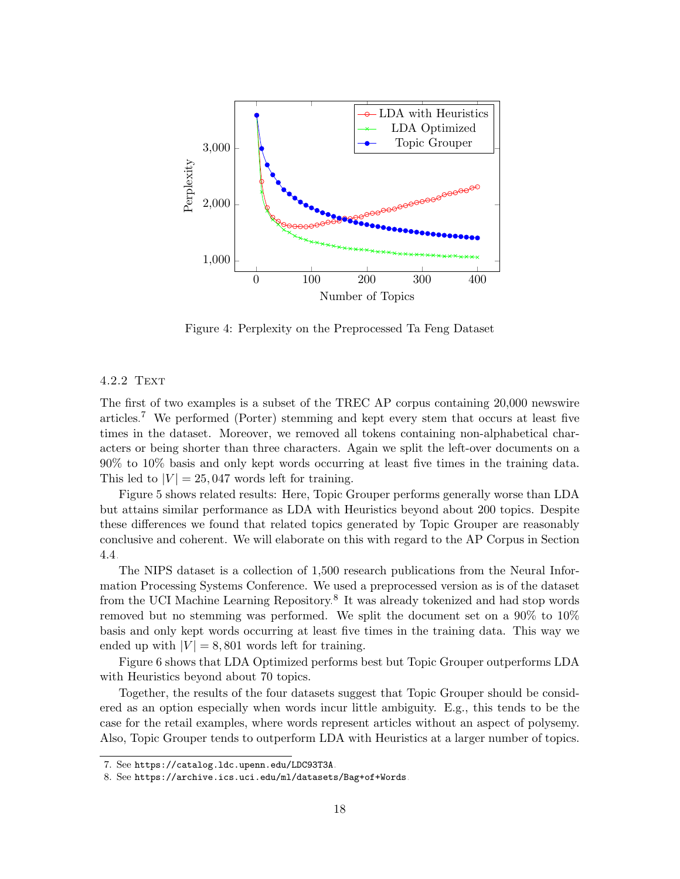Figure 4: Perplexity on the Preprocessed Ta Feng Dataset

#### 4.2.2 Text

The first of two examples is a subset of the TREC AP corpus containing 20,000 newswire articles.[7] We performed (Porter) stemming and kept every stem that occurs at least five times in the dataset. Moreover, we removed all tokens containing non-alphabetical characters or being shorter than three characters. Again we split the left-over documents on a 90% to 10% basis and only kept words occurring at least five times in the training data. This led to $|V| = 25,047$ words left for training.

Figure 5 shows related results: Here, Topic Grouper performs generally worse than LDA but attains similar performance as LDA with Heuristics beyond about 200 topics. Despite these differences we found that related topics generated by Topic Grouper are reasonably conclusive and coherent. We will elaborate on this with regard to the AP Corpus in Section 4.4.

The NIPS dataset is a collection of 1,500 research publications from the Neural Information Processing Systems Conference. We used a preprocessed version as is of the dataset from the UCI Machine Learning Repository.[8] It was already tokenized and had stop words removed but no stemming was performed. We split the document set on a 90% to 10% basis and only kept words occurring at least five times in the training data. This way we ended up with $|V| = 8,801$ words left for training.

Figure 6 shows that LDA Optimized performs best but Topic Grouper outperforms LDA with Heuristics beyond about 70 topics.

Together, the results of the four datasets suggest that Topic Grouper should be considered as an option especially when words incur little ambiguity. E.g., this tends to be the case for the retail examples, where words represent articles without an aspect of polysemy. Also, Topic Grouper tends to outperform LDA with Heuristics at a larger number of topics.

---

7. See `https://catalog.ldc.upenn.edu/LDC93T3A`.
8. See `https://archive.ics.uci.edu/ml/datasets/Bag+of+Words`.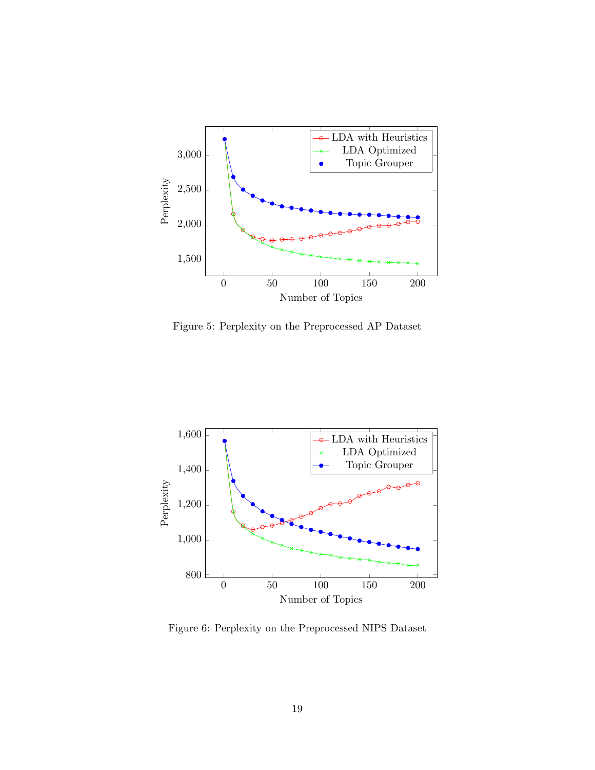Figure 5: Perplexity on the Preprocessed AP Dataset

Figure 6: Perplexity on the Preprocessed NIPS Dataset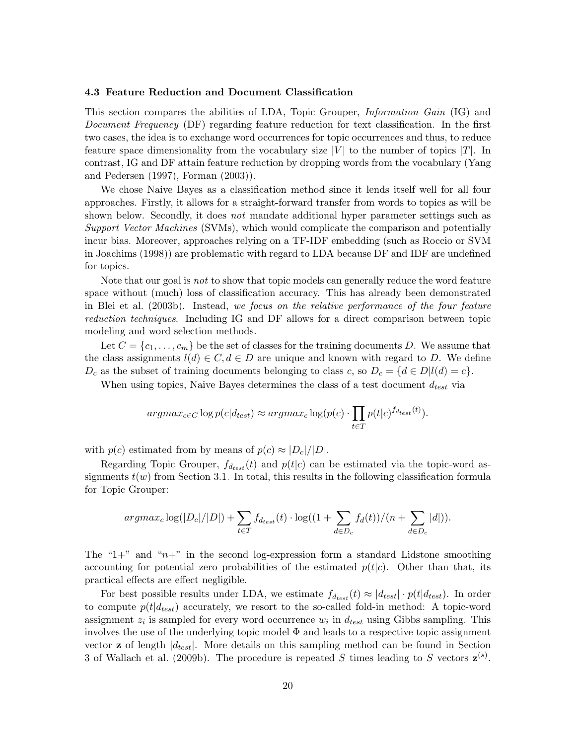### 4.3 Feature Reduction and Document Classification

This section compares the abilities of LDA, Topic Grouper, *Information Gain* (IG) and *Document Frequency* (DF) regarding feature reduction for text classification. In the first two cases, the idea is to exchange word occurrences for topic occurrences and thus, to reduce feature space dimensionality from the vocabulary size $|V|$ to the number of topics $|T|$. In contrast, IG and DF attain feature reduction by dropping words from the vocabulary (Yang and Pedersen (1997), Forman (2003)).

We chose Naive Bayes as a classification method since it lends itself well for all four approaches. Firstly, it allows for a straight-forward transfer from words to topics as will be shown below. Secondly, it does *not* mandate additional hyper parameter settings such as *Support Vector Machines* (SVMs), which would complicate the comparison and potentially incur bias. Moreover, approaches relying on a TF-IDF embedding (such as Roccio or SVM in Joachims (1998)) are problematic with regard to LDA because DF and IDF are undefined for topics.

Note that our goal is *not* to show that topic models can generally reduce the word feature space without (much) loss of classification accuracy. This has already been demonstrated in Blei et al. (2003b). Instead, *we focus on the relative performance of the four feature reduction techniques*. Including IG and DF allows for a direct comparison between topic modeling and word selection methods.

Let $C = \{c_1, \ldots, c_m\}$ be the set of classes for the training documents $D$. We assume that the class assignments $l(d) \in C, d \in D$ are unique and known with regard to $D$. We define $D_c$ as the subset of training documents belonging to class $c$, so $D_c = \{d \in D | l(d) = c\}$.

When using topics, Naive Bayes determines the class of a test document $d_{test}$ via

$$argmax_{c \in C} \log p(c|d_{test}) \approx argmax_c \log(p(c) \cdot \prod_{t \in T} p(t|c)^{f_{d_{test}}(t)}).$$

with $p(c)$ estimated from by means of $p(c) \approx |D_c|/|D|$.

Regarding Topic Grouper, $f_{d_{test}}(t)$ and $p(t|c)$ can be estimated via the topic-word assignments $t(w)$ from Section 3.1. In total, this results in the following classification formula for Topic Grouper:

$$argmax_c \log(|D_c|/|D|) + \sum_{t \in T} f_{d_{test}}(t) \cdot \log((1 + \sum_{d \in D_c} f_d(t))/(n + \sum_{d \in D_c} |d|)).$$

The "1+" and "$n$+" in the second log-expression form a standard Lidstone smoothing accounting for potential zero probabilities of the estimated $p(t|c)$. Other than that, its practical effects are effect negligible.

For best possible results under LDA, we estimate $f_{d_{test}}(t) \approx |d_{test}| \cdot p(t|d_{test})$. In order to compute $p(t|d_{test})$ accurately, we resort to the so-called fold-in method: A topic-word assignment $z_i$ is sampled for every word occurrence $w_i$ in $d_{test}$ using Gibbs sampling. This involves the use of the underlying topic model $\Phi$ and leads to a respective topic assignment vector $\mathbf{z}$ of length $|d_{test}|$. More details on this sampling method can be found in Section 3 of Wallach et al. (2009b). The procedure is repeated $S$ times leading to $S$ vectors $\mathbf{z}^{(s)}$.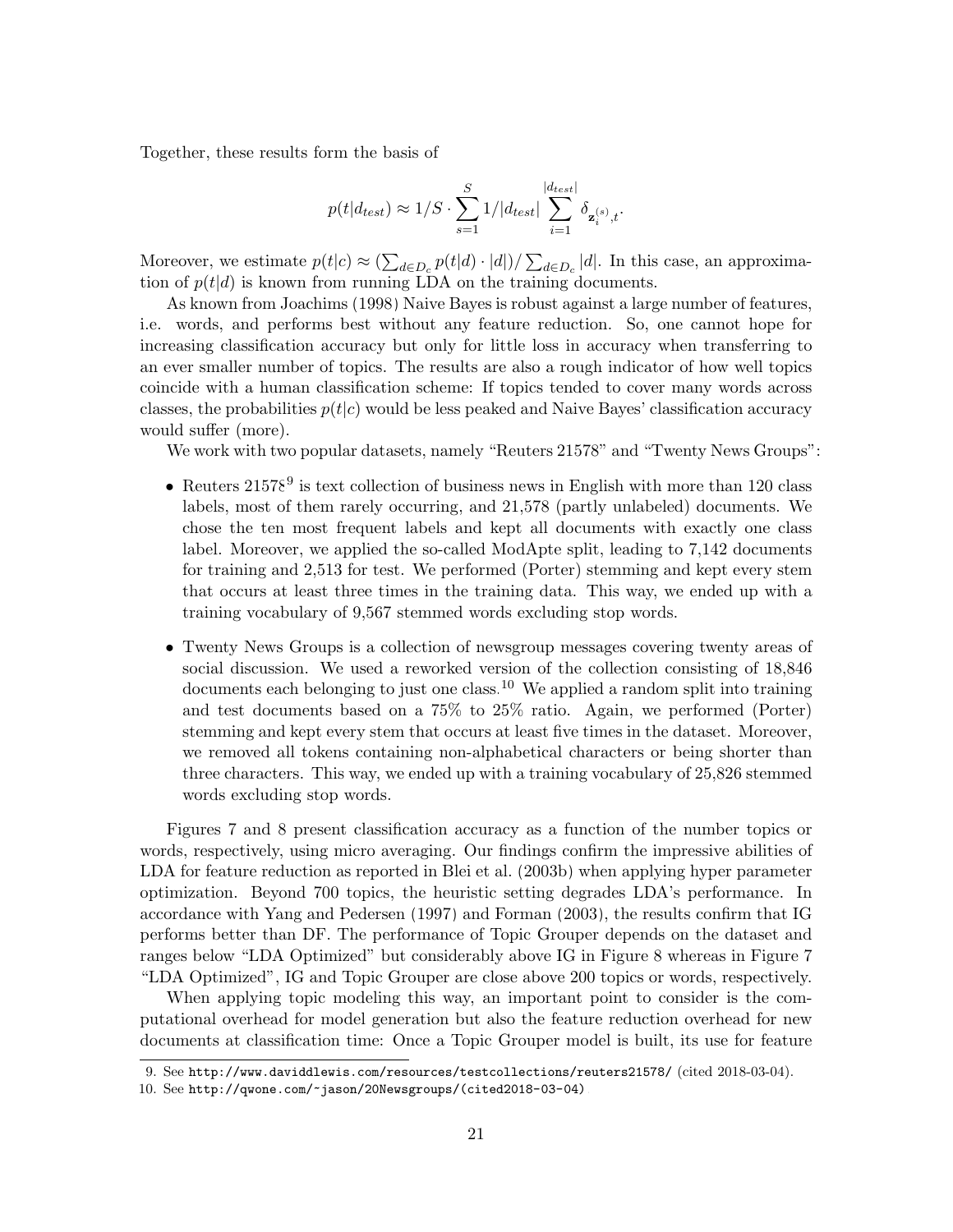Together, these results form the basis of

$$p(t|d_{test}) \approx 1/S \cdot \sum_{s=1}^{S} 1/|d_{test}| \sum_{i=1}^{|d_{test}|} \delta_{\mathbf{z}_i^{(s)},t}.$$

Moreover, we estimate $p(t|c) \approx (\sum_{d \in D_c} p(t|d) \cdot |d|)/\sum_{d \in D_c} |d|$. In this case, an approximation of $p(t|d)$ is known from running LDA on the training documents.

As known from Joachims (1998) Naive Bayes is robust against a large number of features, i.e. words, and performs best without any feature reduction. So, one cannot hope for increasing classification accuracy but only for little loss in accuracy when transferring to an ever smaller number of topics. The results are also a rough indicator of how well topics coincide with a human classification scheme: If topics tended to cover many words across classes, the probabilities $p(t|c)$ would be less peaked and Naive Bayes' classification accuracy would suffer (more).

We work with two popular datasets, namely "Reuters 21578" and "Twenty News Groups":

- Reuters 21578[9] is text collection of business news in English with more than 120 class labels, most of them rarely occurring, and 21,578 (partly unlabeled) documents. We chose the ten most frequent labels and kept all documents with exactly one class label. Moreover, we applied the so-called ModApte split, leading to 7,142 documents for training and 2,513 for test. We performed (Porter) stemming and kept every stem that occurs at least three times in the training data. This way, we ended up with a training vocabulary of 9,567 stemmed words excluding stop words.
- Twenty News Groups is a collection of newsgroup messages covering twenty areas of social discussion. We used a reworked version of the collection consisting of 18,846 documents each belonging to just one class.[10] We applied a random split into training and test documents based on a 75% to 25% ratio. Again, we performed (Porter) stemming and kept every stem that occurs at least five times in the dataset. Moreover, we removed all tokens containing non-alphabetical characters or being shorter than three characters. This way, we ended up with a training vocabulary of 25,826 stemmed words excluding stop words.

Figures 7 and 8 present classification accuracy as a function of the number topics or words, respectively, using micro averaging. Our findings confirm the impressive abilities of LDA for feature reduction as reported in Blei et al. (2003b) when applying hyper parameter optimization. Beyond 700 topics, the heuristic setting degrades LDA's performance. In accordance with Yang and Pedersen (1997) and Forman (2003), the results confirm that IG performs better than DF. The performance of Topic Grouper depends on the dataset and ranges below "LDA Optimized" but considerably above IG in Figure 8 whereas in Figure 7 "LDA Optimized", IG and Topic Grouper are close above 200 topics or words, respectively.

When applying topic modeling this way, an important point to consider is the computational overhead for model generation but also the feature reduction overhead for new documents at classification time: Once a Topic Grouper model is built, its use for feature

9. See `http://www.daviddlewis.com/resources/testcollections/reuters21578/` (cited 2018-03-04).

10. See `http://qwone.com/~jason/20Newsgroups/(cited2018-03-04)`.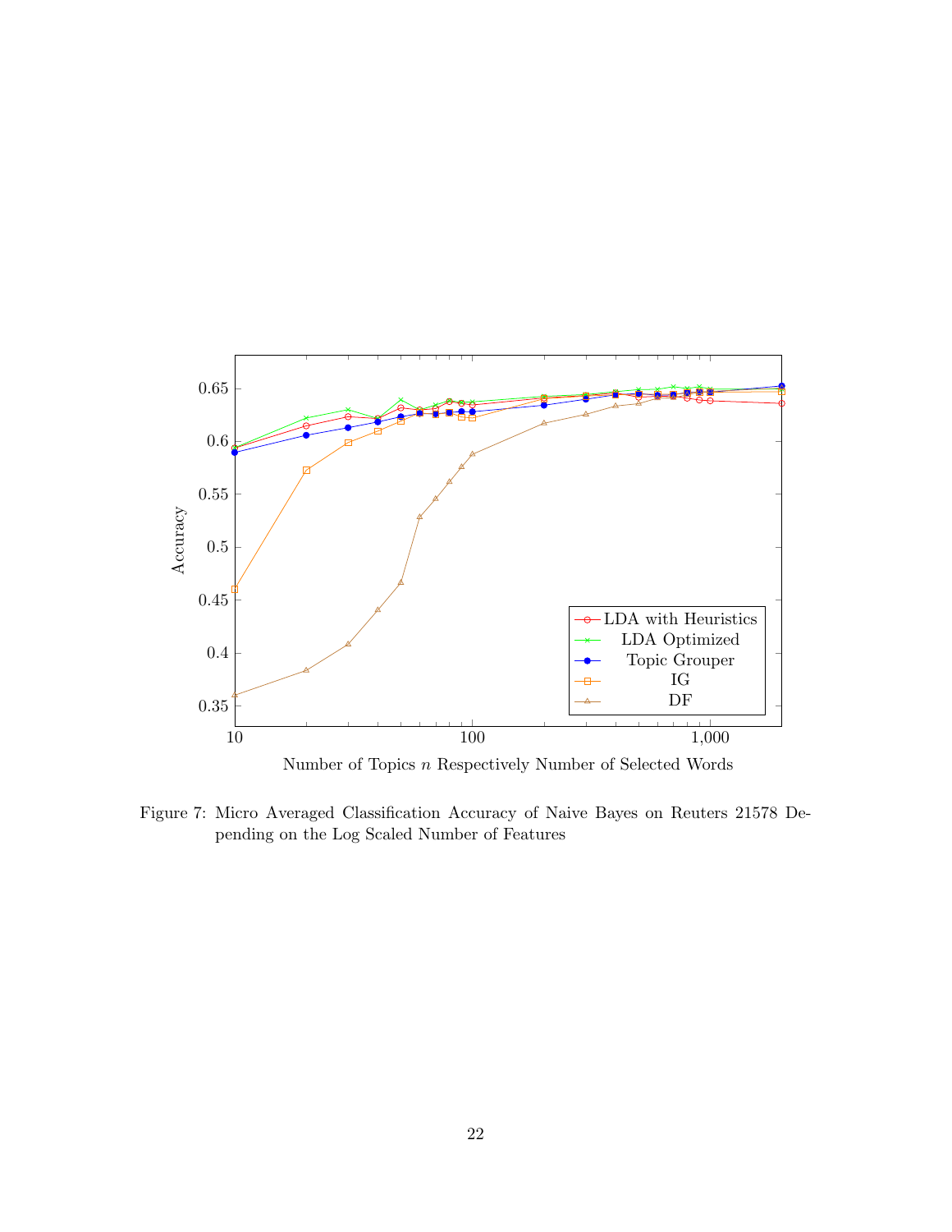Figure 7: Micro Averaged Classification Accuracy of Naive Bayes on Reuters 21578 Depending on the Log Scaled Number of Features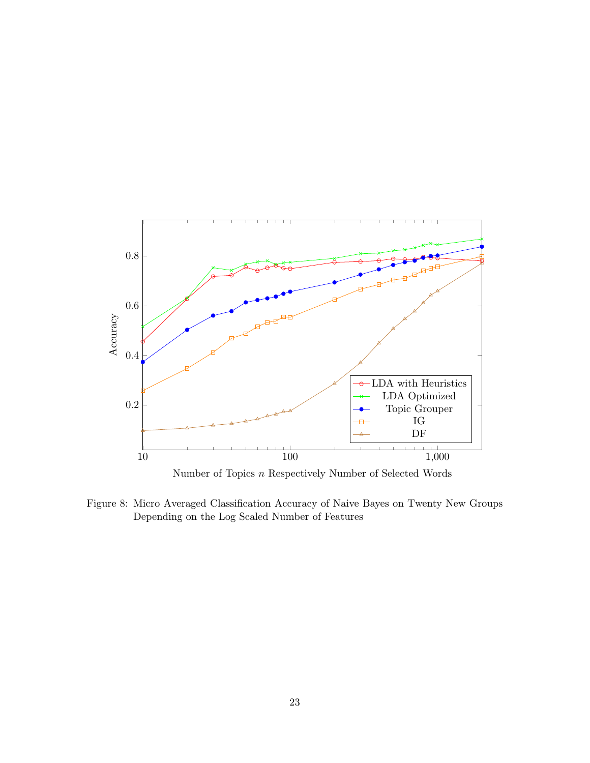Figure 8: Micro Averaged Classification Accuracy of Naive Bayes on Twenty New Groups Depending on the Log Scaled Number of Features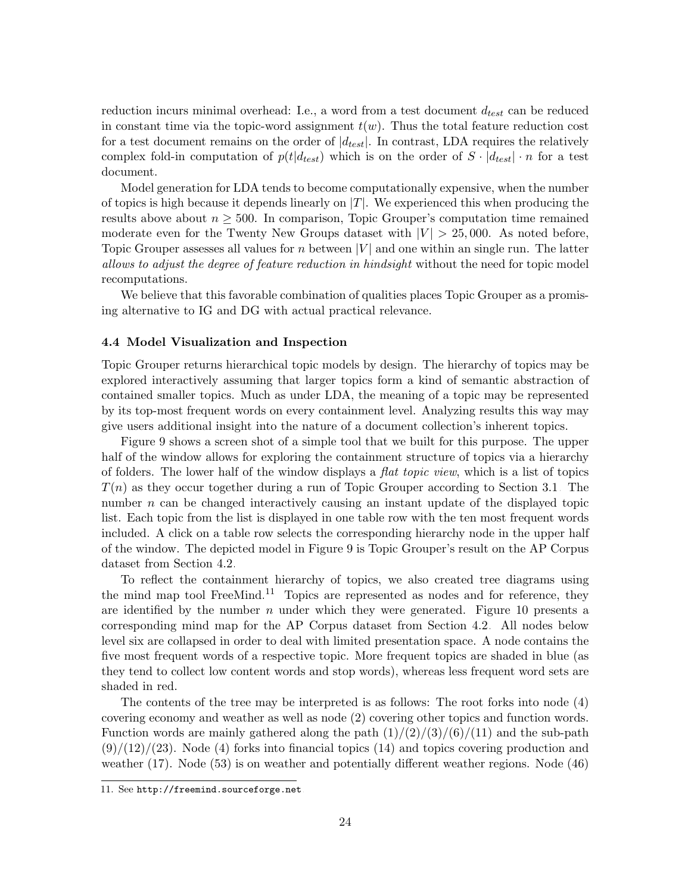reduction incurs minimal overhead: I.e., a word from a test document $d_{test}$ can be reduced in constant time via the topic-word assignment $t(w)$. Thus the total feature reduction cost for a test document remains on the order of $|d_{test}|$. In contrast, LDA requires the relatively complex fold-in computation of $p(t|d_{test})$ which is on the order of $S \cdot |d_{test}| \cdot n$ for a test document.

Model generation for LDA tends to become computationally expensive, when the number of topics is high because it depends linearly on $|T|$. We experienced this when producing the results above about $n \geq 500$. In comparison, Topic Grouper's computation time remained moderate even for the Twenty New Groups dataset with $|V| > 25,000$. As noted before, Topic Grouper assesses all values for $n$ between $|V|$ and one within an single run. The latter *allows to adjust the degree of feature reduction in hindsight* without the need for topic model recomputations.

We believe that this favorable combination of qualities places Topic Grouper as a promising alternative to IG and DG with actual practical relevance.

### 4.4 Model Visualization and Inspection

Topic Grouper returns hierarchical topic models by design. The hierarchy of topics may be explored interactively assuming that larger topics form a kind of semantic abstraction of contained smaller topics. Much as under LDA, the meaning of a topic may be represented by its top-most frequent words on every containment level. Analyzing results this way may give users additional insight into the nature of a document collection's inherent topics.

Figure 9 shows a screen shot of a simple tool that we built for this purpose. The upper half of the window allows for exploring the containment structure of topics via a hierarchy of folders. The lower half of the window displays a *flat topic view*, which is a list of topics $T(n)$ as they occur together during a run of Topic Grouper according to Section 3.1. The number $n$ can be changed interactively causing an instant update of the displayed topic list. Each topic from the list is displayed in one table row with the ten most frequent words included. A click on a table row selects the corresponding hierarchy node in the upper half of the window. The depicted model in Figure 9 is Topic Grouper's result on the AP Corpus dataset from Section 4.2.

To reflect the containment hierarchy of topics, we also created tree diagrams using the mind map tool FreeMind.[11] Topics are represented as nodes and for reference, they are identified by the number $n$ under which they were generated. Figure 10 presents a corresponding mind map for the AP Corpus dataset from Section 4.2. All nodes below level six are collapsed in order to deal with limited presentation space. A node contains the five most frequent words of a respective topic. More frequent topics are shaded in blue (as they tend to collect low content words and stop words), whereas less frequent word sets are shaded in red.

The contents of the tree may be interpreted is as follows: The root forks into node (4) covering economy and weather as well as node (2) covering other topics and function words. Function words are mainly gathered along the path (1)/(2)/(3)/(6)/(11) and the sub-path (9)/(12)/(23). Node (4) forks into financial topics (14) and topics covering production and weather (17). Node (53) is on weather and potentially different weather regions. Node (46)

11. See http://freemind.sourceforge.net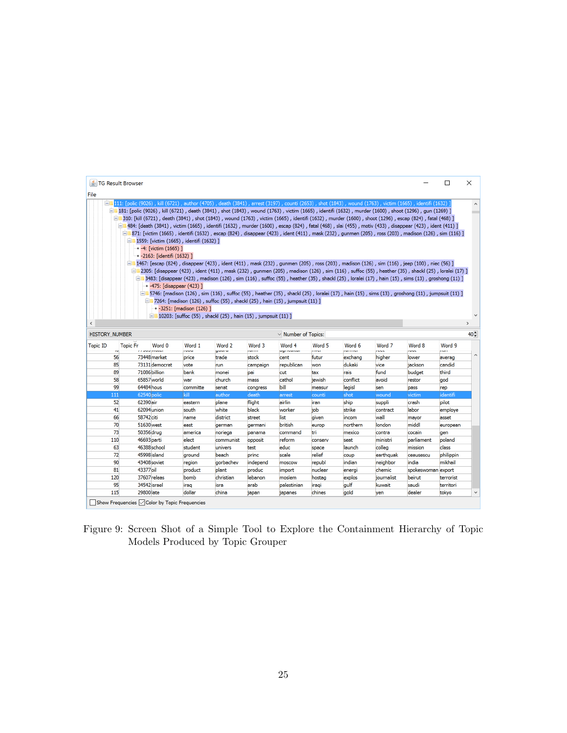TG Result Browser

File

- 111: [polic (9026) , kill (6721) , author (4705) , death (3841) , arrest (3197) , counti (2653) , shot (1843) , wound (1763) , victim (1665) , identifi (1632) ]
  - 181: [polic (9026) , kill (6721) , death (3841) , shot (1843) , wound (1763) , victim (1665) , identifi (1632) , murder (1600) , shoot (1296) , gun (1269) ]
    - 310: [kill (6721) , death (3841) , shot (1843) , wound (1763) , victim (1665) , identifi (1632) , murder (1600) , shoot (1296) , escap (824) , fatal (468) ]
      - 484: [death (3841) , victim (1665) , identifi (1632) , murder (1600) , escap (824) , fatal (468) , slai (455) , motiv (433) , disappear (423) , ident (411) ]
        - 871: [victim (1665) , identifi (1632) , escap (824) , disappear (423) , ident (411) , mask (232) , gunmen (205) , ross (203) , madison (126) , sim (116) ]
          - 1559: [victim (1665) , identifi (1632) ]
            - -4: [victim (1665) ]
            - -2163: [identifi (1632) ]
          - 1467: [escap (824) , disappear (423) , ident (411) , mask (232) , gunmen (205) , ross (203) , madison (126) , sim (116) , jeep (100) , niec (56) ]
            - 2305: [disappear (423) , ident (411) , mask (232) , gunmen (205) , madison (126) , sim (116) , suffoc (55) , heather (35) , shackl (25) , loralei (17) ]
              - 3483: [disappear (423) , madison (126) , sim (116) , suffoc (55) , heather (35) , shackl (25) , loralei (17) , hain (15) , sims (13) , groshong (11) ]
                - -475: [disappear (423) ]
                - 5746: [madison (126) , sim (116) , suffoc (55) , heather (35) , shackl (25) , loralei (17) , hain (15) , sims (13) , groshong (11) , jumpsuit (11) ]
                  - 7264: [madison (126) , suffoc (55) , shackl (25) , hain (15) , jumpsuit (11) ]
                    - -3251: [madison (126) ]
                    - 10203: [suffoc (55) , shackl (25) , hain (15) , jumpsuit (11) ]

HISTORY_NUMBER — Number of Topics: 40

| Topic ID | Topic Fr | Word 0 | Word 1 | Word 2 | Word 3 | Word 4 | Word 5 | Word 6 | Word 7 | Word 8 | Word 9 |
|---|---|---|---|---|---|---|---|---|---|---|---|
| 56 | 73448 | market | price | trade | stock | cent | futur | exchang | higher | lower | averag |
| 85 | 73131 | democrat | vote | run | campaign | republican | won | dukaki | vice | jackson | candid |
| 89 | 71086 | billion | bank | monei | pai | cut | tax | rais | fund | budget | third |
| 58 | 65857 | world | war | church | mass | cathol | jewish | conflict | avoid | restor | god |
| 99 | 64484 | hous | committe | senat | congress | bill | measur | legisl | sen | pass | rep |
| 111 | 62540 | polic | kill | author | death | arrest | counti | shot | wound | victim | identifi |
| 52 | 62390 | air | eastern | plane | flight | airlin | iran | ship | suppli | crash | pilot |
| 41 | 62094 | union | south | white | black | worker | job | strike | contract | labor | employe |
| 66 | 58742 | citi | name | district | street | list | given | incom | wall | mayor | asset |
| 70 | 51630 | west | east | german | germani | british | europ | northern | london | middl | european |
| 73 | 50356 | drug | america | noriega | panama | command | tri | mexico | contra | cocain | gen |
| 110 | 46693 | parti | elect | communist | opposit | reform | conserv | seat | ministri | parliament | poland |
| 63 | 46388 | school | student | univers | test | educ | space | launch | colleg | mission | class |
| 72 | 45998 | island | ground | beach | princ | scale | relief | coup | earthquak | ceausescu | philippin |
| 90 | 43408 | soviet | region | gorbachev | independ | moscow | republ | indian | neighbor | india | mikhail |
| 81 | 43377 | oil | product | plant | produc | import | nuclear | energi | chemic | spokeswoman | export |
| 120 | 37607 | releas | bomb | christian | lebanon | moslem | hostag | explos | journalist | beirut | terrorist |
| 95 | 34542 | israel | iraq | isra | arab | palestinian | iraqi | gulf | kuwait | saudi | territori |
| 115 | 29800 | late | dollar | china | japan | japanes | chines | gold | yen | dealer | tokyo |

Show Frequencies — Color by Topic Frequencies

Figure 9: Screen Shot of a Simple Tool to Explore the Containment Hierarchy of Topic Models Produced by Topic Grouper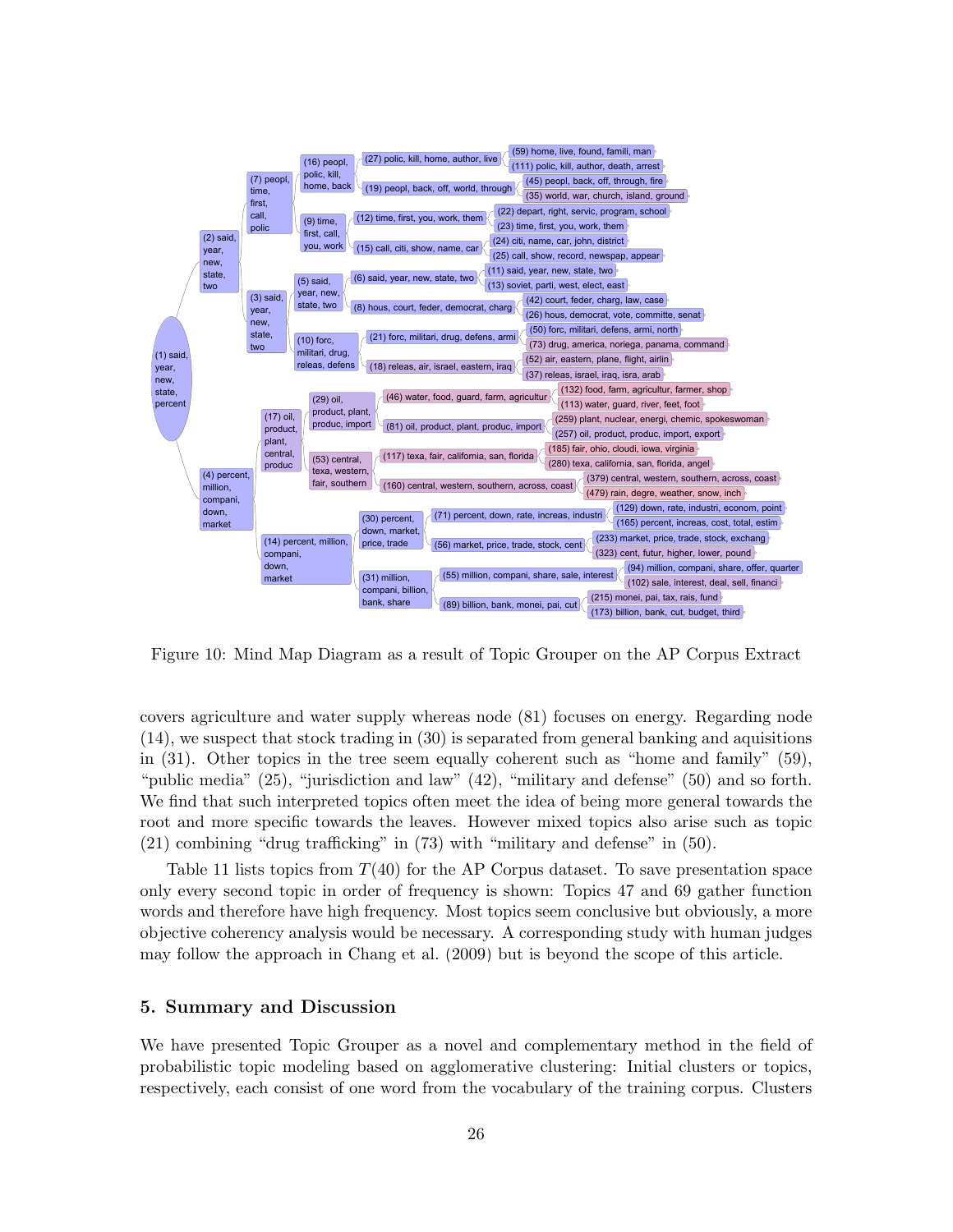- (1) said, year, new, state, percent
  - (2) said, year, new, state, two
    - (7) peopl, time, first, call, polic
      - (16) peopl, polic, kill, home, back
        - (27) polic, kill, home, author, live
          - (59) home, live, found, famili, man
          - (111) polic, kill, author, death, arrest
        - (19) peopl, back, off, world, through
          - (45) peopl, back, off, through, fire
          - (35) world, war, church, island, ground
      - (9) time, first, call, you, work
        - (12) time, first, you, work, them
          - (22) depart, right, servic, program, school
          - (23) time, first, you, work, them
        - (15) call, citi, show, name, car
          - (24) citi, name, car, john, district
          - (25) call, show, record, newspap, appear
    - (3) said, year, new, state, two
      - (5) said, year, new, state, two
        - (6) said, year, new, state, two
          - (11) said, year, new, state, two
          - (13) soviet, parti, west, elect, east
        - (8) hous, court, feder, democrat, charg
          - (42) court, feder, charg, law, case
          - (26) hous, democrat, vote, committe, senat
      - (10) forc, militari, drug, releas, defens
        - (21) forc, militari, drug, defens, armi
          - (50) forc, militari, defens, armi, north
          - (73) drug, america, noriega, panama, command
        - (18) releas, air, israel, eastern, iraq
          - (52) air, eastern, plane, flight, airlin
          - (37) releas, israel, iraq, isra, arab
  - (4) percent, million, compani, down, market
    - (17) oil, product, plant, central, produc
      - (29) oil, product, plant, produc, import
        - (46) water, food, guard, farm, agricultur
          - (132) food, farm, agricultur, farmer, shop
          - (113) water, guard, river, feet, foot
        - (81) oil, product, plant, produc, import
          - (259) plant, nuclear, energi, chemic, spokeswoman
          - (257) oil, product, produc, import, export
      - (53) central, texa, western, fair, southern
        - (117) texa, fair, california, san, florida
          - (185) fair, ohio, cloudi, iowa, virginia
          - (280) texa, california, san, florida, angel
        - (160) central, western, southern, across, coast
          - (379) central, western, southern, across, coast
          - (479) rain, degre, weather, snow, inch
    - (14) percent, million, compani, down, market
      - (30) percent, down, market, price, trade
        - (71) percent, down, rate, increas, industri
          - (129) down, rate, industri, econom, point
          - (165) percent, increas, cost, total, estim
        - (56) market, price, trade, stock, cent
          - (233) market, price, trade, stock, exchang
          - (323) cent, futur, higher, lower, pound
      - (31) million, compani, billion, bank, share
        - (55) million, compani, share, sale, interest
          - (94) million, compani, share, offer, quarter
          - (102) sale, interest, deal, sell, financi
        - (89) billion, bank, monei, pai, cut
          - (215) monei, pai, tax, rais, fund
          - (173) billion, bank, cut, budget, third

Figure 10: Mind Map Diagram as a result of Topic Grouper on the AP Corpus Extract

covers agriculture and water supply whereas node (81) focuses on energy. Regarding node (14), we suspect that stock trading in (30) is separated from general banking and aquisitions in (31). Other topics in the tree seem equally coherent such as "home and family" (59), "public media" (25), "jurisdiction and law" (42), "military and defense" (50) and so forth. We find that such interpreted topics often meet the idea of being more general towards the root and more specific towards the leaves. However mixed topics also arise such as topic (21) combining "drug trafficking" in (73) with "military and defense" in (50).

Table 11 lists topics from $T(40)$ for the AP Corpus dataset. To save presentation space only every second topic in order of frequency is shown: Topics 47 and 69 gather function words and therefore have high frequency. Most topics seem conclusive but obviously, a more objective coherency analysis would be necessary. A corresponding study with human judges may follow the approach in Chang et al. (2009) but is beyond the scope of this article.

## 5. Summary and Discussion

We have presented Topic Grouper as a novel and complementary method in the field of probabilistic topic modeling based on agglomerative clustering: Initial clusters or topics, respectively, each consist of one word from the vocabulary of the training corpus. Clusters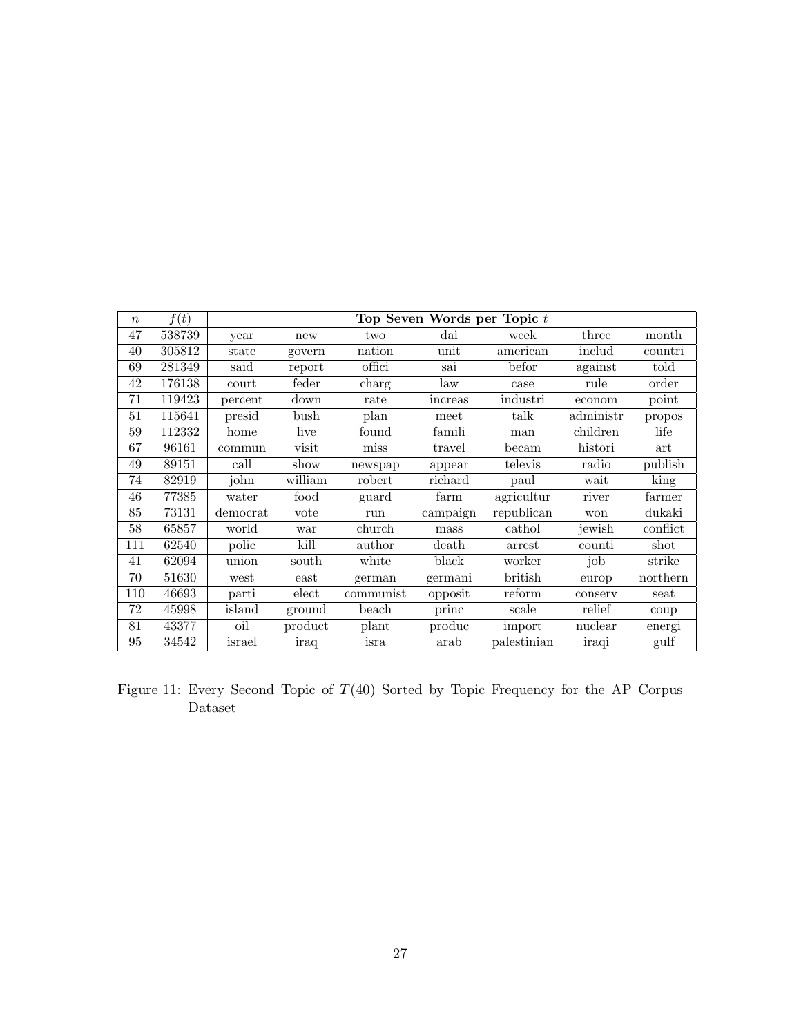| $n$ | $f(t)$ | Top Seven Words per Topic $t$ | | | | | | |
|---|---|---|---|---|---|---|---|---|
| 47 | 538739 | year | new | two | dai | week | three | month |
| 40 | 305812 | state | govern | nation | unit | american | includ | countri |
| 69 | 281349 | said | report | offici | sai | befor | against | told |
| 42 | 176138 | court | feder | charg | law | case | rule | order |
| 71 | 119423 | percent | down | rate | increas | industri | econom | point |
| 51 | 115641 | presid | bush | plan | meet | talk | administr | propos |
| 59 | 112332 | home | live | found | famili | man | children | life |
| 67 | 96161 | commun | visit | miss | travel | becam | histori | art |
| 49 | 89151 | call | show | newspap | appear | televis | radio | publish |
| 74 | 82919 | john | william | robert | richard | paul | wait | king |
| 46 | 77385 | water | food | guard | farm | agricultur | river | farmer |
| 85 | 73131 | democrat | vote | run | campaign | republican | won | dukaki |
| 58 | 65857 | world | war | church | mass | cathol | jewish | conflict |
| 111 | 62540 | polic | kill | author | death | arrest | counti | shot |
| 41 | 62094 | union | south | white | black | worker | job | strike |
| 70 | 51630 | west | east | german | germani | british | europ | northern |
| 110 | 46693 | parti | elect | communist | opposit | reform | conserv | seat |
| 72 | 45998 | island | ground | beach | princ | scale | relief | coup |
| 81 | 43377 | oil | product | plant | produc | import | nuclear | energi |
| 95 | 34542 | israel | iraq | isra | arab | palestinian | iraqi | gulf |

Figure 11: Every Second Topic of $T(40)$ Sorted by Topic Frequency for the AP Corpus Dataset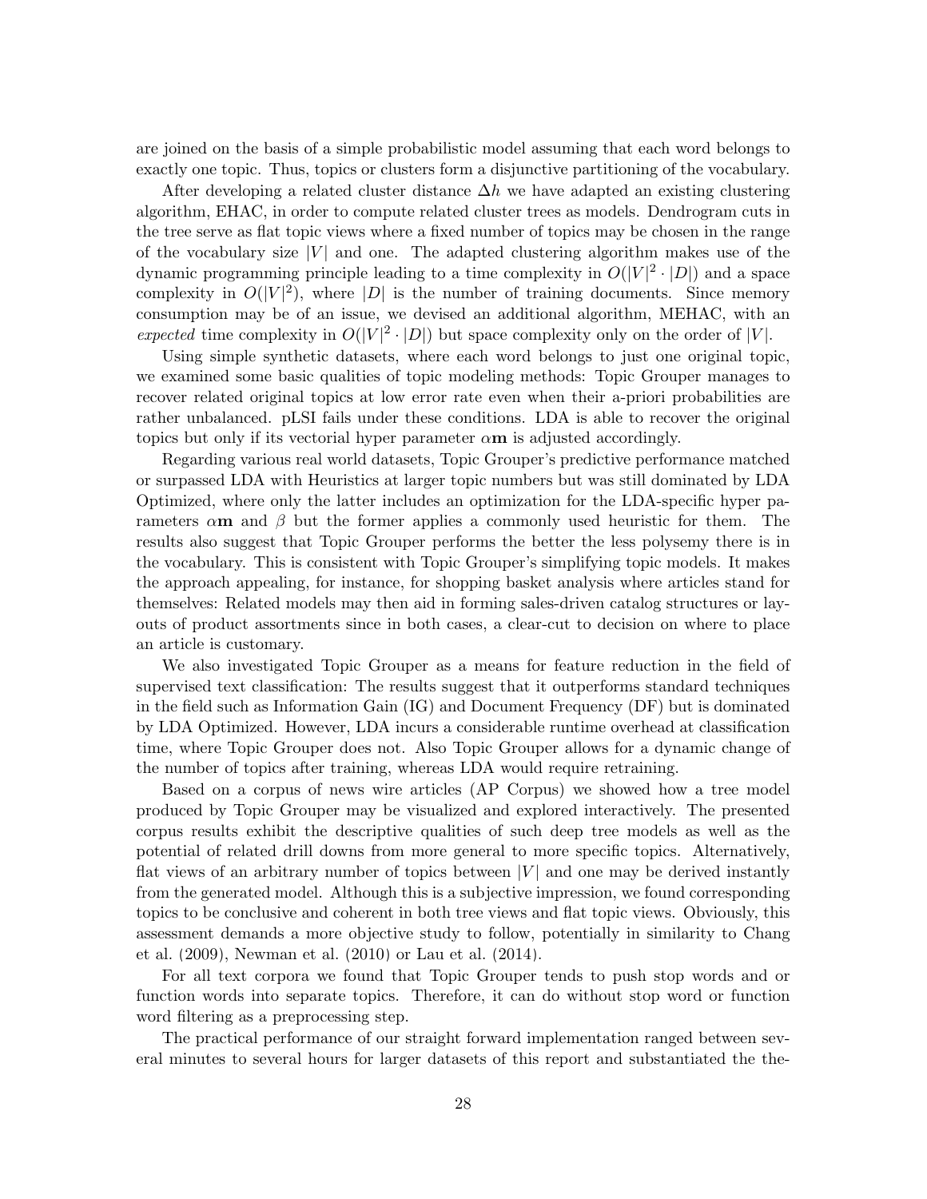are joined on the basis of a simple probabilistic model assuming that each word belongs to exactly one topic. Thus, topics or clusters form a disjunctive partitioning of the vocabulary.

After developing a related cluster distance $\Delta h$ we have adapted an existing clustering algorithm, EHAC, in order to compute related cluster trees as models. Dendrogram cuts in the tree serve as flat topic views where a fixed number of topics may be chosen in the range of the vocabulary size $|V|$ and one. The adapted clustering algorithm makes use of the dynamic programming principle leading to a time complexity in $O(|V|^2 \cdot |D|)$ and a space complexity in $O(|V|^2)$, where $|D|$ is the number of training documents. Since memory consumption may be of an issue, we devised an additional algorithm, MEHAC, with an *expected* time complexity in $O(|V|^2 \cdot |D|)$ but space complexity only on the order of $|V|$.

Using simple synthetic datasets, where each word belongs to just one original topic, we examined some basic qualities of topic modeling methods: Topic Grouper manages to recover related original topics at low error rate even when their a-priori probabilities are rather unbalanced. pLSI fails under these conditions. LDA is able to recover the original topics but only if its vectorial hyper parameter $\alpha\mathbf{m}$ is adjusted accordingly.

Regarding various real world datasets, Topic Grouper's predictive performance matched or surpassed LDA with Heuristics at larger topic numbers but was still dominated by LDA Optimized, where only the latter includes an optimization for the LDA-specific hyper parameters $\alpha\mathbf{m}$ and $\beta$ but the former applies a commonly used heuristic for them. The results also suggest that Topic Grouper performs the better the less polysemy there is in the vocabulary. This is consistent with Topic Grouper's simplifying topic models. It makes the approach appealing, for instance, for shopping basket analysis where articles stand for themselves: Related models may then aid in forming sales-driven catalog structures or layouts of product assortments since in both cases, a clear-cut to decision on where to place an article is customary.

We also investigated Topic Grouper as a means for feature reduction in the field of supervised text classification: The results suggest that it outperforms standard techniques in the field such as Information Gain (IG) and Document Frequency (DF) but is dominated by LDA Optimized. However, LDA incurs a considerable runtime overhead at classification time, where Topic Grouper does not. Also Topic Grouper allows for a dynamic change of the number of topics after training, whereas LDA would require retraining.

Based on a corpus of news wire articles (AP Corpus) we showed how a tree model produced by Topic Grouper may be visualized and explored interactively. The presented corpus results exhibit the descriptive qualities of such deep tree models as well as the potential of related drill downs from more general to more specific topics. Alternatively, flat views of an arbitrary number of topics between $|V|$ and one may be derived instantly from the generated model. Although this is a subjective impression, we found corresponding topics to be conclusive and coherent in both tree views and flat topic views. Obviously, this assessment demands a more objective study to follow, potentially in similarity to Chang et al. (2009), Newman et al. (2010) or Lau et al. (2014).

For all text corpora we found that Topic Grouper tends to push stop words and or function words into separate topics. Therefore, it can do without stop word or function word filtering as a preprocessing step.

The practical performance of our straight forward implementation ranged between several minutes to several hours for larger datasets of this report and substantiated the the-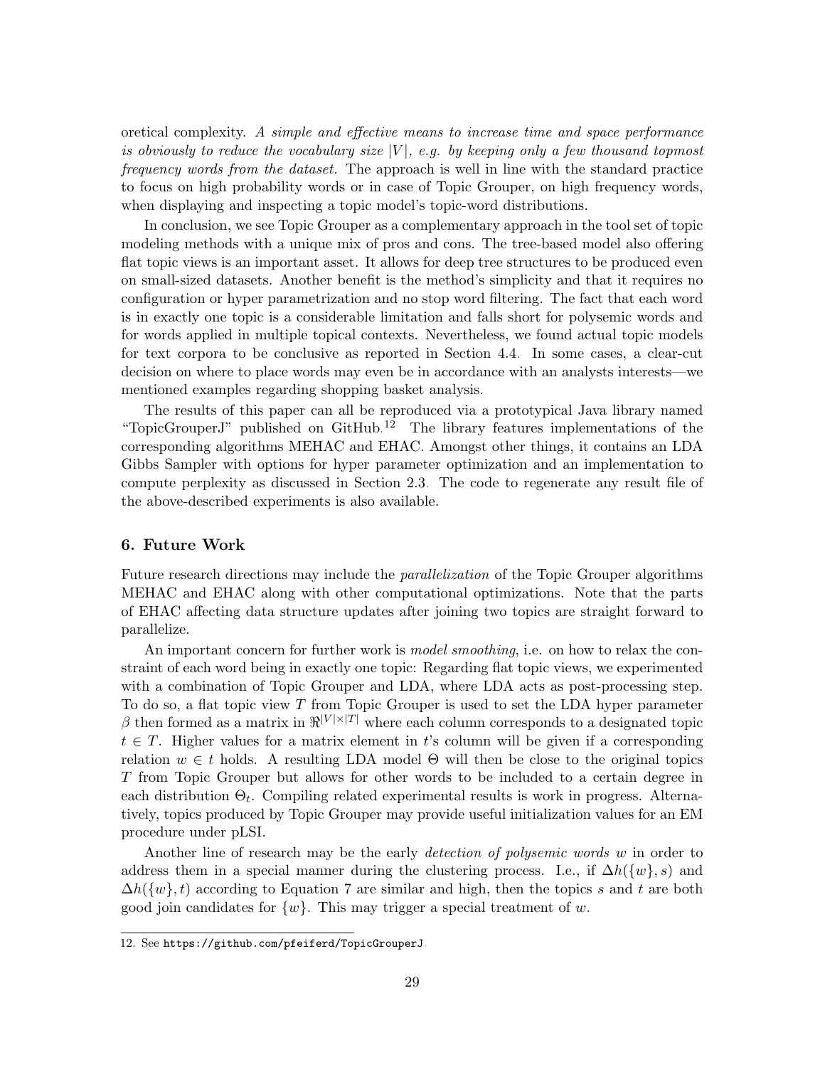oretical complexity. *A simple and effective means to increase time and space performance is obviously to reduce the vocabulary size $|V|$, e.g. by keeping only a few thousand topmost frequency words from the dataset.* The approach is well in line with the standard practice to focus on high probability words or in case of Topic Grouper, on high frequency words, when displaying and inspecting a topic model's topic-word distributions.

In conclusion, we see Topic Grouper as a complementary approach in the tool set of topic modeling methods with a unique mix of pros and cons. The tree-based model also offering flat topic views is an important asset. It allows for deep tree structures to be produced even on small-sized datasets. Another benefit is the method's simplicity and that it requires no configuration or hyper parametrization and no stop word filtering. The fact that each word is in exactly one topic is a considerable limitation and falls short for polysemic words and for words applied in multiple topical contexts. Nevertheless, we found actual topic models for text corpora to be conclusive as reported in Section 4.4. In some cases, a clear-cut decision on where to place words may even be in accordance with an analysts interests—we mentioned examples regarding shopping basket analysis.

The results of this paper can all be reproduced via a prototypical Java library named "TopicGrouperJ" published on GitHub.[12] The library features implementations of the corresponding algorithms MEHAC and EHAC. Amongst other things, it contains an LDA Gibbs Sampler with options for hyper parameter optimization and an implementation to compute perplexity as discussed in Section 2.3. The code to regenerate any result file of the above-described experiments is also available.

## 6. Future Work

Future research directions may include the *parallelization* of the Topic Grouper algorithms MEHAC and EHAC along with other computational optimizations. Note that the parts of EHAC affecting data structure updates after joining two topics are straight forward to parallelize.

An important concern for further work is *model smoothing*, i.e. on how to relax the constraint of each word being in exactly one topic: Regarding flat topic views, we experimented with a combination of Topic Grouper and LDA, where LDA acts as post-processing step. To do so, a flat topic view $T$ from Topic Grouper is used to set the LDA hyper parameter $\beta$ then formed as a matrix in $\Re^{|V|\times|T|}$ where each column corresponds to a designated topic $t \in T$. Higher values for a matrix element in $t$'s column will be given if a corresponding relation $w \in t$ holds. A resulting LDA model $\Theta$ will then be close to the original topics $T$ from Topic Grouper but allows for other words to be included to a certain degree in each distribution $\Theta_t$. Compiling related experimental results is work in progress. Alternatively, topics produced by Topic Grouper may provide useful initialization values for an EM procedure under pLSI.

Another line of research may be the early *detection of polysemic words* $w$ in order to address them in a special manner during the clustering process. I.e., if $\Delta h(\{w\}, s)$ and $\Delta h(\{w\}, t)$ according to Equation 7 are similar and high, then the topics $s$ and $t$ are both good join candidates for $\{w\}$. This may trigger a special treatment of $w$.

---

12. See `https://github.com/pfeiferd/TopicGrouperJ`.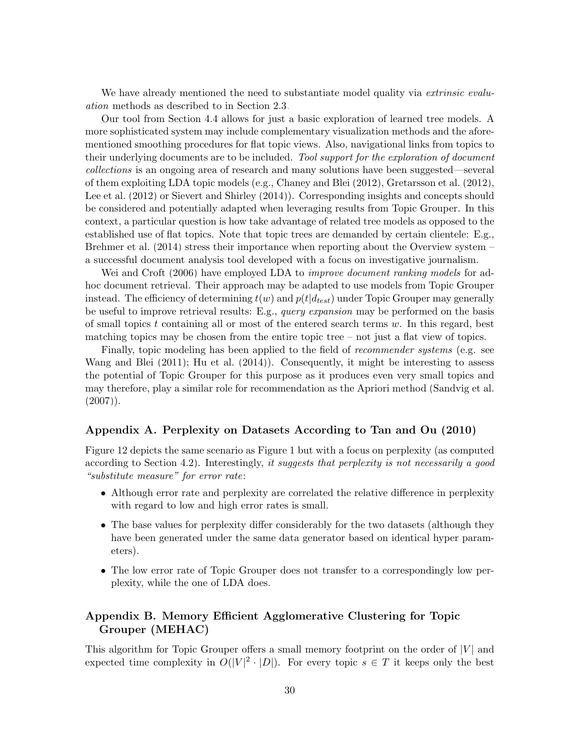We have already mentioned the need to substantiate model quality via *extrinsic evaluation* methods as described to in Section 2.3.

Our tool from Section 4.4 allows for just a basic exploration of learned tree models. A more sophisticated system may include complementary visualization methods and the aforementioned smoothing procedures for flat topic views. Also, navigational links from topics to their underlying documents are to be included. *Tool support for the exploration of document collections* is an ongoing area of research and many solutions have been suggested—several of them exploiting LDA topic models (e.g., Chaney and Blei (2012), Gretarsson et al. (2012), Lee et al. (2012) or Sievert and Shirley (2014)). Corresponding insights and concepts should be considered and potentially adapted when leveraging results from Topic Grouper. In this context, a particular question is how take advantage of related tree models as opposed to the established use of flat topics. Note that topic trees are demanded by certain clientele: E.g., Brehmer et al. (2014) stress their importance when reporting about the Overview system – a successful document analysis tool developed with a focus on investigative journalism.

Wei and Croft (2006) have employed LDA to *improve document ranking models* for ad-hoc document retrieval. Their approach may be adapted to use models from Topic Grouper instead. The efficiency of determining $t(w)$ and $p(t|d_{test})$ under Topic Grouper may generally be useful to improve retrieval results: E.g., *query expansion* may be performed on the basis of small topics $t$ containing all or most of the entered search terms $w$. In this regard, best matching topics may be chosen from the entire topic tree – not just a flat view of topics.

Finally, topic modeling has been applied to the field of *recommender systems* (e.g. see Wang and Blei (2011); Hu et al. (2014)). Consequently, it might be interesting to assess the potential of Topic Grouper for this purpose as it produces even very small topics and may therefore, play a similar role for recommendation as the Apriori method (Sandvig et al. (2007)).

## Appendix A. Perplexity on Datasets According to Tan and Ou (2010)

Figure 12 depicts the same scenario as Figure 1 but with a focus on perplexity (as computed according to Section 4.2). Interestingly, *it suggests that perplexity is not necessarily a good "substitute measure" for error rate*:

- Although error rate and perplexity are correlated the relative difference in perplexity with regard to low and high error rates is small.
- The base values for perplexity differ considerably for the two datasets (although they have been generated under the same data generator based on identical hyper parameters).
- The low error rate of Topic Grouper does not transfer to a correspondingly low perplexity, while the one of LDA does.

## Appendix B. Memory Efficient Agglomerative Clustering for Topic Grouper (MEHAC)

This algorithm for Topic Grouper offers a small memory footprint on the order of $|V|$ and expected time complexity in $O(|V|^2 \cdot |D|)$. For every topic $s \in T$ it keeps only the best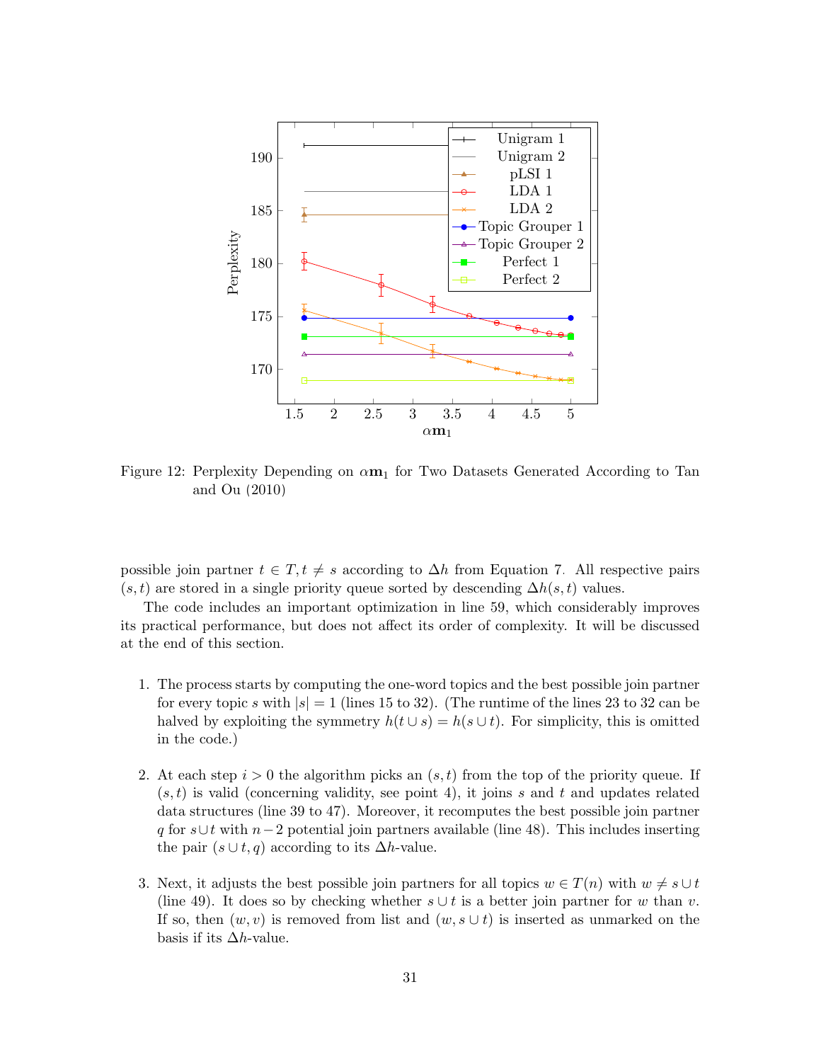Figure 12: Perplexity Depending on $\alpha\mathbf{m}_1$ for Two Datasets Generated According to Tan and Ou (2010)

possible join partner $t \in T, t \neq s$ according to $\Delta h$ from Equation 7. All respective pairs $(s,t)$ are stored in a single priority queue sorted by descending $\Delta h(s,t)$ values.

The code includes an important optimization in line 59, which considerably improves its practical performance, but does not affect its order of complexity. It will be discussed at the end of this section.

1. The process starts by computing the one-word topics and the best possible join partner for every topic $s$ with $|s| = 1$ (lines 15 to 32). (The runtime of the lines 23 to 32 can be halved by exploiting the symmetry $h(t \cup s) = h(s \cup t)$. For simplicity, this is omitted in the code.)

2. At each step $i > 0$ the algorithm picks an $(s,t)$ from the top of the priority queue. If $(s,t)$ is valid (concerning validity, see point 4), it joins $s$ and $t$ and updates related data structures (line 39 to 47). Moreover, it recomputes the best possible join partner $q$ for $s \cup t$ with $n-2$ potential join partners available (line 48). This includes inserting the pair $(s \cup t, q)$ according to its $\Delta h$-value.

3. Next, it adjusts the best possible join partners for all topics $w \in T(n)$ with $w \neq s \cup t$ (line 49). It does so by checking whether $s \cup t$ is a better join partner for $w$ than $v$. If so, then $(w,v)$ is removed from list and $(w, s \cup t)$ is inserted as unmarked on the basis if its $\Delta h$-value.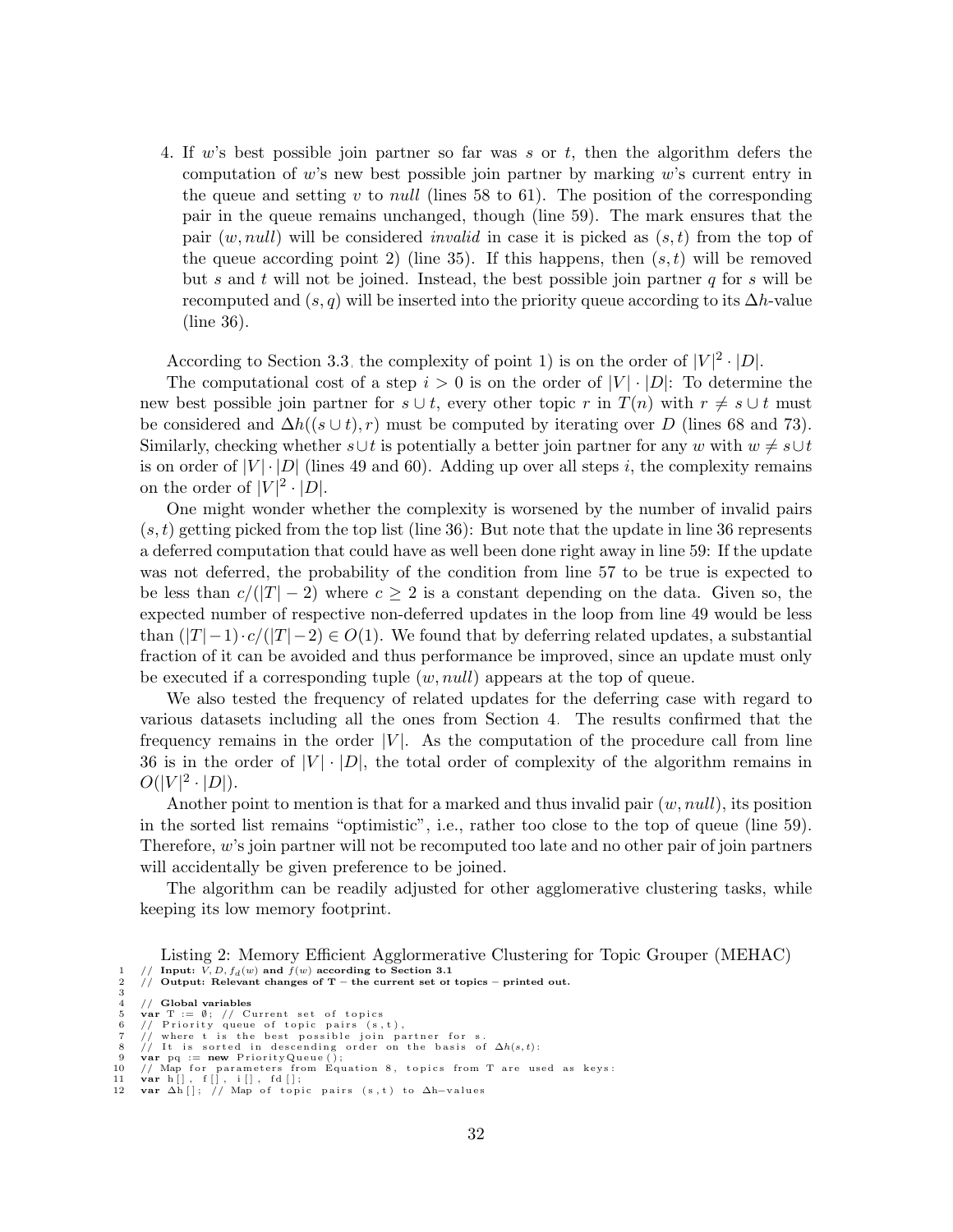4. If $w$'s best possible join partner so far was $s$ or $t$, then the algorithm defers the computation of $w$'s new best possible join partner by marking $w$'s current entry in the queue and setting $v$ to *null* (lines 58 to 61). The position of the corresponding pair in the queue remains unchanged, though (line 59). The mark ensures that the pair $(w, null)$ will be considered *invalid* in case it is picked as $(s, t)$ from the top of the queue according point 2) (line 35). If this happens, then $(s, t)$ will be removed but $s$ and $t$ will not be joined. Instead, the best possible join partner $q$ for $s$ will be recomputed and $(s, q)$ will be inserted into the priority queue according to its $\Delta h$-value (line 36).

According to Section 3.3, the complexity of point 1) is on the order of $|V|^2 \cdot |D|$.

The computational cost of a step $i > 0$ is on the order of $|V| \cdot |D|$: To determine the new best possible join partner for $s \cup t$, every other topic $r$ in $T(n)$ with $r \neq s \cup t$ must be considered and $\Delta h((s \cup t), r)$ must be computed by iterating over $D$ (lines 68 and 73). Similarly, checking whether $s \cup t$ is potentially a better join partner for any $w$ with $w \neq s \cup t$ is on order of $|V| \cdot |D|$ (lines 49 and 60). Adding up over all steps $i$, the complexity remains on the order of $|V|^2 \cdot |D|$.

One might wonder whether the complexity is worsened by the number of invalid pairs $(s, t)$ getting picked from the top list (line 36): But note that the update in line 36 represents a deferred computation that could have as well been done right away in line 59: If the update was not deferred, the probability of the condition from line 57 to be true is expected to be less than $c/(|T| - 2)$ where $c \geq 2$ is a constant depending on the data. Given so, the expected number of respective non-deferred updates in the loop from line 49 would be less than $(|T|-1) \cdot c/(|T|-2) \in O(1)$. We found that by deferring related updates, a substantial fraction of it can be avoided and thus performance be improved, since an update must only be executed if a corresponding tuple $(w, null)$ appears at the top of queue.

We also tested the frequency of related updates for the deferring case with regard to various datasets including all the ones from Section 4. The results confirmed that the frequency remains in the order $|V|$. As the computation of the procedure call from line 36 is in the order of $|V| \cdot |D|$, the total order of complexity of the algorithm remains in $O(|V|^2 \cdot |D|)$.

Another point to mention is that for a marked and thus invalid pair $(w, null)$, its position in the sorted list remains "optimistic", i.e., rather too close to the top of queue (line 59). Therefore, $w$'s join partner will not be recomputed too late and no other pair of join partners will accidentally be given preference to be joined.

The algorithm can be readily adjusted for other agglomerative clustering tasks, while keeping its low memory footprint.

Listing 2: Memory Efficient Agglormerative Clustering for Topic Grouper (MEHAC)

```
1   // Input: V, D, f_d(w) and f(w) according to Section 3.1
2   // Output: Relevant changes of T – the current set of topics – printed out.
3
4   // Global variables
5   var T := ∅; // Current set of topics
6   // Priority queue of topic pairs (s,t),
7   // where t is the best possible join partner for s.
8   // It is sorted in descending order on the basis of Δh(s,t):
9   var pq := new PriorityQueue();
10  // Map for parameters from Equation 8, topics from T are used as keys:
11  var h[], f[], i[], fd[];
12  var Δh[]; // Map of topic pairs (s,t) to Δh-values
```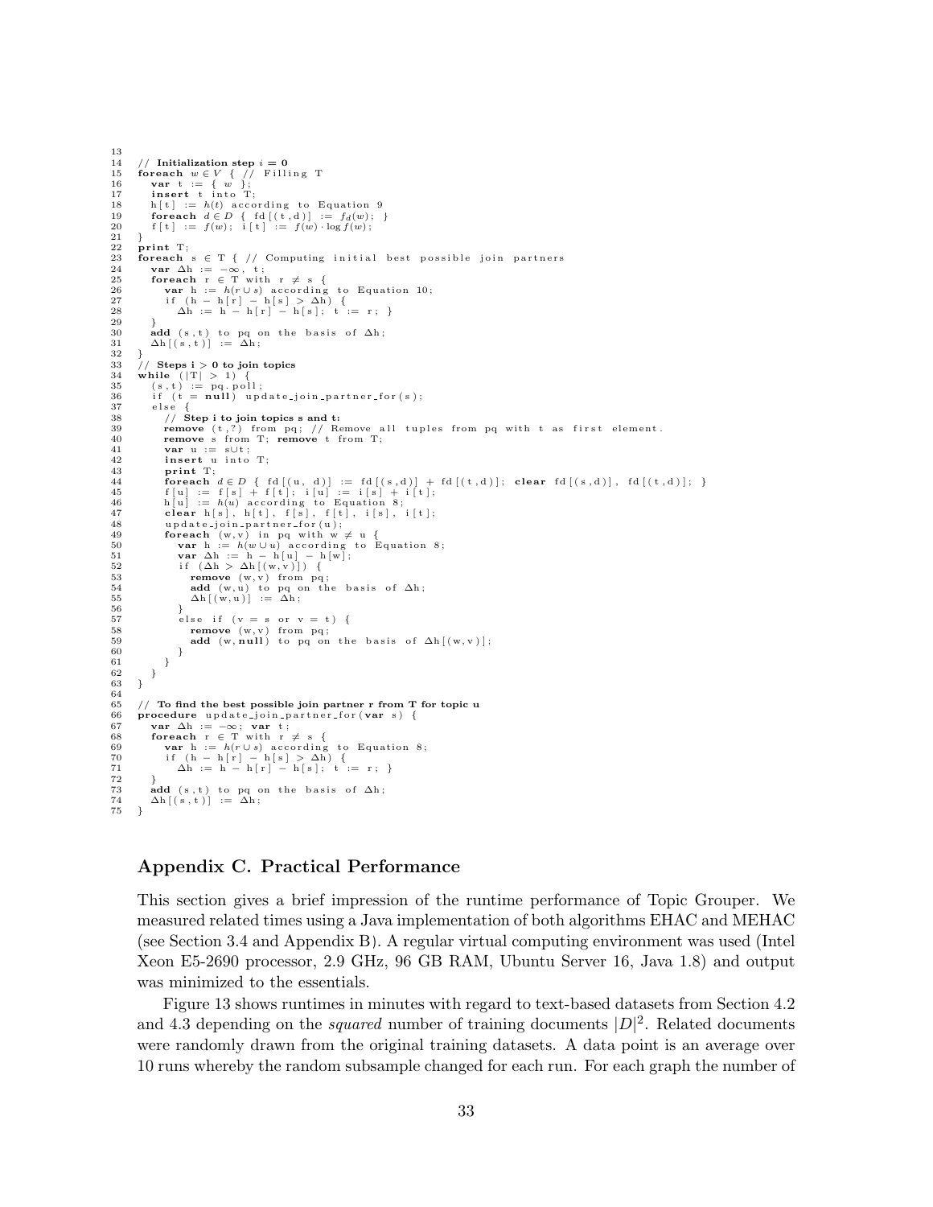```
13
14  // Initialization step i = 0
15  foreach w ∈ V { // Filling T
16    var t := { w };
17    insert t into T;
18    h[t] := h(t) according to Equation 9
19    foreach d ∈ D { fd[(t,d)] := f_d(w); }
20    f[t] := f(w); i[t] := f(w) · log f(w);
21  }
22  print T;
23  foreach s ∈ T { // Computing initial best possible join partners
24    var Δh := −∞, t;
25    foreach r ∈ T with r ≠ s {
26      var h := h(r ∪ s) according to Equation 10;
27      if (h − h[r] − h[s] > Δh) {
28        Δh := h − h[r] − h[s]; t := r; }
29    }
30    add (s,t) to pq on the basis of Δh;
31    Δh[(s,t)] := Δh;
32  }
33  // Steps i > 0 to join topics
34  while (|T| > 1) {
35    (s,t) := pq.poll;
36    if (t = null) update_join_partner_for(s);
37    else {
38      // Step i to join topics s and t:
39      remove (t,?) from pq; // Remove all tuples from pq with t as first element.
40      remove s from T; remove t from T;
41      var u := s∪t;
42      insert u into T;
43      print T;
44      foreach d ∈ D { fd[(u, d)] := fd[(s,d)] + fd[(t,d)]; clear fd[(s,d)], fd[(t,d)]; }
45      f[u] := f[s] + f[t]; i[u] := i[s] + i[t];
46      h[u] := h(u) according to Equation 8;
47      clear h[s], h[t], f[s], f[t], i[s], i[t];
48      update_join_partner_for(u);
49      foreach (w,v) in pq with w ≠ u {
50        var h := h(w ∪ u) according to Equation 8;
51        var Δh := h − h[u] − h[w];
52        if (Δh > Δh[(w,v)]) {
53          remove (w,v) from pq;
54          add (w,u) to pq on the basis of Δh;
55          Δh[(w,u)] := Δh;
56        }
57        else if (v = s or v = t) {
58          remove (w,v) from pq;
59          add (w,null) to pq on the basis of Δh[(w,v)];
60        }
61      }
62    }
63  }
64
65  // To find the best possible join partner r from T for topic u
66  procedure update_join_partner_for(var s) {
67    var Δh := −∞; var t;
68    foreach r ∈ T with r ≠ s {
69      var h := h(r ∪ s) according to Equation 8;
70      if (h − h[r] − h[s] > Δh) {
71        Δh := h − h[r] − h[s]; t := r; }
72    }
73    add (s,t) to pq on the basis of Δh;
74    Δh[(s,t)] := Δh;
75  }
```

## Appendix C. Practical Performance

This section gives a brief impression of the runtime performance of Topic Grouper. We measured related times using a Java implementation of both algorithms EHAC and MEHAC (see Section 3.4 and Appendix B). A regular virtual computing environment was used (Intel Xeon E5-2690 processor, 2.9 GHz, 96 GB RAM, Ubuntu Server 16, Java 1.8) and output was minimized to the essentials.

Figure 13 shows runtimes in minutes with regard to text-based datasets from Section 4.2 and 4.3 depending on the *squared* number of training documents $|D|^2$. Related documents were randomly drawn from the original training datasets. A data point is an average over 10 runs whereby the random subsample changed for each run. For each graph the number of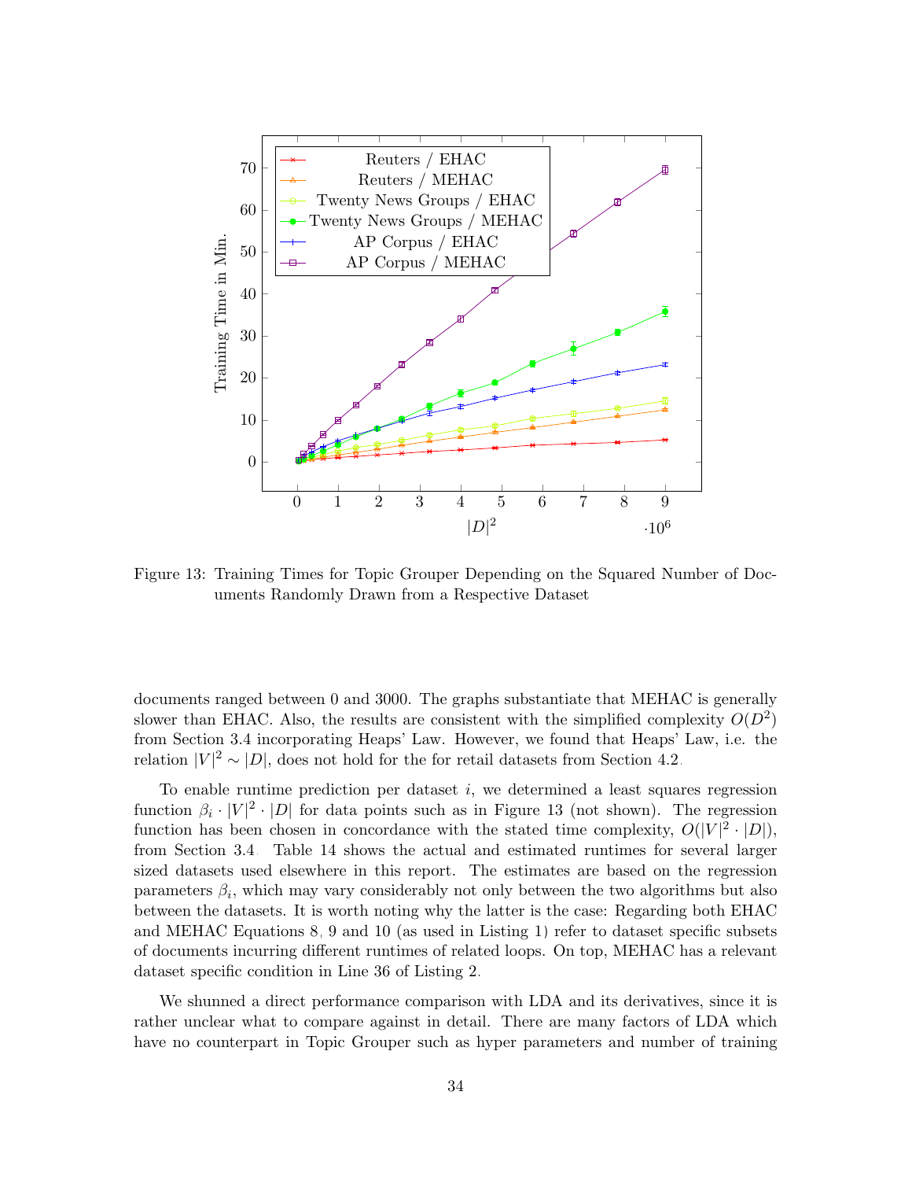Figure 13: Training Times for Topic Grouper Depending on the Squared Number of Documents Randomly Drawn from a Respective Dataset

documents ranged between 0 and 3000. The graphs substantiate that MEHAC is generally slower than EHAC. Also, the results are consistent with the simplified complexity $O(D^2)$ from Section 3.4 incorporating Heaps' Law. However, we found that Heaps' Law, i.e. the relation $|V|^2 \sim |D|$, does not hold for the for retail datasets from Section 4.2.

To enable runtime prediction per dataset $i$, we determined a least squares regression function $\beta_i \cdot |V|^2 \cdot |D|$ for data points such as in Figure 13 (not shown). The regression function has been chosen in concordance with the stated time complexity, $O(|V|^2 \cdot |D|)$, from Section 3.4. Table 14 shows the actual and estimated runtimes for several larger sized datasets used elsewhere in this report. The estimates are based on the regression parameters $\beta_i$, which may vary considerably not only between the two algorithms but also between the datasets. It is worth noting why the latter is the case: Regarding both EHAC and MEHAC Equations 8, 9 and 10 (as used in Listing 1) refer to dataset specific subsets of documents incurring different runtimes of related loops. On top, MEHAC has a relevant dataset specific condition in Line 36 of Listing 2.

We shunned a direct performance comparison with LDA and its derivatives, since it is rather unclear what to compare against in detail. There are many factors of LDA which have no counterpart in Topic Grouper such as hyper parameters and number of training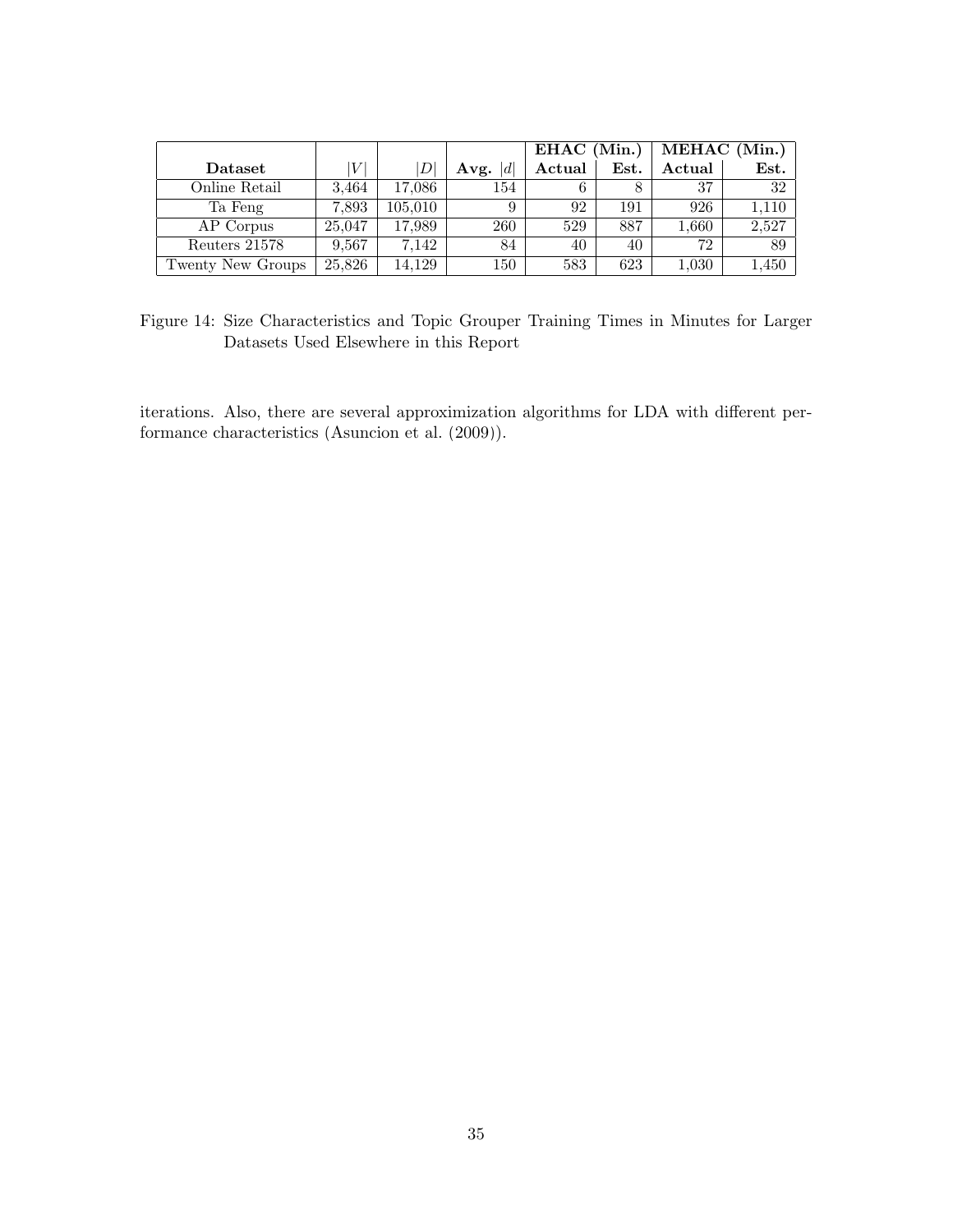| | | | | EHAC (Min.) | | MEHAC (Min.) | |
|---|---|---|---|---|---|---|---|
| **Dataset** | $\|V\|$ | $\|D\|$ | **Avg.** $\|d\|$ | **Actual** | **Est.** | **Actual** | **Est.** |
| Online Retail | 3,464 | 17,086 | 154 | 6 | 8 | 37 | 32 |
| Ta Feng | 7,893 | 105,010 | 9 | 92 | 191 | 926 | 1,110 |
| AP Corpus | 25,047 | 17,989 | 260 | 529 | 887 | 1,660 | 2,527 |
| Reuters 21578 | 9,567 | 7,142 | 84 | 40 | 40 | 72 | 89 |
| Twenty New Groups | 25,826 | 14,129 | 150 | 583 | 623 | 1,030 | 1,450 |

Figure 14: Size Characteristics and Topic Grouper Training Times in Minutes for Larger Datasets Used Elsewhere in this Report

iterations. Also, there are several approximization algorithms for LDA with different performance characteristics (Asuncion et al. (2009)).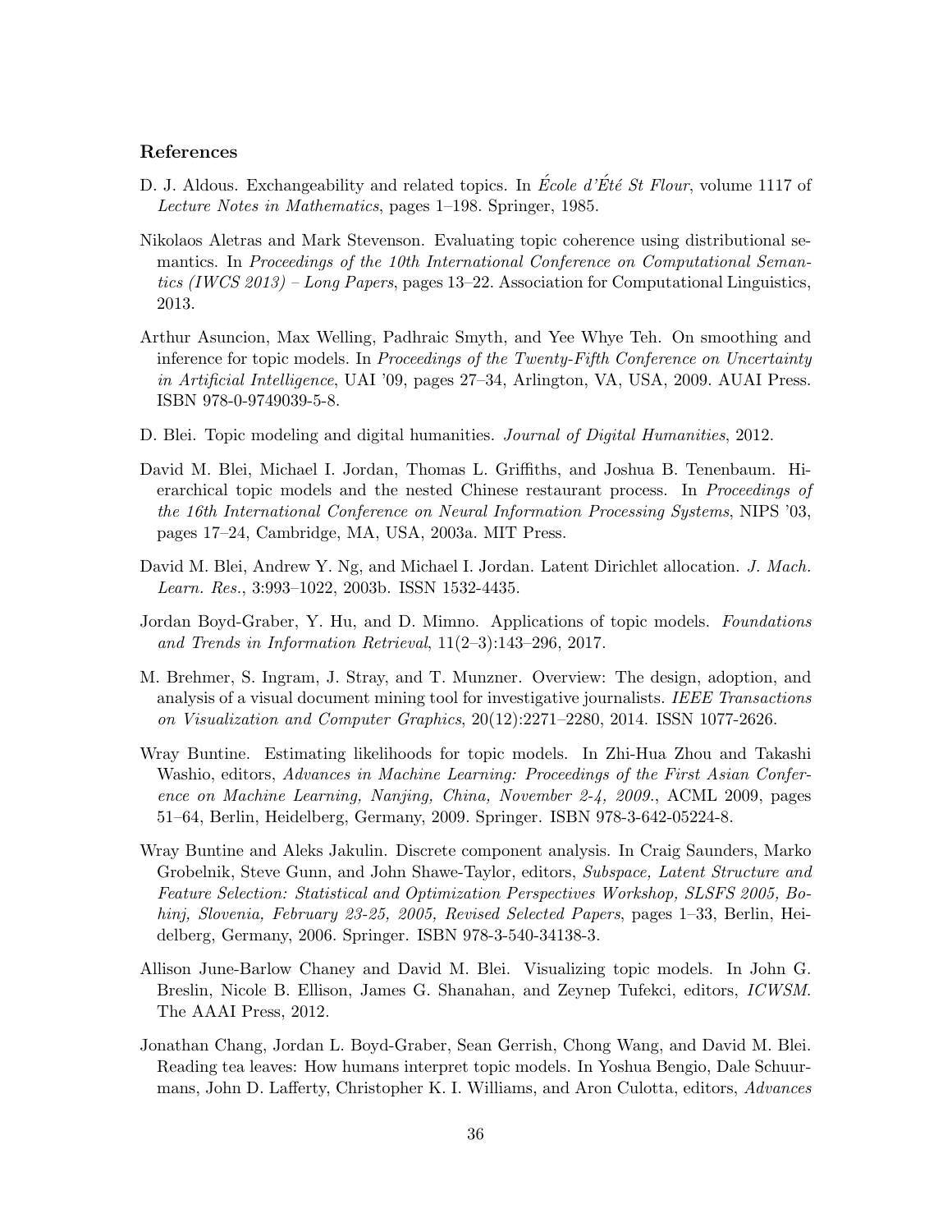## References

D. J. Aldous. Exchangeability and related topics. In *École d'Été St Flour*, volume 1117 of *Lecture Notes in Mathematics*, pages 1–198. Springer, 1985.

Nikolaos Aletras and Mark Stevenson. Evaluating topic coherence using distributional semantics. In *Proceedings of the 10th International Conference on Computational Semantics (IWCS 2013) – Long Papers*, pages 13–22. Association for Computational Linguistics, 2013.

Arthur Asuncion, Max Welling, Padhraic Smyth, and Yee Whye Teh. On smoothing and inference for topic models. In *Proceedings of the Twenty-Fifth Conference on Uncertainty in Artificial Intelligence*, UAI '09, pages 27–34, Arlington, VA, USA, 2009. AUAI Press. ISBN 978-0-9749039-5-8.

D. Blei. Topic modeling and digital humanities. *Journal of Digital Humanities*, 2012.

David M. Blei, Michael I. Jordan, Thomas L. Griffiths, and Joshua B. Tenenbaum. Hierarchical topic models and the nested Chinese restaurant process. In *Proceedings of the 16th International Conference on Neural Information Processing Systems*, NIPS '03, pages 17–24, Cambridge, MA, USA, 2003a. MIT Press.

David M. Blei, Andrew Y. Ng, and Michael I. Jordan. Latent Dirichlet allocation. *J. Mach. Learn. Res.*, 3:993–1022, 2003b. ISSN 1532-4435.

Jordan Boyd-Graber, Y. Hu, and D. Mimno. Applications of topic models. *Foundations and Trends in Information Retrieval*, 11(2–3):143–296, 2017.

M. Brehmer, S. Ingram, J. Stray, and T. Munzner. Overview: The design, adoption, and analysis of a visual document mining tool for investigative journalists. *IEEE Transactions on Visualization and Computer Graphics*, 20(12):2271–2280, 2014. ISSN 1077-2626.

Wray Buntine. Estimating likelihoods for topic models. In Zhi-Hua Zhou and Takashi Washio, editors, *Advances in Machine Learning: Proceedings of the First Asian Conference on Machine Learning, Nanjing, China, November 2-4, 2009.*, ACML 2009, pages 51–64, Berlin, Heidelberg, Germany, 2009. Springer. ISBN 978-3-642-05224-8.

Wray Buntine and Aleks Jakulin. Discrete component analysis. In Craig Saunders, Marko Grobelnik, Steve Gunn, and John Shawe-Taylor, editors, *Subspace, Latent Structure and Feature Selection: Statistical and Optimization Perspectives Workshop, SLSFS 2005, Bohinj, Slovenia, February 23-25, 2005, Revised Selected Papers*, pages 1–33, Berlin, Heidelberg, Germany, 2006. Springer. ISBN 978-3-540-34138-3.

Allison June-Barlow Chaney and David M. Blei. Visualizing topic models. In John G. Breslin, Nicole B. Ellison, James G. Shanahan, and Zeynep Tufekci, editors, *ICWSM*. The AAAI Press, 2012.

Jonathan Chang, Jordan L. Boyd-Graber, Sean Gerrish, Chong Wang, and David M. Blei. Reading tea leaves: How humans interpret topic models. In Yoshua Bengio, Dale Schuurmans, John D. Lafferty, Christopher K. I. Williams, and Aron Culotta, editors, *Advances*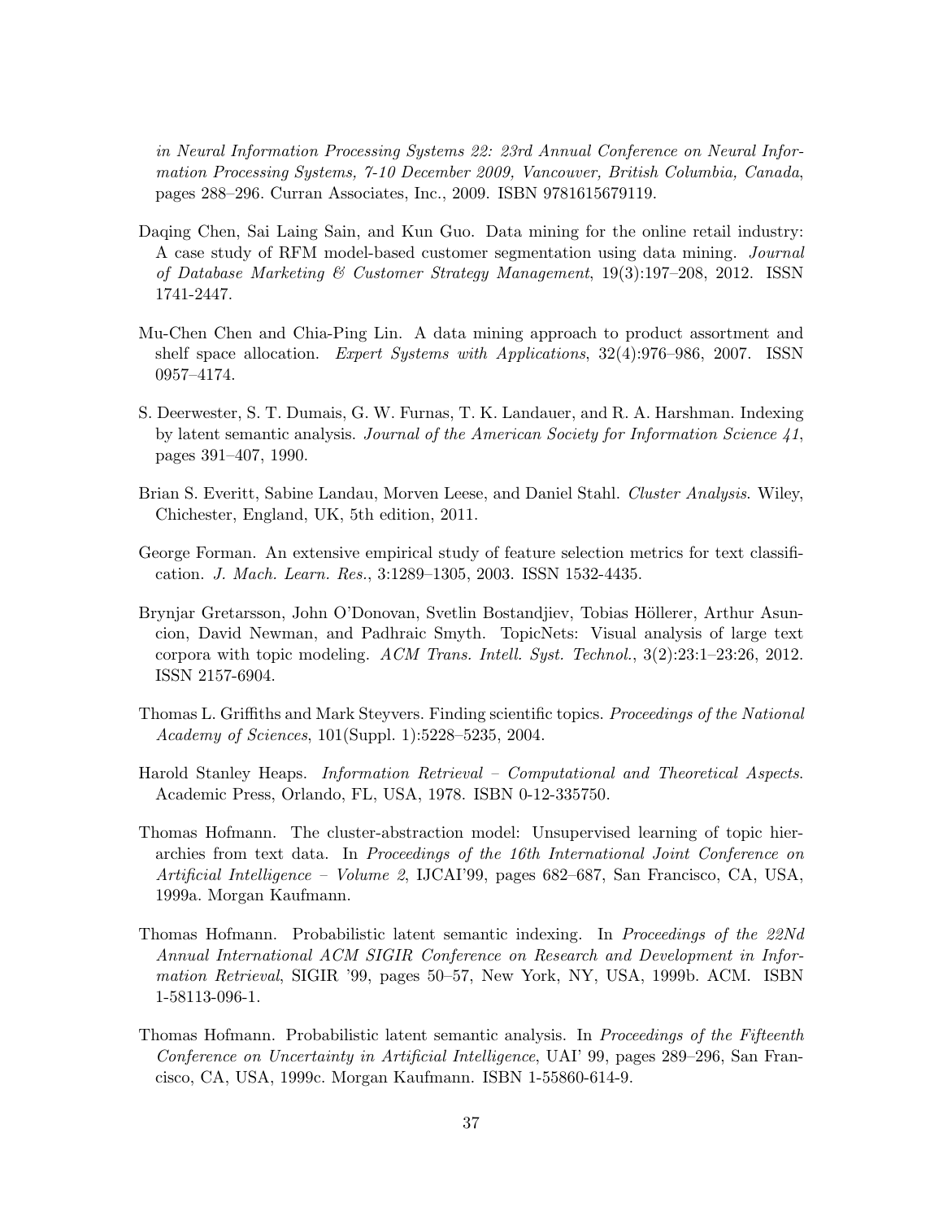*in Neural Information Processing Systems 22: 23rd Annual Conference on Neural Information Processing Systems, 7-10 December 2009, Vancouver, British Columbia, Canada*, pages 288–296. Curran Associates, Inc., 2009. ISBN 9781615679119.

Daqing Chen, Sai Laing Sain, and Kun Guo. Data mining for the online retail industry: A case study of RFM model-based customer segmentation using data mining. *Journal of Database Marketing & Customer Strategy Management*, 19(3):197–208, 2012. ISSN 1741-2447.

Mu-Chen Chen and Chia-Ping Lin. A data mining approach to product assortment and shelf space allocation. *Expert Systems with Applications*, 32(4):976–986, 2007. ISSN 0957–4174.

S. Deerwester, S. T. Dumais, G. W. Furnas, T. K. Landauer, and R. A. Harshman. Indexing by latent semantic analysis. *Journal of the American Society for Information Science 41*, pages 391–407, 1990.

Brian S. Everitt, Sabine Landau, Morven Leese, and Daniel Stahl. *Cluster Analysis*. Wiley, Chichester, England, UK, 5th edition, 2011.

George Forman. An extensive empirical study of feature selection metrics for text classification. *J. Mach. Learn. Res.*, 3:1289–1305, 2003. ISSN 1532-4435.

Brynjar Gretarsson, John O'Donovan, Svetlin Bostandjiev, Tobias Höllerer, Arthur Asuncion, David Newman, and Padhraic Smyth. TopicNets: Visual analysis of large text corpora with topic modeling. *ACM Trans. Intell. Syst. Technol.*, 3(2):23:1–23:26, 2012. ISSN 2157-6904.

Thomas L. Griffiths and Mark Steyvers. Finding scientific topics. *Proceedings of the National Academy of Sciences*, 101(Suppl. 1):5228–5235, 2004.

Harold Stanley Heaps. *Information Retrieval – Computational and Theoretical Aspects*. Academic Press, Orlando, FL, USA, 1978. ISBN 0-12-335750.

Thomas Hofmann. The cluster-abstraction model: Unsupervised learning of topic hierarchies from text data. In *Proceedings of the 16th International Joint Conference on Artificial Intelligence – Volume 2*, IJCAI'99, pages 682–687, San Francisco, CA, USA, 1999a. Morgan Kaufmann.

Thomas Hofmann. Probabilistic latent semantic indexing. In *Proceedings of the 22Nd Annual International ACM SIGIR Conference on Research and Development in Information Retrieval*, SIGIR '99, pages 50–57, New York, NY, USA, 1999b. ACM. ISBN 1-58113-096-1.

Thomas Hofmann. Probabilistic latent semantic analysis. In *Proceedings of the Fifteenth Conference on Uncertainty in Artificial Intelligence*, UAI' 99, pages 289–296, San Francisco, CA, USA, 1999c. Morgan Kaufmann. ISBN 1-55860-614-9.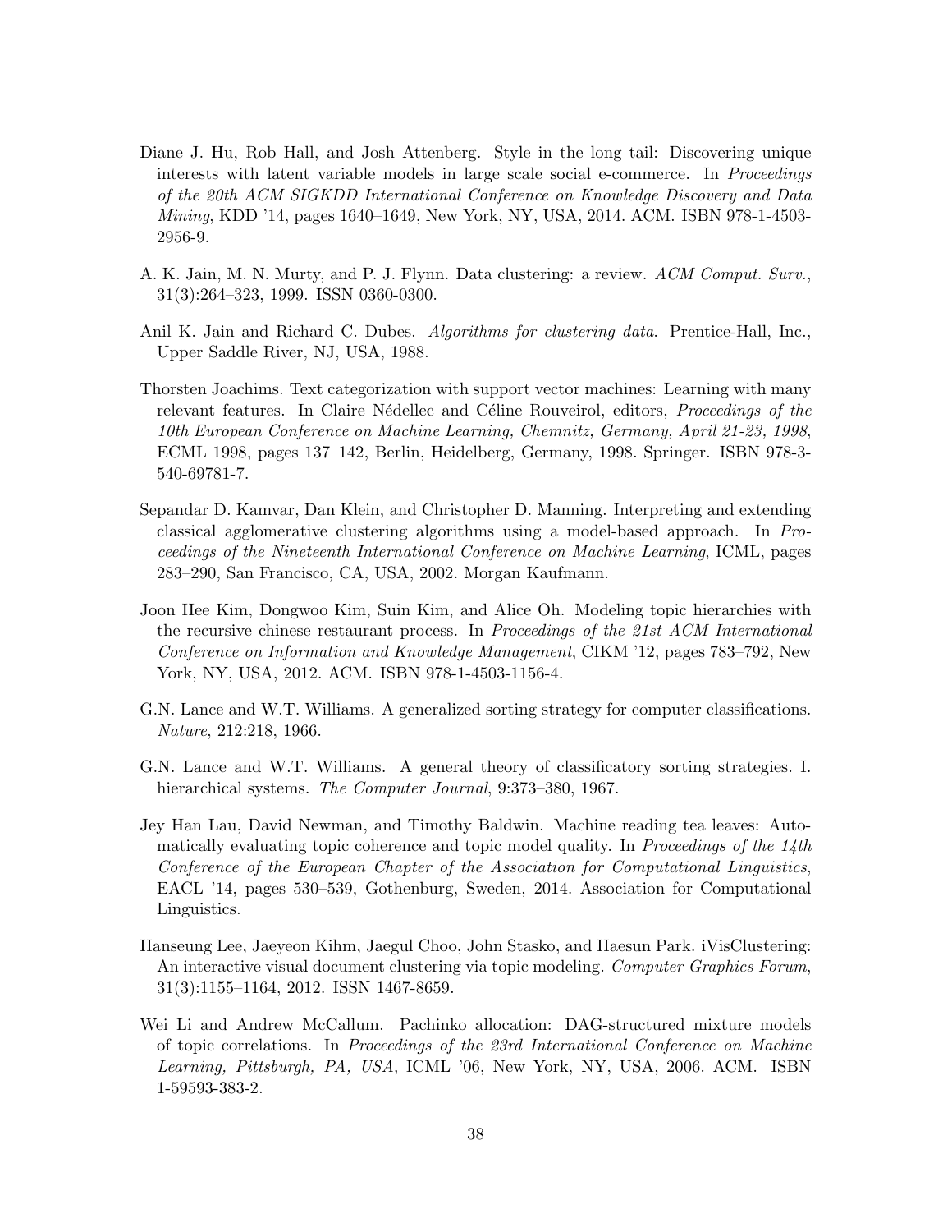Diane J. Hu, Rob Hall, and Josh Attenberg. Style in the long tail: Discovering unique interests with latent variable models in large scale social e-commerce. In *Proceedings of the 20th ACM SIGKDD International Conference on Knowledge Discovery and Data Mining*, KDD '14, pages 1640–1649, New York, NY, USA, 2014. ACM. ISBN 978-1-4503-2956-9.

A. K. Jain, M. N. Murty, and P. J. Flynn. Data clustering: a review. *ACM Comput. Surv.*, 31(3):264–323, 1999. ISSN 0360-0300.

Anil K. Jain and Richard C. Dubes. *Algorithms for clustering data*. Prentice-Hall, Inc., Upper Saddle River, NJ, USA, 1988.

Thorsten Joachims. Text categorization with support vector machines: Learning with many relevant features. In Claire Nédellec and Céline Rouveirol, editors, *Proceedings of the 10th European Conference on Machine Learning, Chemnitz, Germany, April 21-23, 1998*, ECML 1998, pages 137–142, Berlin, Heidelberg, Germany, 1998. Springer. ISBN 978-3-540-69781-7.

Sepandar D. Kamvar, Dan Klein, and Christopher D. Manning. Interpreting and extending classical agglomerative clustering algorithms using a model-based approach. In *Proceedings of the Nineteenth International Conference on Machine Learning*, ICML, pages 283–290, San Francisco, CA, USA, 2002. Morgan Kaufmann.

Joon Hee Kim, Dongwoo Kim, Suin Kim, and Alice Oh. Modeling topic hierarchies with the recursive chinese restaurant process. In *Proceedings of the 21st ACM International Conference on Information and Knowledge Management*, CIKM '12, pages 783–792, New York, NY, USA, 2012. ACM. ISBN 978-1-4503-1156-4.

G.N. Lance and W.T. Williams. A generalized sorting strategy for computer classifications. *Nature*, 212:218, 1966.

G.N. Lance and W.T. Williams. A general theory of classificatory sorting strategies. I. hierarchical systems. *The Computer Journal*, 9:373–380, 1967.

Jey Han Lau, David Newman, and Timothy Baldwin. Machine reading tea leaves: Automatically evaluating topic coherence and topic model quality. In *Proceedings of the 14th Conference of the European Chapter of the Association for Computational Linguistics*, EACL '14, pages 530–539, Gothenburg, Sweden, 2014. Association for Computational Linguistics.

Hanseung Lee, Jaeyeon Kihm, Jaegul Choo, John Stasko, and Haesun Park. iVisClustering: An interactive visual document clustering via topic modeling. *Computer Graphics Forum*, 31(3):1155–1164, 2012. ISSN 1467-8659.

Wei Li and Andrew McCallum. Pachinko allocation: DAG-structured mixture models of topic correlations. In *Proceedings of the 23rd International Conference on Machine Learning, Pittsburgh, PA, USA*, ICML '06, New York, NY, USA, 2006. ACM. ISBN 1-59593-383-2.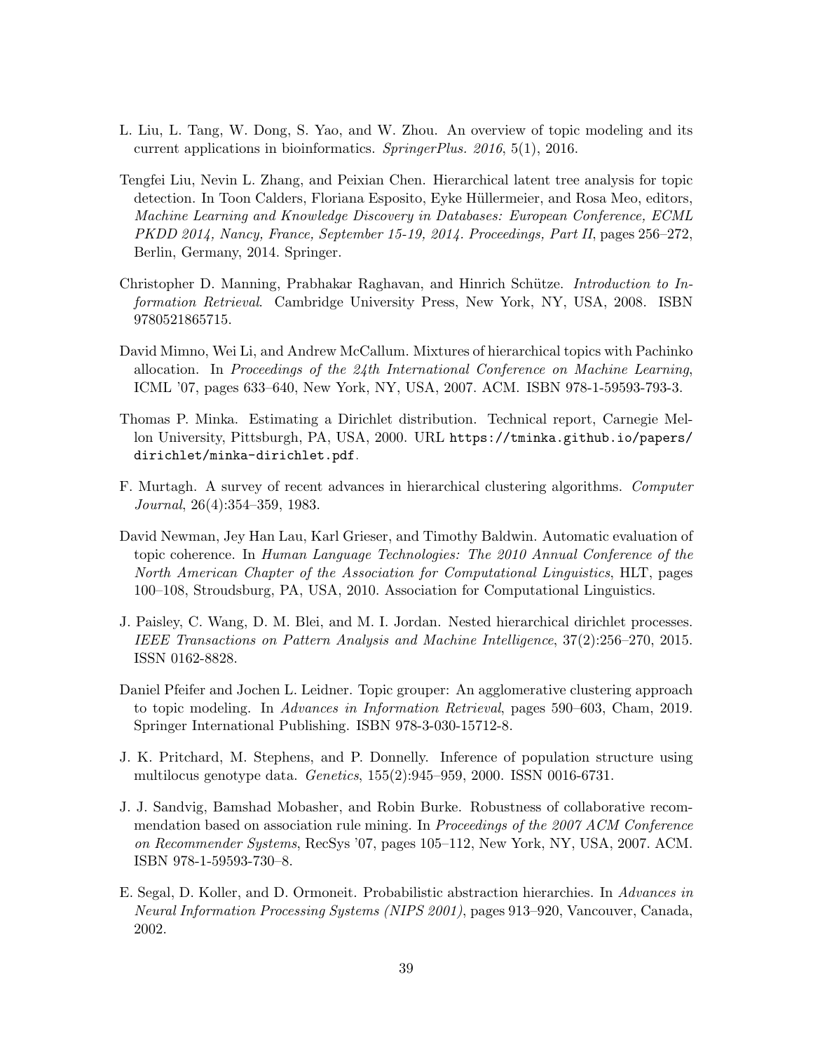L. Liu, L. Tang, W. Dong, S. Yao, and W. Zhou. An overview of topic modeling and its current applications in bioinformatics. *SpringerPlus. 2016*, 5(1), 2016.

Tengfei Liu, Nevin L. Zhang, and Peixian Chen. Hierarchical latent tree analysis for topic detection. In Toon Calders, Floriana Esposito, Eyke Hüllermeier, and Rosa Meo, editors, *Machine Learning and Knowledge Discovery in Databases: European Conference, ECML PKDD 2014, Nancy, France, September 15-19, 2014. Proceedings, Part II*, pages 256–272, Berlin, Germany, 2014. Springer.

Christopher D. Manning, Prabhakar Raghavan, and Hinrich Schütze. *Introduction to Information Retrieval*. Cambridge University Press, New York, NY, USA, 2008. ISBN 9780521865715.

David Mimno, Wei Li, and Andrew McCallum. Mixtures of hierarchical topics with Pachinko allocation. In *Proceedings of the 24th International Conference on Machine Learning*, ICML '07, pages 633–640, New York, NY, USA, 2007. ACM. ISBN 978-1-59593-793-3.

Thomas P. Minka. Estimating a Dirichlet distribution. Technical report, Carnegie Mellon University, Pittsburgh, PA, USA, 2000. URL `https://tminka.github.io/papers/dirichlet/minka-dirichlet.pdf`.

F. Murtagh. A survey of recent advances in hierarchical clustering algorithms. *Computer Journal*, 26(4):354–359, 1983.

David Newman, Jey Han Lau, Karl Grieser, and Timothy Baldwin. Automatic evaluation of topic coherence. In *Human Language Technologies: The 2010 Annual Conference of the North American Chapter of the Association for Computational Linguistics*, HLT, pages 100–108, Stroudsburg, PA, USA, 2010. Association for Computational Linguistics.

J. Paisley, C. Wang, D. M. Blei, and M. I. Jordan. Nested hierarchical dirichlet processes. *IEEE Transactions on Pattern Analysis and Machine Intelligence*, 37(2):256–270, 2015. ISSN 0162-8828.

Daniel Pfeifer and Jochen L. Leidner. Topic grouper: An agglomerative clustering approach to topic modeling. In *Advances in Information Retrieval*, pages 590–603, Cham, 2019. Springer International Publishing. ISBN 978-3-030-15712-8.

J. K. Pritchard, M. Stephens, and P. Donnelly. Inference of population structure using multilocus genotype data. *Genetics*, 155(2):945–959, 2000. ISSN 0016-6731.

J. J. Sandvig, Bamshad Mobasher, and Robin Burke. Robustness of collaborative recommendation based on association rule mining. In *Proceedings of the 2007 ACM Conference on Recommender Systems*, RecSys '07, pages 105–112, New York, NY, USA, 2007. ACM. ISBN 978-1-59593-730–8.

E. Segal, D. Koller, and D. Ormoneit. Probabilistic abstraction hierarchies. In *Advances in Neural Information Processing Systems (NIPS 2001)*, pages 913–920, Vancouver, Canada, 2002.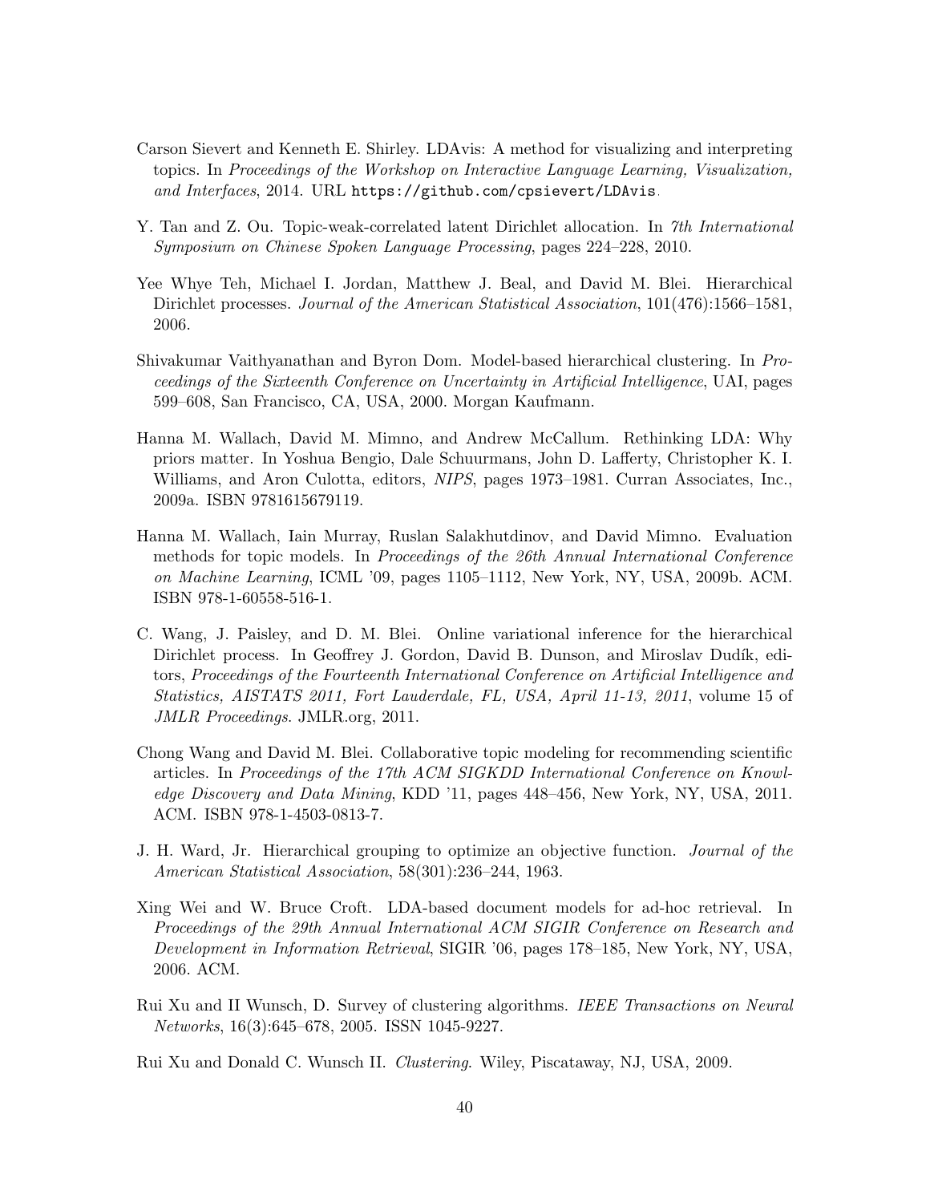Carson Sievert and Kenneth E. Shirley. LDAvis: A method for visualizing and interpreting topics. In *Proceedings of the Workshop on Interactive Language Learning, Visualization, and Interfaces*, 2014. URL https://github.com/cpsievert/LDAvis.

Y. Tan and Z. Ou. Topic-weak-correlated latent Dirichlet allocation. In *7th International Symposium on Chinese Spoken Language Processing*, pages 224–228, 2010.

Yee Whye Teh, Michael I. Jordan, Matthew J. Beal, and David M. Blei. Hierarchical Dirichlet processes. *Journal of the American Statistical Association*, 101(476):1566–1581, 2006.

Shivakumar Vaithyanathan and Byron Dom. Model-based hierarchical clustering. In *Proceedings of the Sixteenth Conference on Uncertainty in Artificial Intelligence*, UAI, pages 599–608, San Francisco, CA, USA, 2000. Morgan Kaufmann.

Hanna M. Wallach, David M. Mimno, and Andrew McCallum. Rethinking LDA: Why priors matter. In Yoshua Bengio, Dale Schuurmans, John D. Lafferty, Christopher K. I. Williams, and Aron Culotta, editors, *NIPS*, pages 1973–1981. Curran Associates, Inc., 2009a. ISBN 9781615679119.

Hanna M. Wallach, Iain Murray, Ruslan Salakhutdinov, and David Mimno. Evaluation methods for topic models. In *Proceedings of the 26th Annual International Conference on Machine Learning*, ICML '09, pages 1105–1112, New York, NY, USA, 2009b. ACM. ISBN 978-1-60558-516-1.

C. Wang, J. Paisley, and D. M. Blei. Online variational inference for the hierarchical Dirichlet process. In Geoffrey J. Gordon, David B. Dunson, and Miroslav Dudík, editors, *Proceedings of the Fourteenth International Conference on Artificial Intelligence and Statistics, AISTATS 2011, Fort Lauderdale, FL, USA, April 11-13, 2011*, volume 15 of *JMLR Proceedings*. JMLR.org, 2011.

Chong Wang and David M. Blei. Collaborative topic modeling for recommending scientific articles. In *Proceedings of the 17th ACM SIGKDD International Conference on Knowledge Discovery and Data Mining*, KDD '11, pages 448–456, New York, NY, USA, 2011. ACM. ISBN 978-1-4503-0813-7.

J. H. Ward, Jr. Hierarchical grouping to optimize an objective function. *Journal of the American Statistical Association*, 58(301):236–244, 1963.

Xing Wei and W. Bruce Croft. LDA-based document models for ad-hoc retrieval. In *Proceedings of the 29th Annual International ACM SIGIR Conference on Research and Development in Information Retrieval*, SIGIR '06, pages 178–185, New York, NY, USA, 2006. ACM.

Rui Xu and II Wunsch, D. Survey of clustering algorithms. *IEEE Transactions on Neural Networks*, 16(3):645–678, 2005. ISSN 1045-9227.

Rui Xu and Donald C. Wunsch II. *Clustering*. Wiley, Piscataway, NJ, USA, 2009.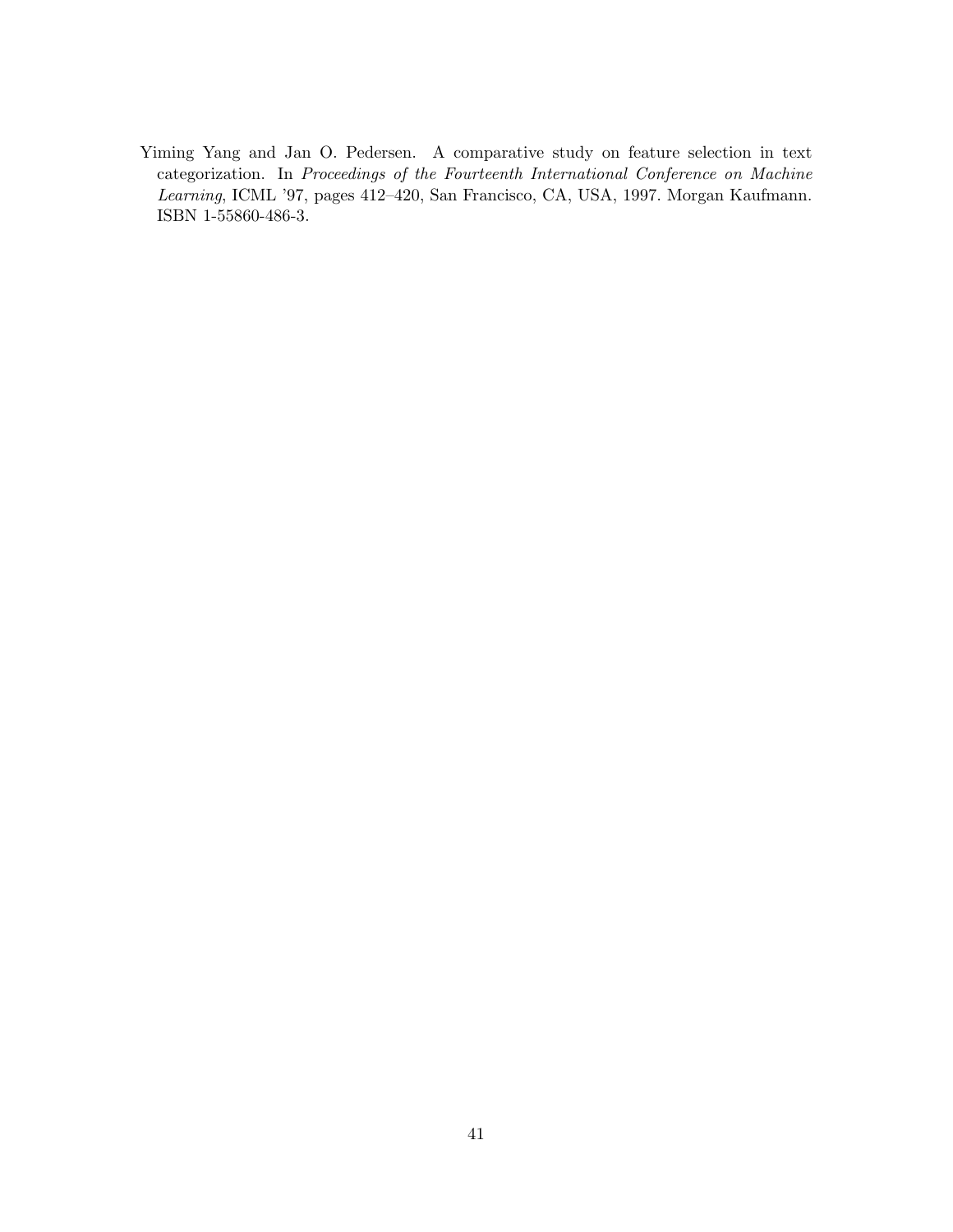Yiming Yang and Jan O. Pedersen. A comparative study on feature selection in text categorization. In *Proceedings of the Fourteenth International Conference on Machine Learning*, ICML '97, pages 412–420, San Francisco, CA, USA, 1997. Morgan Kaufmann. ISBN 1-55860-486-3.